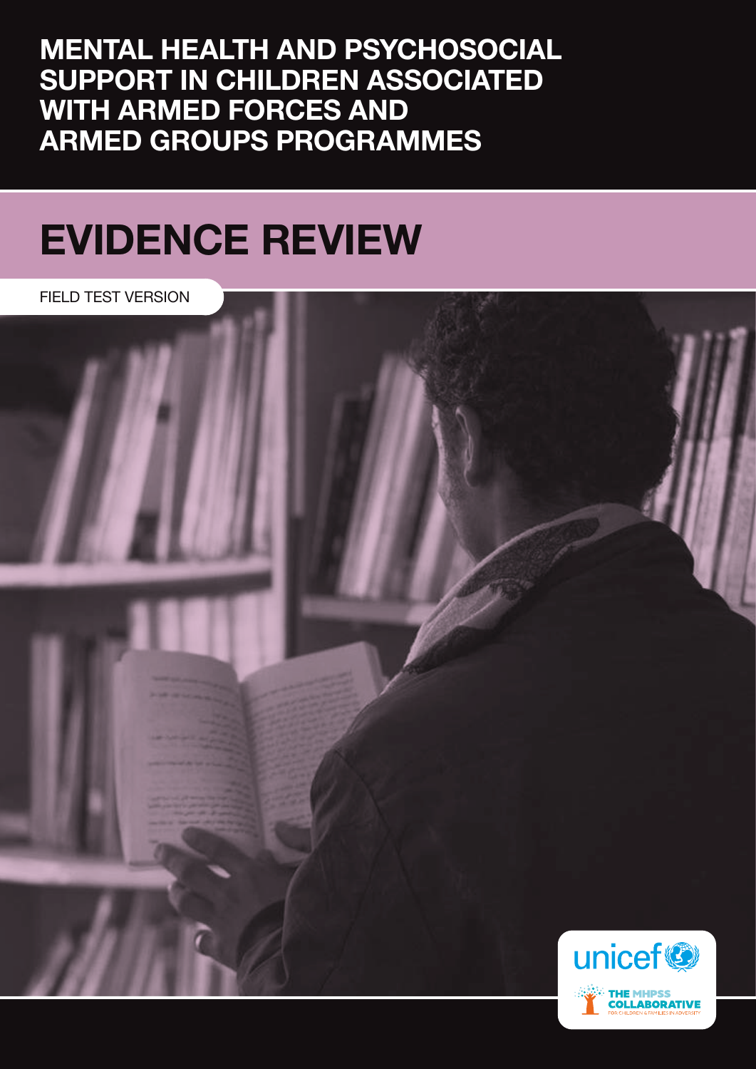# MENTAL HEALTH AND PSYCHOSOCIAL SUPPORT IN CHILDREN ASSOCIATED WITH ARMED FORCES AND ARMED GROUPS PROGRAMMES

## EVIDENCE REVIEW

FIELD TEST VERSION

unicef

THE MHPSS COLLABORATIVE FOR CHILDREN & FAMILIES IN ADVERSITY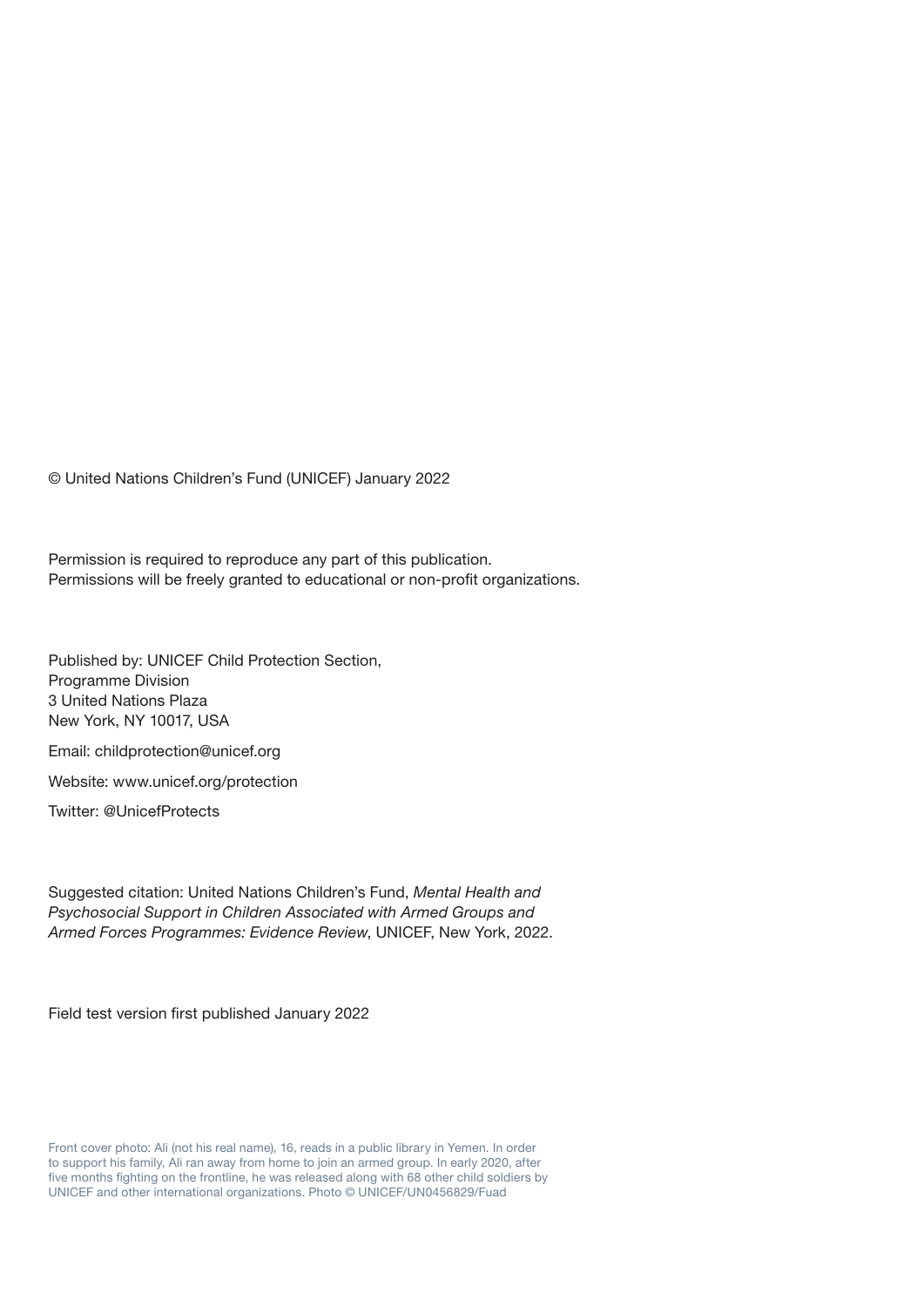© United Nations Children's Fund (UNICEF) January 2022

Permission is required to reproduce any part of this publication.
Permissions will be freely granted to educational or non-profit organizations.

Published by: UNICEF Child Protection Section,
Programme Division
3 United Nations Plaza
New York, NY 10017, USA

Email: childprotection@unicef.org

Website: www.unicef.org/protection

Twitter: @UnicefProtects

Suggested citation: United Nations Children's Fund, *Mental Health and Psychosocial Support in Children Associated with Armed Groups and Armed Forces Programmes: Evidence Review*, UNICEF, New York, 2022.

Field test version first published January 2022

Front cover photo: Ali (not his real name), 16, reads in a public library in Yemen. In order to support his family, Ali ran away from home to join an armed group. In early 2020, after five months fighting on the frontline, he was released along with 68 other child soldiers by UNICEF and other international organizations. Photo © UNICEF/UN0456829/Fuad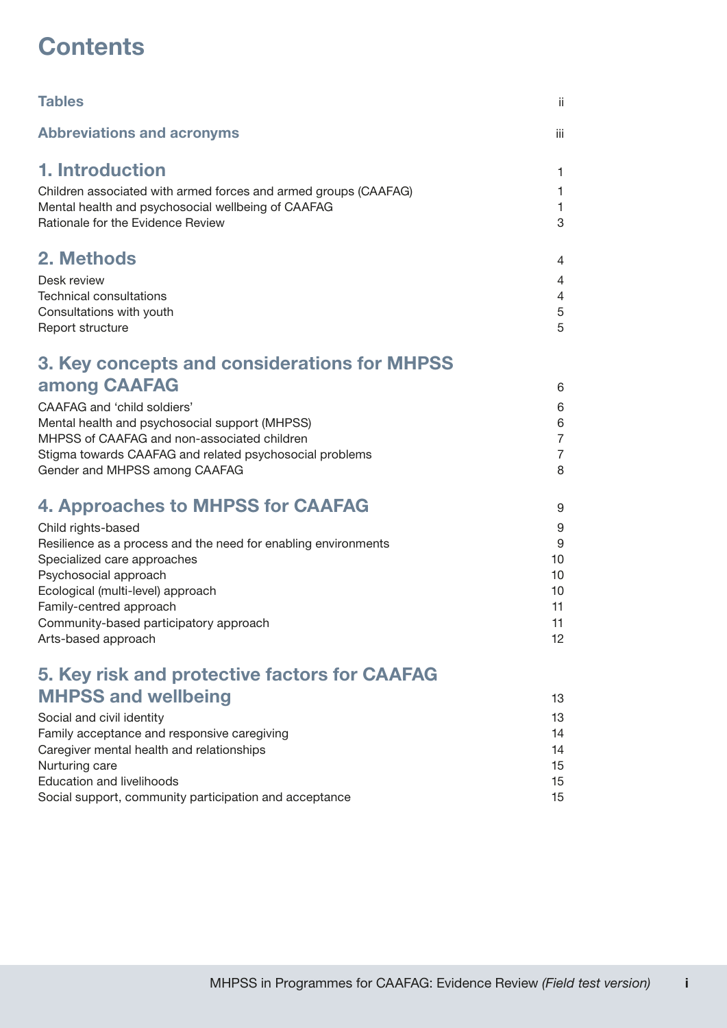# Contents

| | |
|---|---|
| **Tables** | ii |
| **Abbreviations and acronyms** | iii |
| **1. Introduction** | 1 |
| Children associated with armed forces and armed groups (CAAFAG) | 1 |
| Mental health and psychosocial wellbeing of CAAFAG | 1 |
| Rationale for the Evidence Review | 3 |
| **2. Methods** | 4 |
| Desk review | 4 |
| Technical consultations | 4 |
| Consultations with youth | 5 |
| Report structure | 5 |
| **3. Key concepts and considerations for MHPSS among CAAFAG** | 6 |
| CAAFAG and 'child soldiers' | 6 |
| Mental health and psychosocial support (MHPSS) | 6 |
| MHPSS of CAAFAG and non-associated children | 7 |
| Stigma towards CAAFAG and related psychosocial problems | 7 |
| Gender and MHPSS among CAAFAG | 8 |
| **4. Approaches to MHPSS for CAAFAG** | 9 |
| Child rights-based | 9 |
| Resilience as a process and the need for enabling environments | 9 |
| Specialized care approaches | 10 |
| Psychosocial approach | 10 |
| Ecological (multi-level) approach | 10 |
| Family-centred approach | 11 |
| Community-based participatory approach | 11 |
| Arts-based approach | 12 |
| **5. Key risk and protective factors for CAAFAG MHPSS and wellbeing** | 13 |
| Social and civil identity | 13 |
| Family acceptance and responsive caregiving | 14 |
| Caregiver mental health and relationships | 14 |
| Nurturing care | 15 |
| Education and livelihoods | 15 |
| Social support, community participation and acceptance | 15 |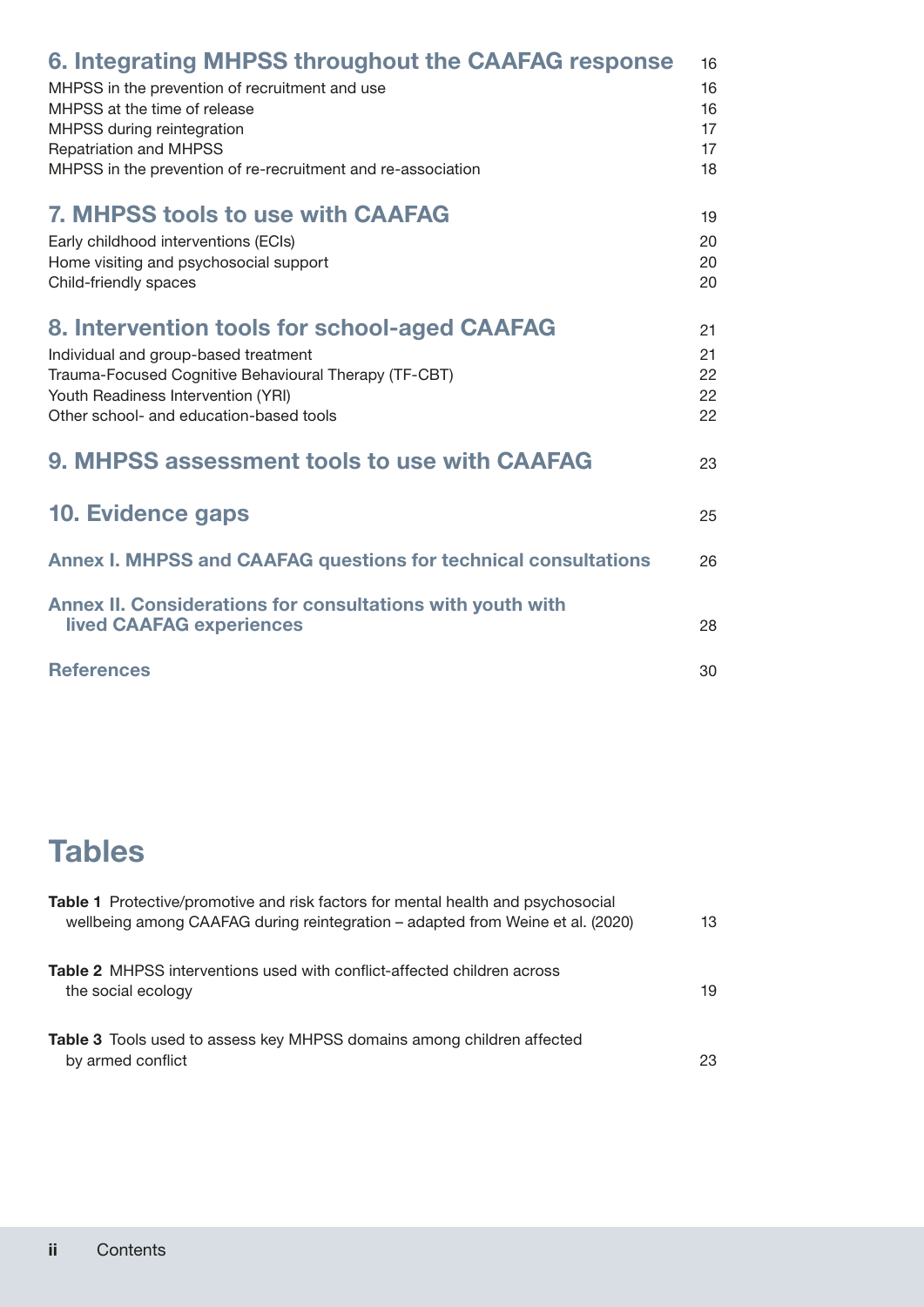| | |
|---|---|
| **6. Integrating MHPSS throughout the CAAFAG response** | 16 |
| MHPSS in the prevention of recruitment and use | 16 |
| MHPSS at the time of release | 16 |
| MHPSS during reintegration | 17 |
| Repatriation and MHPSS | 17 |
| MHPSS in the prevention of re-recruitment and re-association | 18 |
| **7. MHPSS tools to use with CAAFAG** | 19 |
| Early childhood interventions (ECIs) | 20 |
| Home visiting and psychosocial support | 20 |
| Child-friendly spaces | 20 |
| **8. Intervention tools for school-aged CAAFAG** | 21 |
| Individual and group-based treatment | 21 |
| Trauma-Focused Cognitive Behavioural Therapy (TF-CBT) | 22 |
| Youth Readiness Intervention (YRI) | 22 |
| Other school- and education-based tools | 22 |
| **9. MHPSS assessment tools to use with CAAFAG** | 23 |
| **10. Evidence gaps** | 25 |
| **Annex I. MHPSS and CAAFAG questions for technical consultations** | 26 |
| **Annex II. Considerations for consultations with youth with lived CAAFAG experiences** | 28 |
| **References** | 30 |

# Tables

| | |
|---|---|
| **Table 1** Protective/promotive and risk factors for mental health and psychosocial wellbeing among CAAFAG during reintegration – adapted from Weine et al. (2020) | 13 |
| **Table 2** MHPSS interventions used with conflict-affected children across the social ecology | 19 |
| **Table 3** Tools used to assess key MHPSS domains among children affected by armed conflict | 23 |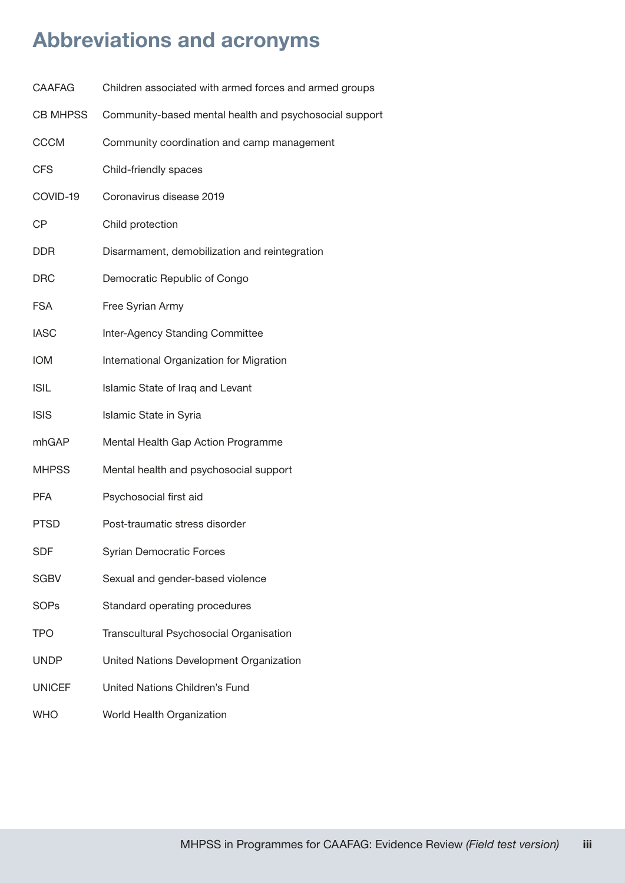# Abbreviations and acronyms

| | |
|---|---|
| CAAFAG | Children associated with armed forces and armed groups |
| CB MHPSS | Community-based mental health and psychosocial support |
| CCCM | Community coordination and camp management |
| CFS | Child-friendly spaces |
| COVID-19 | Coronavirus disease 2019 |
| CP | Child protection |
| DDR | Disarmament, demobilization and reintegration |
| DRC | Democratic Republic of Congo |
| FSA | Free Syrian Army |
| IASC | Inter-Agency Standing Committee |
| IOM | International Organization for Migration |
| ISIL | Islamic State of Iraq and Levant |
| ISIS | Islamic State in Syria |
| mhGAP | Mental Health Gap Action Programme |
| MHPSS | Mental health and psychosocial support |
| PFA | Psychosocial first aid |
| PTSD | Post-traumatic stress disorder |
| SDF | Syrian Democratic Forces |
| SGBV | Sexual and gender-based violence |
| SOPs | Standard operating procedures |
| TPO | Transcultural Psychosocial Organisation |
| UNDP | United Nations Development Organization |
| UNICEF | United Nations Children's Fund |
| WHO | World Health Organization |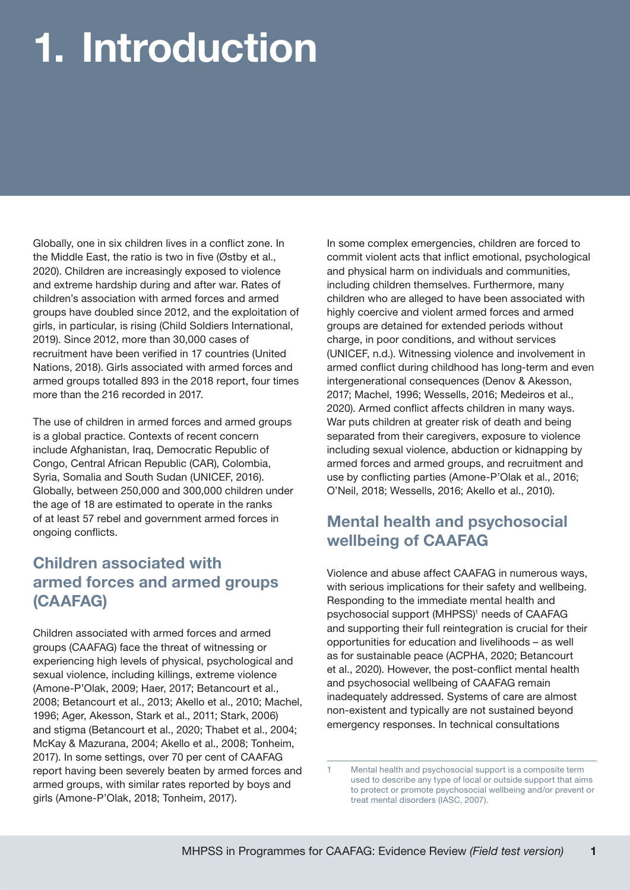# 1. Introduction

Globally, one in six children lives in a conflict zone. In the Middle East, the ratio is two in five (Østby et al., 2020). Children are increasingly exposed to violence and extreme hardship during and after war. Rates of children's association with armed forces and armed groups have doubled since 2012, and the exploitation of girls, in particular, is rising (Child Soldiers International, 2019). Since 2012, more than 30,000 cases of recruitment have been verified in 17 countries (United Nations, 2018). Girls associated with armed forces and armed groups totalled 893 in the 2018 report, four times more than the 216 recorded in 2017.

The use of children in armed forces and armed groups is a global practice. Contexts of recent concern include Afghanistan, Iraq, Democratic Republic of Congo, Central African Republic (CAR), Colombia, Syria, Somalia and South Sudan (UNICEF, 2016). Globally, between 250,000 and 300,000 children under the age of 18 are estimated to operate in the ranks of at least 57 rebel and government armed forces in ongoing conflicts.

## Children associated with armed forces and armed groups (CAAFAG)

Children associated with armed forces and armed groups (CAAFAG) face the threat of witnessing or experiencing high levels of physical, psychological and sexual violence, including killings, extreme violence (Amone-P'Olak, 2009; Haer, 2017; Betancourt et al., 2008; Betancourt et al., 2013; Akello et al., 2010; Machel, 1996; Ager, Akesson, Stark et al., 2011; Stark, 2006) and stigma (Betancourt et al., 2020; Thabet et al., 2004; McKay & Mazurana, 2004; Akello et al., 2008; Tonheim, 2017). In some settings, over 70 per cent of CAAFAG report having been severely beaten by armed forces and armed groups, with similar rates reported by boys and girls (Amone-P'Olak, 2018; Tonheim, 2017).

In some complex emergencies, children are forced to commit violent acts that inflict emotional, psychological and physical harm on individuals and communities, including children themselves. Furthermore, many children who are alleged to have been associated with highly coercive and violent armed forces and armed groups are detained for extended periods without charge, in poor conditions, and without services (UNICEF, n.d.). Witnessing violence and involvement in armed conflict during childhood has long-term and even intergenerational consequences (Denov & Akesson, 2017; Machel, 1996; Wessells, 2016; Medeiros et al., 2020). Armed conflict affects children in many ways. War puts children at greater risk of death and being separated from their caregivers, exposure to violence including sexual violence, abduction or kidnapping by armed forces and armed groups, and recruitment and use by conflicting parties (Amone-P'Olak et al., 2016; O'Neil, 2018; Wessells, 2016; Akello et al., 2010).

## Mental health and psychosocial wellbeing of CAAFAG

Violence and abuse affect CAAFAG in numerous ways, with serious implications for their safety and wellbeing. Responding to the immediate mental health and psychosocial support (MHPSS)[1] needs of CAAFAG and supporting their full reintegration is crucial for their opportunities for education and livelihoods – as well as for sustainable peace (ACPHA, 2020; Betancourt et al., 2020). However, the post-conflict mental health and psychosocial wellbeing of CAAFAG remain inadequately addressed. Systems of care are almost non-existent and typically are not sustained beyond emergency responses. In technical consultations

[1] Mental health and psychosocial support is a composite term used to describe any type of local or outside support that aims to protect or promote psychosocial wellbeing and/or prevent or treat mental disorders (IASC, 2007).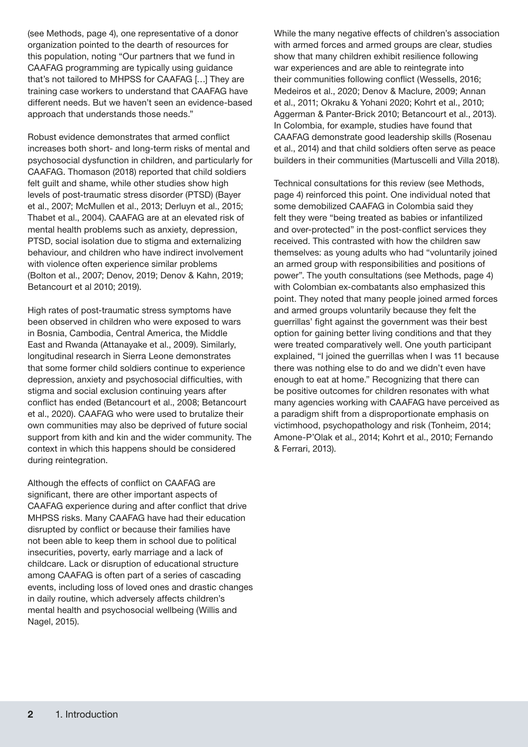(see Methods, page 4), one representative of a donor organization pointed to the dearth of resources for this population, noting "Our partners that we fund in CAAFAG programming are typically using guidance that's not tailored to MHPSS for CAAFAG […] They are training case workers to understand that CAAFAG have different needs. But we haven't seen an evidence-based approach that understands those needs."

Robust evidence demonstrates that armed conflict increases both short- and long-term risks of mental and psychosocial dysfunction in children, and particularly for CAAFAG. Thomason (2018) reported that child soldiers felt guilt and shame, while other studies show high levels of post-traumatic stress disorder (PTSD) (Bayer et al., 2007; McMullen et al., 2013; Derluyn et al., 2015; Thabet et al., 2004). CAAFAG are at an elevated risk of mental health problems such as anxiety, depression, PTSD, social isolation due to stigma and externalizing behaviour, and children who have indirect involvement with violence often experience similar problems (Bolton et al., 2007; Denov, 2019; Denov & Kahn, 2019; Betancourt et al 2010; 2019).

High rates of post-traumatic stress symptoms have been observed in children who were exposed to wars in Bosnia, Cambodia, Central America, the Middle East and Rwanda (Attanayake et al., 2009). Similarly, longitudinal research in Sierra Leone demonstrates that some former child soldiers continue to experience depression, anxiety and psychosocial difficulties, with stigma and social exclusion continuing years after conflict has ended (Betancourt et al., 2008; Betancourt et al., 2020). CAAFAG who were used to brutalize their own communities may also be deprived of future social support from kith and kin and the wider community. The context in which this happens should be considered during reintegration.

Although the effects of conflict on CAAFAG are significant, there are other important aspects of CAAFAG experience during and after conflict that drive MHPSS risks. Many CAAFAG have had their education disrupted by conflict or because their families have not been able to keep them in school due to political insecurities, poverty, early marriage and a lack of childcare. Lack or disruption of educational structure among CAAFAG is often part of a series of cascading events, including loss of loved ones and drastic changes in daily routine, which adversely affects children's mental health and psychosocial wellbeing (Willis and Nagel, 2015).

While the many negative effects of children's association with armed forces and armed groups are clear, studies show that many children exhibit resilience following war experiences and are able to reintegrate into their communities following conflict (Wessells, 2016; Medeiros et al., 2020; Denov & Maclure, 2009; Annan et al., 2011; Okraku & Yohani 2020; Kohrt et al., 2010; Aggerman & Panter-Brick 2010; Betancourt et al., 2013). In Colombia, for example, studies have found that CAAFAG demonstrate good leadership skills (Rosenau et al., 2014) and that child soldiers often serve as peace builders in their communities (Martuscelli and Villa 2018).

Technical consultations for this review (see Methods, page 4) reinforced this point. One individual noted that some demobilized CAAFAG in Colombia said they felt they were "being treated as babies or infantilized and over-protected" in the post-conflict services they received. This contrasted with how the children saw themselves: as young adults who had "voluntarily joined an armed group with responsibilities and positions of power". The youth consultations (see Methods, page 4) with Colombian ex-combatants also emphasized this point. They noted that many people joined armed forces and armed groups voluntarily because they felt the guerrillas' fight against the government was their best option for gaining better living conditions and that they were treated comparatively well. One youth participant explained, "I joined the guerrillas when I was 11 because there was nothing else to do and we didn't even have enough to eat at home." Recognizing that there can be positive outcomes for children resonates with what many agencies working with CAAFAG have perceived as a paradigm shift from a disproportionate emphasis on victimhood, psychopathology and risk (Tonheim, 2014; Amone-P'Olak et al., 2014; Kohrt et al., 2010; Fernando & Ferrari, 2013).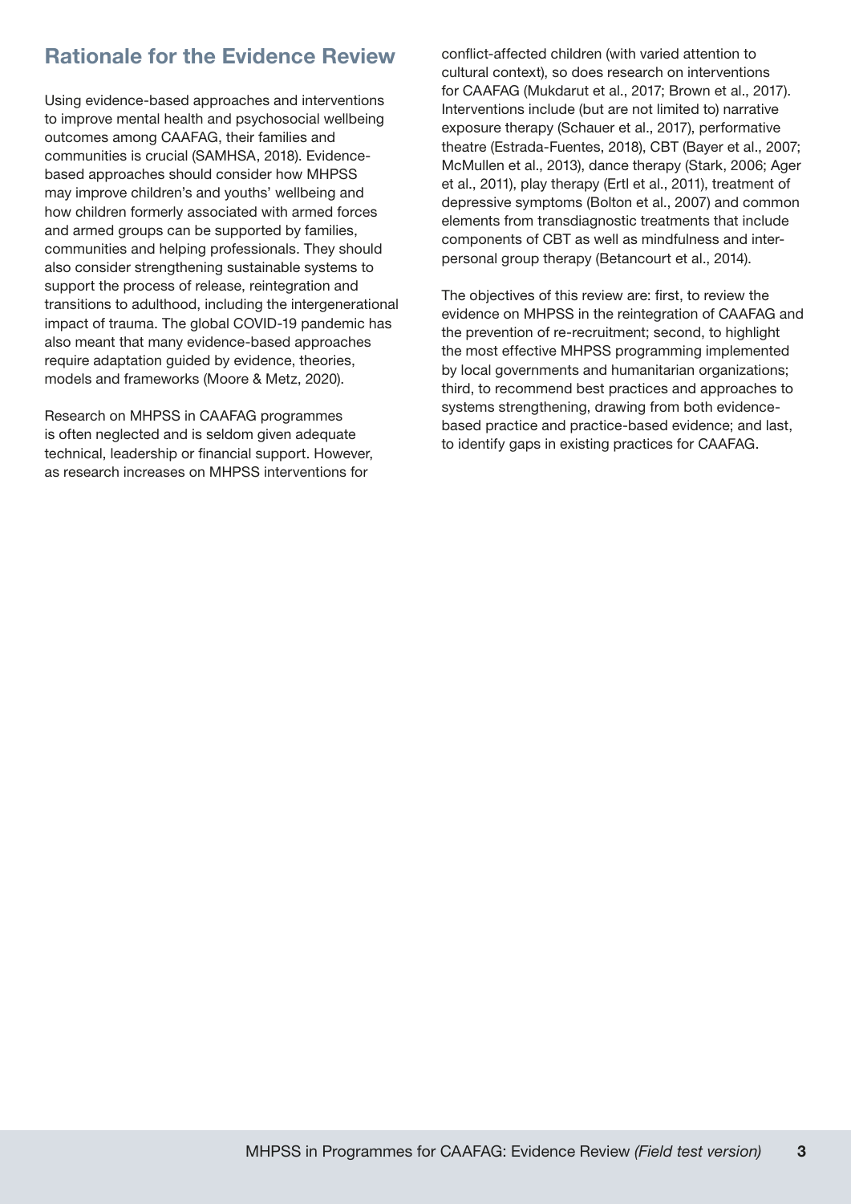## Rationale for the Evidence Review

Using evidence-based approaches and interventions to improve mental health and psychosocial wellbeing outcomes among CAAFAG, their families and communities is crucial (SAMHSA, 2018). Evidence-based approaches should consider how MHPSS may improve children's and youths' wellbeing and how children formerly associated with armed forces and armed groups can be supported by families, communities and helping professionals. They should also consider strengthening sustainable systems to support the process of release, reintegration and transitions to adulthood, including the intergenerational impact of trauma. The global COVID-19 pandemic has also meant that many evidence-based approaches require adaptation guided by evidence, theories, models and frameworks (Moore & Metz, 2020).

Research on MHPSS in CAAFAG programmes is often neglected and is seldom given adequate technical, leadership or financial support. However, as research increases on MHPSS interventions for conflict-affected children (with varied attention to cultural context), so does research on interventions for CAAFAG (Mukdarut et al., 2017; Brown et al., 2017). Interventions include (but are not limited to) narrative exposure therapy (Schauer et al., 2017), performative theatre (Estrada-Fuentes, 2018), CBT (Bayer et al., 2007; McMullen et al., 2013), dance therapy (Stark, 2006; Ager et al., 2011), play therapy (Ertl et al., 2011), treatment of depressive symptoms (Bolton et al., 2007) and common elements from transdiagnostic treatments that include components of CBT as well as mindfulness and interpersonal group therapy (Betancourt et al., 2014).

The objectives of this review are: first, to review the evidence on MHPSS in the reintegration of CAAFAG and the prevention of re-recruitment; second, to highlight the most effective MHPSS programming implemented by local governments and humanitarian organizations; third, to recommend best practices and approaches to systems strengthening, drawing from both evidence-based practice and practice-based evidence; and last, to identify gaps in existing practices for CAAFAG.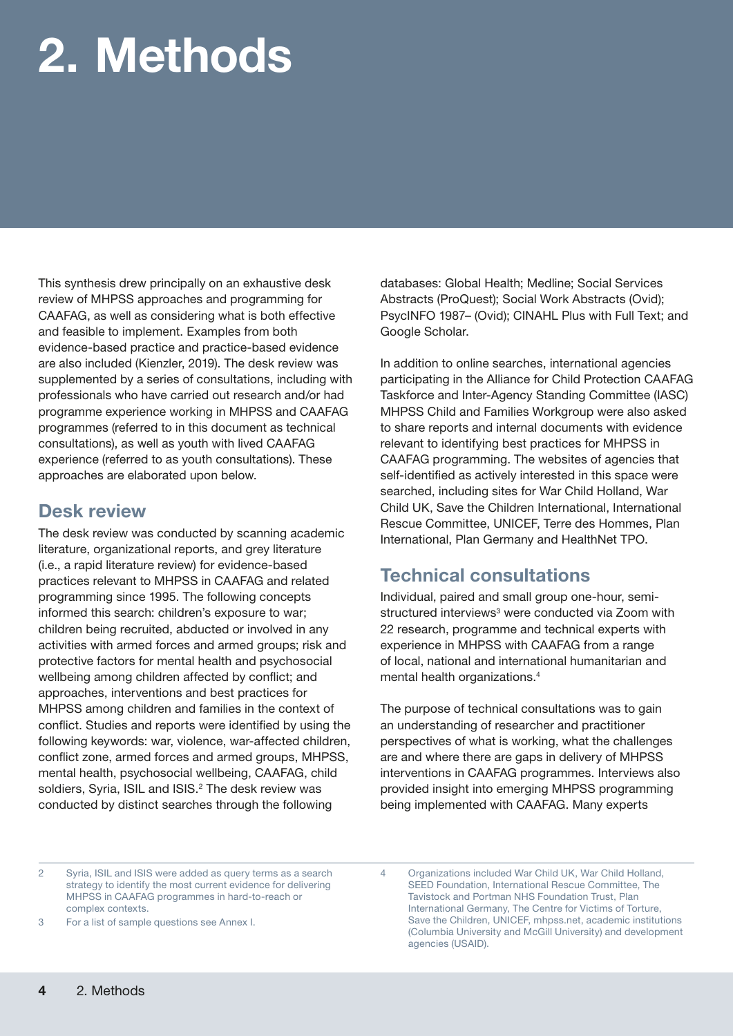# 2. Methods

This synthesis drew principally on an exhaustive desk review of MHPSS approaches and programming for CAAFAG, as well as considering what is both effective and feasible to implement. Examples from both evidence-based practice and practice-based evidence are also included (Kienzler, 2019). The desk review was supplemented by a series of consultations, including with professionals who have carried out research and/or had programme experience working in MHPSS and CAAFAG programmes (referred to in this document as technical consultations), as well as youth with lived CAAFAG experience (referred to as youth consultations). These approaches are elaborated upon below.

## Desk review

The desk review was conducted by scanning academic literature, organizational reports, and grey literature (i.e., a rapid literature review) for evidence-based practices relevant to MHPSS in CAAFAG and related programming since 1995. The following concepts informed this search: children's exposure to war; children being recruited, abducted or involved in any activities with armed forces and armed groups; risk and protective factors for mental health and psychosocial wellbeing among children affected by conflict; and approaches, interventions and best practices for MHPSS among children and families in the context of conflict. Studies and reports were identified by using the following keywords: war, violence, war-affected children, conflict zone, armed forces and armed groups, MHPSS, mental health, psychosocial wellbeing, CAAFAG, child soldiers, Syria, ISIL and ISIS.[2] The desk review was conducted by distinct searches through the following databases: Global Health; Medline; Social Services Abstracts (ProQuest); Social Work Abstracts (Ovid); PsycINFO 1987– (Ovid); CINAHL Plus with Full Text; and Google Scholar.

In addition to online searches, international agencies participating in the Alliance for Child Protection CAAFAG Taskforce and Inter-Agency Standing Committee (IASC) MHPSS Child and Families Workgroup were also asked to share reports and internal documents with evidence relevant to identifying best practices for MHPSS in CAAFAG programming. The websites of agencies that self-identified as actively interested in this space were searched, including sites for War Child Holland, War Child UK, Save the Children International, International Rescue Committee, UNICEF, Terre des Hommes, Plan International, Plan Germany and HealthNet TPO.

## Technical consultations

Individual, paired and small group one-hour, semi-structured interviews[3] were conducted via Zoom with 22 research, programme and technical experts with experience in MHPSS with CAAFAG from a range of local, national and international humanitarian and mental health organizations.[4]

The purpose of technical consultations was to gain an understanding of researcher and practitioner perspectives of what is working, what the challenges are and where there are gaps in delivery of MHPSS interventions in CAAFAG programmes. Interviews also provided insight into emerging MHPSS programming being implemented with CAAFAG. Many experts

---

2 Syria, ISIL and ISIS were added as query terms as a search strategy to identify the most current evidence for delivering MHPSS in CAAFAG programmes in hard-to-reach or complex contexts.

3 For a list of sample questions see Annex I.

4 Organizations included War Child UK, War Child Holland, SEED Foundation, International Rescue Committee, The Tavistock and Portman NHS Foundation Trust, Plan International Germany, The Centre for Victims of Torture, Save the Children, UNICEF, mhpss.net, academic institutions (Columbia University and McGill University) and development agencies (USAID).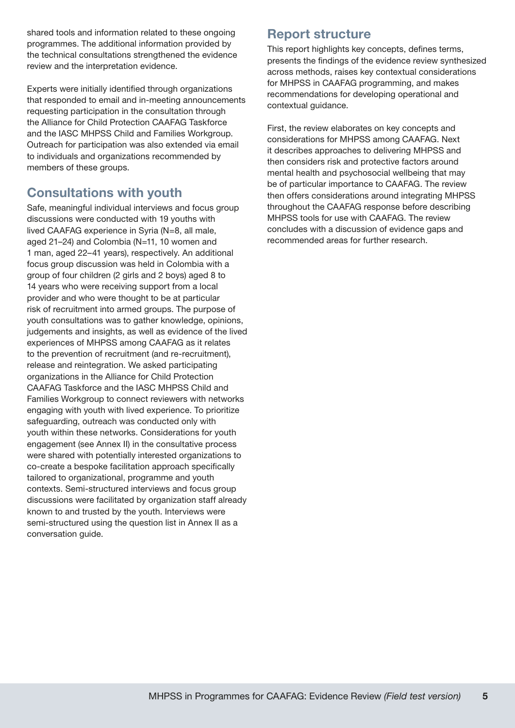shared tools and information related to these ongoing programmes. The additional information provided by the technical consultations strengthened the evidence review and the interpretation evidence.

Experts were initially identified through organizations that responded to email and in-meeting announcements requesting participation in the consultation through the Alliance for Child Protection CAAFAG Taskforce and the IASC MHPSS Child and Families Workgroup. Outreach for participation was also extended via email to individuals and organizations recommended by members of these groups.

## Consultations with youth

Safe, meaningful individual interviews and focus group discussions were conducted with 19 youths with lived CAAFAG experience in Syria (N=8, all male, aged 21–24) and Colombia (N=11, 10 women and 1 man, aged 22–41 years), respectively. An additional focus group discussion was held in Colombia with a group of four children (2 girls and 2 boys) aged 8 to 14 years who were receiving support from a local provider and who were thought to be at particular risk of recruitment into armed groups. The purpose of youth consultations was to gather knowledge, opinions, judgements and insights, as well as evidence of the lived experiences of MHPSS among CAAFAG as it relates to the prevention of recruitment (and re-recruitment), release and reintegration. We asked participating organizations in the Alliance for Child Protection CAAFAG Taskforce and the IASC MHPSS Child and Families Workgroup to connect reviewers with networks engaging with youth with lived experience. To prioritize safeguarding, outreach was conducted only with youth within these networks. Considerations for youth engagement (see Annex II) in the consultative process were shared with potentially interested organizations to co-create a bespoke facilitation approach specifically tailored to organizational, programme and youth contexts. Semi-structured interviews and focus group discussions were facilitated by organization staff already known to and trusted by the youth. Interviews were semi-structured using the question list in Annex II as a conversation guide.

## Report structure

This report highlights key concepts, defines terms, presents the findings of the evidence review synthesized across methods, raises key contextual considerations for MHPSS in CAAFAG programming, and makes recommendations for developing operational and contextual guidance.

First, the review elaborates on key concepts and considerations for MHPSS among CAAFAG. Next it describes approaches to delivering MHPSS and then considers risk and protective factors around mental health and psychosocial wellbeing that may be of particular importance to CAAFAG. The review then offers considerations around integrating MHPSS throughout the CAAFAG response before describing MHPSS tools for use with CAAFAG. The review concludes with a discussion of evidence gaps and recommended areas for further research.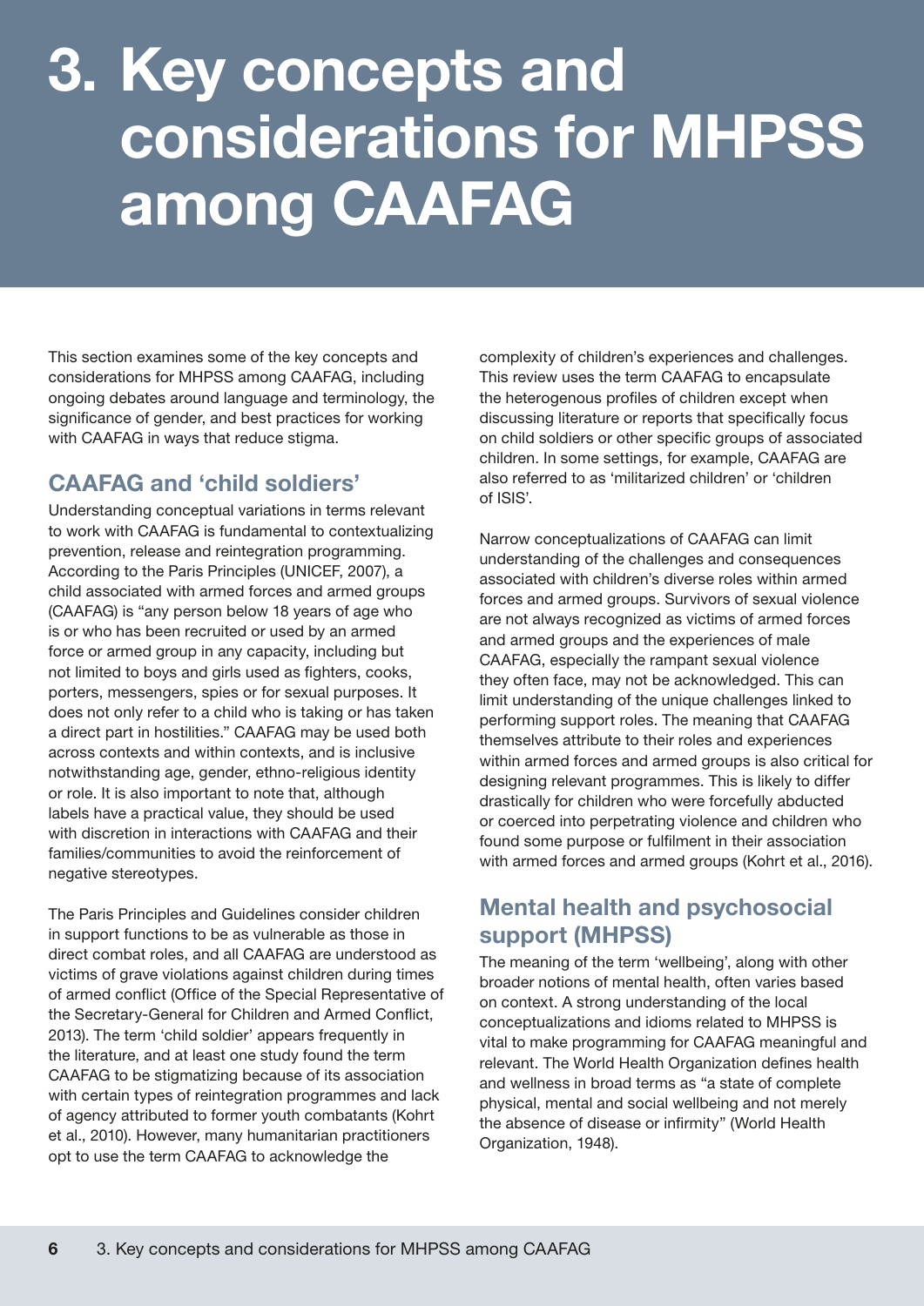# 3. Key concepts and considerations for MHPSS among CAAFAG

This section examines some of the key concepts and considerations for MHPSS among CAAFAG, including ongoing debates around language and terminology, the significance of gender, and best practices for working with CAAFAG in ways that reduce stigma.

## CAAFAG and 'child soldiers'

Understanding conceptual variations in terms relevant to work with CAAFAG is fundamental to contextualizing prevention, release and reintegration programming. According to the Paris Principles (UNICEF, 2007), a child associated with armed forces and armed groups (CAAFAG) is "any person below 18 years of age who is or who has been recruited or used by an armed force or armed group in any capacity, including but not limited to boys and girls used as fighters, cooks, porters, messengers, spies or for sexual purposes. It does not only refer to a child who is taking or has taken a direct part in hostilities." CAAFAG may be used both across contexts and within contexts, and is inclusive notwithstanding age, gender, ethno-religious identity or role. It is also important to note that, although labels have a practical value, they should be used with discretion in interactions with CAAFAG and their families/communities to avoid the reinforcement of negative stereotypes.

The Paris Principles and Guidelines consider children in support functions to be as vulnerable as those in direct combat roles, and all CAAFAG are understood as victims of grave violations against children during times of armed conflict (Office of the Special Representative of the Secretary-General for Children and Armed Conflict, 2013). The term 'child soldier' appears frequently in the literature, and at least one study found the term CAAFAG to be stigmatizing because of its association with certain types of reintegration programmes and lack of agency attributed to former youth combatants (Kohrt et al., 2010). However, many humanitarian practitioners opt to use the term CAAFAG to acknowledge the complexity of children's experiences and challenges. This review uses the term CAAFAG to encapsulate the heterogenous profiles of children except when discussing literature or reports that specifically focus on child soldiers or other specific groups of associated children. In some settings, for example, CAAFAG are also referred to as 'militarized children' or 'children of ISIS'.

Narrow conceptualizations of CAAFAG can limit understanding of the challenges and consequences associated with children's diverse roles within armed forces and armed groups. Survivors of sexual violence are not always recognized as victims of armed forces and armed groups and the experiences of male CAAFAG, especially the rampant sexual violence they often face, may not be acknowledged. This can limit understanding of the unique challenges linked to performing support roles. The meaning that CAAFAG themselves attribute to their roles and experiences within armed forces and armed groups is also critical for designing relevant programmes. This is likely to differ drastically for children who were forcefully abducted or coerced into perpetrating violence and children who found some purpose or fulfilment in their association with armed forces and armed groups (Kohrt et al., 2016).

## Mental health and psychosocial support (MHPSS)

The meaning of the term 'wellbeing', along with other broader notions of mental health, often varies based on context. A strong understanding of the local conceptualizations and idioms related to MHPSS is vital to make programming for CAAFAG meaningful and relevant. The World Health Organization defines health and wellness in broad terms as "a state of complete physical, mental and social wellbeing and not merely the absence of disease or infirmity" (World Health Organization, 1948).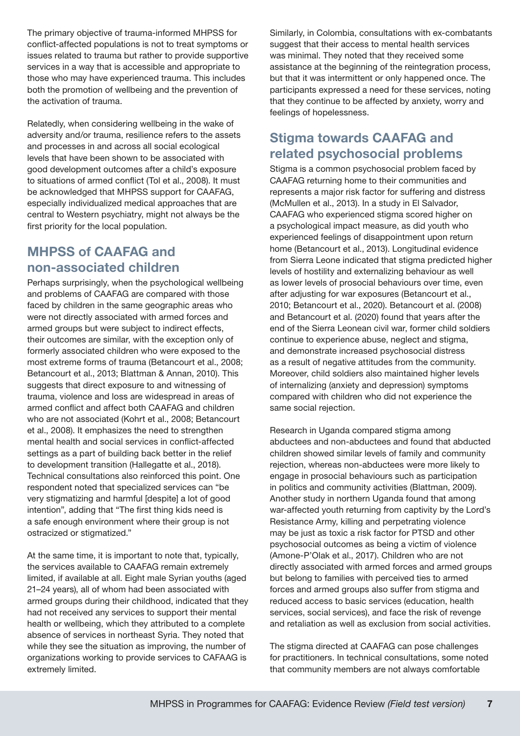The primary objective of trauma-informed MHPSS for conflict-affected populations is not to treat symptoms or issues related to trauma but rather to provide supportive services in a way that is accessible and appropriate to those who may have experienced trauma. This includes both the promotion of wellbeing and the prevention of the activation of trauma.

Relatedly, when considering wellbeing in the wake of adversity and/or trauma, resilience refers to the assets and processes in and across all social ecological levels that have been shown to be associated with good development outcomes after a child's exposure to situations of armed conflict (Tol et al., 2008). It must be acknowledged that MHPSS support for CAAFAG, especially individualized medical approaches that are central to Western psychiatry, might not always be the first priority for the local population.

## MHPSS of CAAFAG and non-associated children

Perhaps surprisingly, when the psychological wellbeing and problems of CAAFAG are compared with those faced by children in the same geographic areas who were not directly associated with armed forces and armed groups but were subject to indirect effects, their outcomes are similar, with the exception only of formerly associated children who were exposed to the most extreme forms of trauma (Betancourt et al., 2008; Betancourt et al., 2013; Blattman & Annan, 2010). This suggests that direct exposure to and witnessing of trauma, violence and loss are widespread in areas of armed conflict and affect both CAAFAG and children who are not associated (Kohrt et al., 2008; Betancourt et al., 2008). It emphasizes the need to strengthen mental health and social services in conflict-affected settings as a part of building back better in the relief to development transition (Hallegatte et al., 2018). Technical consultations also reinforced this point. One respondent noted that specialized services can "be very stigmatizing and harmful [despite] a lot of good intention", adding that "The first thing kids need is a safe enough environment where their group is not ostracized or stigmatized."

At the same time, it is important to note that, typically, the services available to CAAFAG remain extremely limited, if available at all. Eight male Syrian youths (aged 21–24 years), all of whom had been associated with armed groups during their childhood, indicated that they had not received any services to support their mental health or wellbeing, which they attributed to a complete absence of services in northeast Syria. They noted that while they see the situation as improving, the number of organizations working to provide services to CAFAAG is extremely limited.

Similarly, in Colombia, consultations with ex-combatants suggest that their access to mental health services was minimal. They noted that they received some assistance at the beginning of the reintegration process, but that it was intermittent or only happened once. The participants expressed a need for these services, noting that they continue to be affected by anxiety, worry and feelings of hopelessness.

## Stigma towards CAAFAG and related psychosocial problems

Stigma is a common psychosocial problem faced by CAAFAG returning home to their communities and represents a major risk factor for suffering and distress (McMullen et al., 2013). In a study in El Salvador, CAAFAG who experienced stigma scored higher on a psychological impact measure, as did youth who experienced feelings of disappointment upon return home (Betancourt et al., 2013). Longitudinal evidence from Sierra Leone indicated that stigma predicted higher levels of hostility and externalizing behaviour as well as lower levels of prosocial behaviours over time, even after adjusting for war exposures (Betancourt et al., 2010; Betancourt et al., 2020). Betancourt et al. (2008) and Betancourt et al. (2020) found that years after the end of the Sierra Leonean civil war, former child soldiers continue to experience abuse, neglect and stigma, and demonstrate increased psychosocial distress as a result of negative attitudes from the community. Moreover, child soldiers also maintained higher levels of internalizing (anxiety and depression) symptoms compared with children who did not experience the same social rejection.

Research in Uganda compared stigma among abductees and non-abductees and found that abducted children showed similar levels of family and community rejection, whereas non-abductees were more likely to engage in prosocial behaviours such as participation in politics and community activities (Blattman, 2009). Another study in northern Uganda found that among war-affected youth returning from captivity by the Lord's Resistance Army, killing and perpetrating violence may be just as toxic a risk factor for PTSD and other psychosocial outcomes as being a victim of violence (Amone-P'Olak et al., 2017). Children who are not directly associated with armed forces and armed groups but belong to families with perceived ties to armed forces and armed groups also suffer from stigma and reduced access to basic services (education, health services, social services), and face the risk of revenge and retaliation as well as exclusion from social activities.

The stigma directed at CAAFAG can pose challenges for practitioners. In technical consultations, some noted that community members are not always comfortable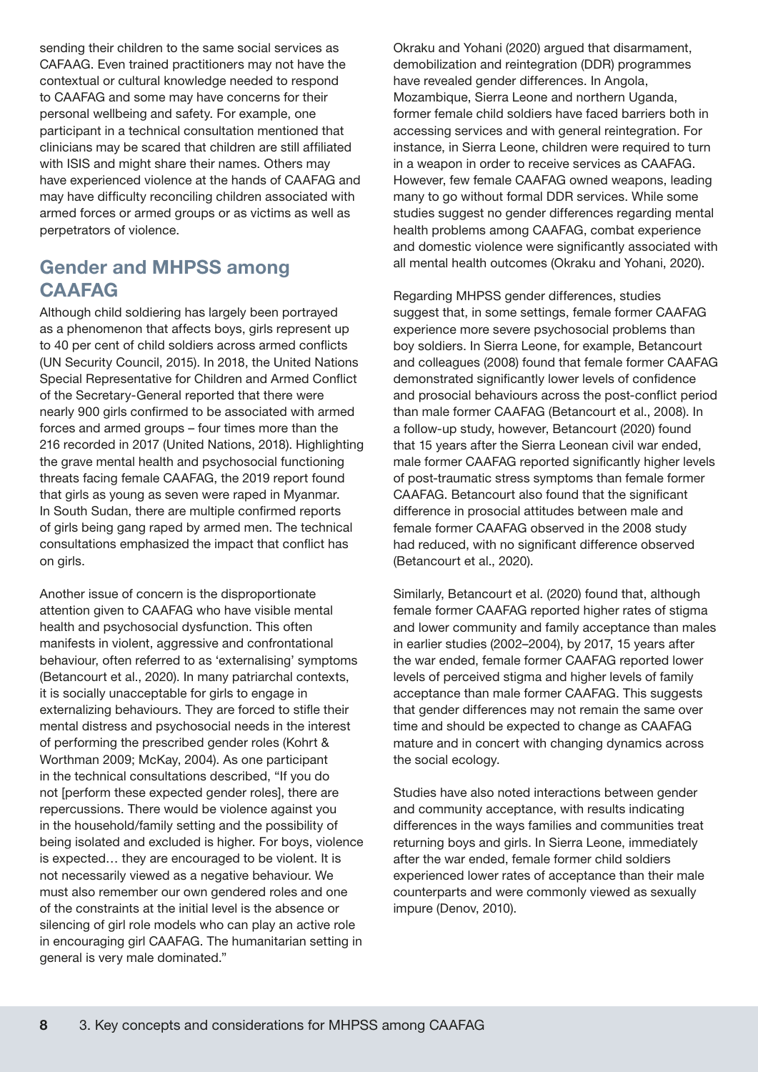sending their children to the same social services as CAFAAG. Even trained practitioners may not have the contextual or cultural knowledge needed to respond to CAAFAG and some may have concerns for their personal wellbeing and safety. For example, one participant in a technical consultation mentioned that clinicians may be scared that children are still affiliated with ISIS and might share their names. Others may have experienced violence at the hands of CAAFAG and may have difficulty reconciling children associated with armed forces or armed groups or as victims as well as perpetrators of violence.

## Gender and MHPSS among CAAFAG

Although child soldiering has largely been portrayed as a phenomenon that affects boys, girls represent up to 40 per cent of child soldiers across armed conflicts (UN Security Council, 2015). In 2018, the United Nations Special Representative for Children and Armed Conflict of the Secretary-General reported that there were nearly 900 girls confirmed to be associated with armed forces and armed groups – four times more than the 216 recorded in 2017 (United Nations, 2018). Highlighting the grave mental health and psychosocial functioning threats facing female CAAFAG, the 2019 report found that girls as young as seven were raped in Myanmar. In South Sudan, there are multiple confirmed reports of girls being gang raped by armed men. The technical consultations emphasized the impact that conflict has on girls.

Another issue of concern is the disproportionate attention given to CAAFAG who have visible mental health and psychosocial dysfunction. This often manifests in violent, aggressive and confrontational behaviour, often referred to as 'externalising' symptoms (Betancourt et al., 2020). In many patriarchal contexts, it is socially unacceptable for girls to engage in externalizing behaviours. They are forced to stifle their mental distress and psychosocial needs in the interest of performing the prescribed gender roles (Kohrt & Worthman 2009; McKay, 2004). As one participant in the technical consultations described, "If you do not [perform these expected gender roles], there are repercussions. There would be violence against you in the household/family setting and the possibility of being isolated and excluded is higher. For boys, violence is expected… they are encouraged to be violent. It is not necessarily viewed as a negative behaviour. We must also remember our own gendered roles and one of the constraints at the initial level is the absence or silencing of girl role models who can play an active role in encouraging girl CAAFAG. The humanitarian setting in general is very male dominated."

Okraku and Yohani (2020) argued that disarmament, demobilization and reintegration (DDR) programmes have revealed gender differences. In Angola, Mozambique, Sierra Leone and northern Uganda, former female child soldiers have faced barriers both in accessing services and with general reintegration. For instance, in Sierra Leone, children were required to turn in a weapon in order to receive services as CAAFAG. However, few female CAAFAG owned weapons, leading many to go without formal DDR services. While some studies suggest no gender differences regarding mental health problems among CAAFAG, combat experience and domestic violence were significantly associated with all mental health outcomes (Okraku and Yohani, 2020).

Regarding MHPSS gender differences, studies suggest that, in some settings, female former CAAFAG experience more severe psychosocial problems than boy soldiers. In Sierra Leone, for example, Betancourt and colleagues (2008) found that female former CAAFAG demonstrated significantly lower levels of confidence and prosocial behaviours across the post-conflict period than male former CAAFAG (Betancourt et al., 2008). In a follow-up study, however, Betancourt (2020) found that 15 years after the Sierra Leonean civil war ended, male former CAAFAG reported significantly higher levels of post-traumatic stress symptoms than female former CAAFAG. Betancourt also found that the significant difference in prosocial attitudes between male and female former CAAFAG observed in the 2008 study had reduced, with no significant difference observed (Betancourt et al., 2020).

Similarly, Betancourt et al. (2020) found that, although female former CAAFAG reported higher rates of stigma and lower community and family acceptance than males in earlier studies (2002–2004), by 2017, 15 years after the war ended, female former CAAFAG reported lower levels of perceived stigma and higher levels of family acceptance than male former CAAFAG. This suggests that gender differences may not remain the same over time and should be expected to change as CAAFAG mature and in concert with changing dynamics across the social ecology.

Studies have also noted interactions between gender and community acceptance, with results indicating differences in the ways families and communities treat returning boys and girls. In Sierra Leone, immediately after the war ended, female former child soldiers experienced lower rates of acceptance than their male counterparts and were commonly viewed as sexually impure (Denov, 2010).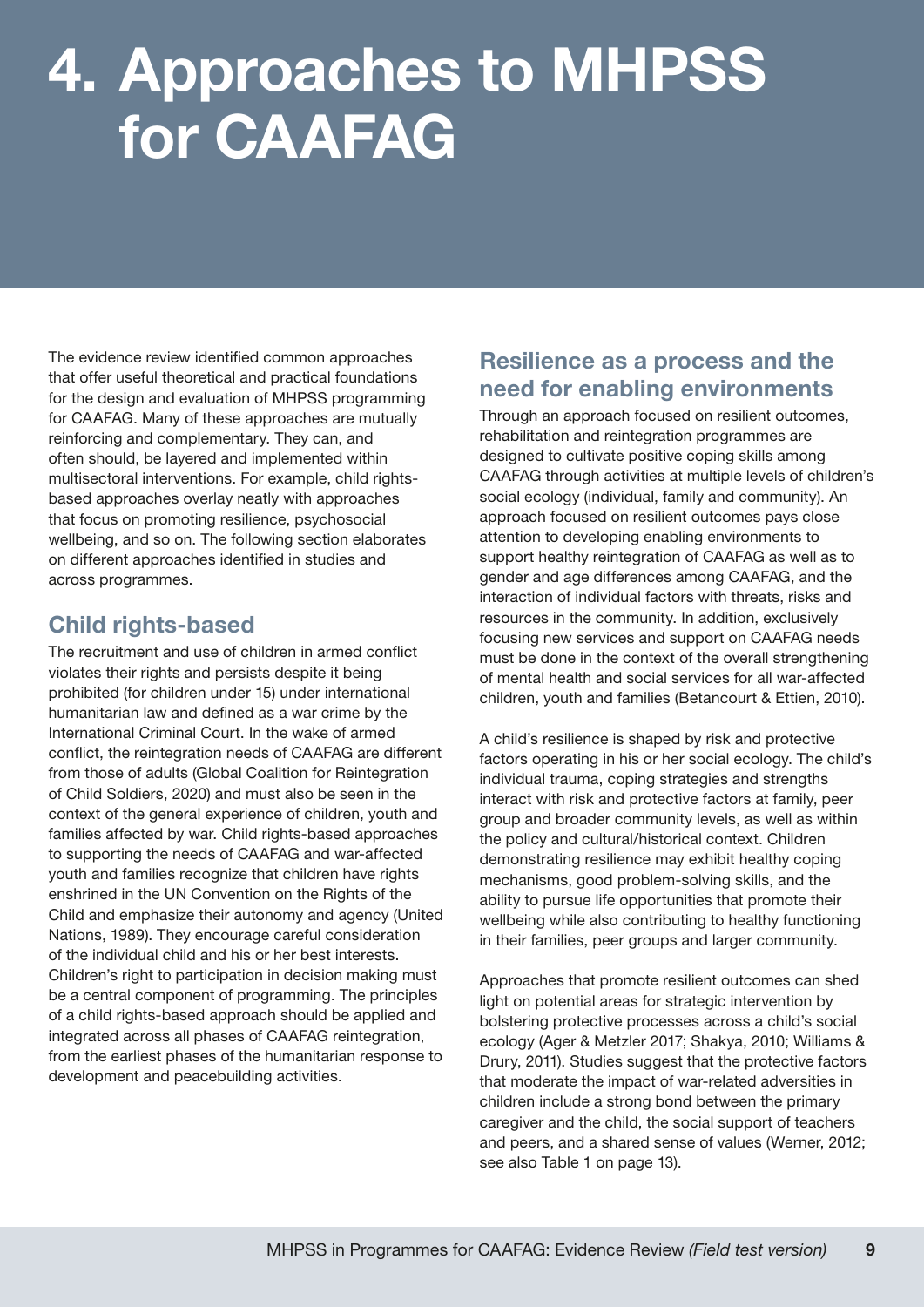# 4. Approaches to MHPSS for CAAFAG

The evidence review identified common approaches that offer useful theoretical and practical foundations for the design and evaluation of MHPSS programming for CAAFAG. Many of these approaches are mutually reinforcing and complementary. They can, and often should, be layered and implemented within multisectoral interventions. For example, child rights-based approaches overlay neatly with approaches that focus on promoting resilience, psychosocial wellbeing, and so on. The following section elaborates on different approaches identified in studies and across programmes.

## Child rights-based

The recruitment and use of children in armed conflict violates their rights and persists despite it being prohibited (for children under 15) under international humanitarian law and defined as a war crime by the International Criminal Court. In the wake of armed conflict, the reintegration needs of CAAFAG are different from those of adults (Global Coalition for Reintegration of Child Soldiers, 2020) and must also be seen in the context of the general experience of children, youth and families affected by war. Child rights-based approaches to supporting the needs of CAAFAG and war-affected youth and families recognize that children have rights enshrined in the UN Convention on the Rights of the Child and emphasize their autonomy and agency (United Nations, 1989). They encourage careful consideration of the individual child and his or her best interests. Children's right to participation in decision making must be a central component of programming. The principles of a child rights-based approach should be applied and integrated across all phases of CAAFAG reintegration, from the earliest phases of the humanitarian response to development and peacebuilding activities.

## Resilience as a process and the need for enabling environments

Through an approach focused on resilient outcomes, rehabilitation and reintegration programmes are designed to cultivate positive coping skills among CAAFAG through activities at multiple levels of children's social ecology (individual, family and community). An approach focused on resilient outcomes pays close attention to developing enabling environments to support healthy reintegration of CAAFAG as well as to gender and age differences among CAAFAG, and the interaction of individual factors with threats, risks and resources in the community. In addition, exclusively focusing new services and support on CAAFAG needs must be done in the context of the overall strengthening of mental health and social services for all war-affected children, youth and families (Betancourt & Ettien, 2010).

A child's resilience is shaped by risk and protective factors operating in his or her social ecology. The child's individual trauma, coping strategies and strengths interact with risk and protective factors at family, peer group and broader community levels, as well as within the policy and cultural/historical context. Children demonstrating resilience may exhibit healthy coping mechanisms, good problem-solving skills, and the ability to pursue life opportunities that promote their wellbeing while also contributing to healthy functioning in their families, peer groups and larger community.

Approaches that promote resilient outcomes can shed light on potential areas for strategic intervention by bolstering protective processes across a child's social ecology (Ager & Metzler 2017; Shakya, 2010; Williams & Drury, 2011). Studies suggest that the protective factors that moderate the impact of war-related adversities in children include a strong bond between the primary caregiver and the child, the social support of teachers and peers, and a shared sense of values (Werner, 2012; see also Table 1 on page 13).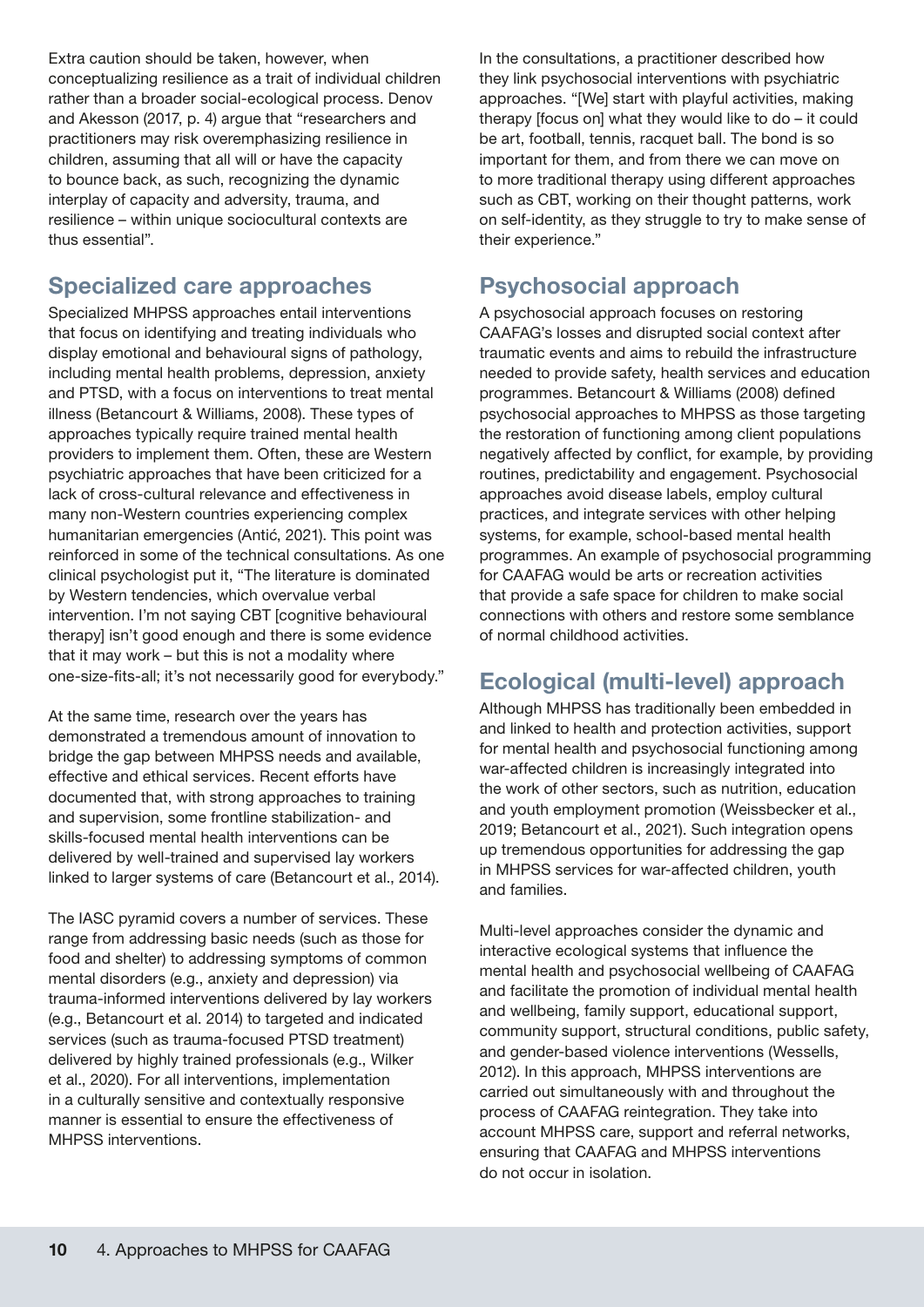Extra caution should be taken, however, when conceptualizing resilience as a trait of individual children rather than a broader social-ecological process. Denov and Akesson (2017, p. 4) argue that "researchers and practitioners may risk overemphasizing resilience in children, assuming that all will or have the capacity to bounce back, as such, recognizing the dynamic interplay of capacity and adversity, trauma, and resilience – within unique sociocultural contexts are thus essential".

## Specialized care approaches

Specialized MHPSS approaches entail interventions that focus on identifying and treating individuals who display emotional and behavioural signs of pathology, including mental health problems, depression, anxiety and PTSD, with a focus on interventions to treat mental illness (Betancourt & Williams, 2008). These types of approaches typically require trained mental health providers to implement them. Often, these are Western psychiatric approaches that have been criticized for a lack of cross-cultural relevance and effectiveness in many non-Western countries experiencing complex humanitarian emergencies (Antić, 2021). This point was reinforced in some of the technical consultations. As one clinical psychologist put it, "The literature is dominated by Western tendencies, which overvalue verbal intervention. I'm not saying CBT [cognitive behavioural therapy] isn't good enough and there is some evidence that it may work – but this is not a modality where one-size-fits-all; it's not necessarily good for everybody."

At the same time, research over the years has demonstrated a tremendous amount of innovation to bridge the gap between MHPSS needs and available, effective and ethical services. Recent efforts have documented that, with strong approaches to training and supervision, some frontline stabilization- and skills-focused mental health interventions can be delivered by well-trained and supervised lay workers linked to larger systems of care (Betancourt et al., 2014).

The IASC pyramid covers a number of services. These range from addressing basic needs (such as those for food and shelter) to addressing symptoms of common mental disorders (e.g., anxiety and depression) via trauma-informed interventions delivered by lay workers (e.g., Betancourt et al. 2014) to targeted and indicated services (such as trauma-focused PTSD treatment) delivered by highly trained professionals (e.g., Wilker et al., 2020). For all interventions, implementation in a culturally sensitive and contextually responsive manner is essential to ensure the effectiveness of MHPSS interventions.

In the consultations, a practitioner described how they link psychosocial interventions with psychiatric approaches. "[We] start with playful activities, making therapy [focus on] what they would like to do – it could be art, football, tennis, racquet ball. The bond is so important for them, and from there we can move on to more traditional therapy using different approaches such as CBT, working on their thought patterns, work on self-identity, as they struggle to try to make sense of their experience."

## Psychosocial approach

A psychosocial approach focuses on restoring CAAFAG's losses and disrupted social context after traumatic events and aims to rebuild the infrastructure needed to provide safety, health services and education programmes. Betancourt & Williams (2008) defined psychosocial approaches to MHPSS as those targeting the restoration of functioning among client populations negatively affected by conflict, for example, by providing routines, predictability and engagement. Psychosocial approaches avoid disease labels, employ cultural practices, and integrate services with other helping systems, for example, school-based mental health programmes. An example of psychosocial programming for CAAFAG would be arts or recreation activities that provide a safe space for children to make social connections with others and restore some semblance of normal childhood activities.

## Ecological (multi-level) approach

Although MHPSS has traditionally been embedded in and linked to health and protection activities, support for mental health and psychosocial functioning among war-affected children is increasingly integrated into the work of other sectors, such as nutrition, education and youth employment promotion (Weissbecker et al., 2019; Betancourt et al., 2021). Such integration opens up tremendous opportunities for addressing the gap in MHPSS services for war-affected children, youth and families.

Multi-level approaches consider the dynamic and interactive ecological systems that influence the mental health and psychosocial wellbeing of CAAFAG and facilitate the promotion of individual mental health and wellbeing, family support, educational support, community support, structural conditions, public safety, and gender-based violence interventions (Wessells, 2012). In this approach, MHPSS interventions are carried out simultaneously with and throughout the process of CAAFAG reintegration. They take into account MHPSS care, support and referral networks, ensuring that CAAFAG and MHPSS interventions do not occur in isolation.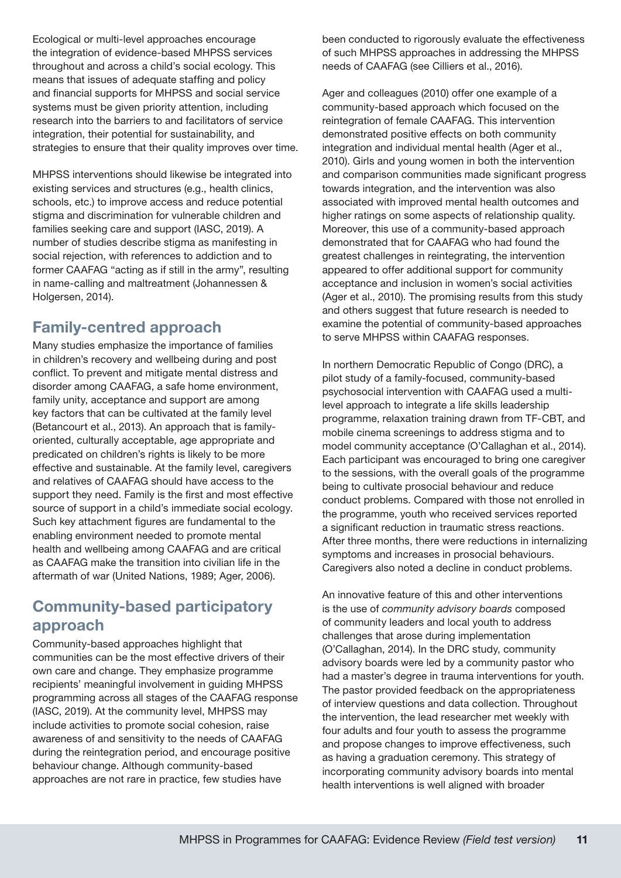Ecological or multi-level approaches encourage the integration of evidence-based MHPSS services throughout and across a child's social ecology. This means that issues of adequate staffing and policy and financial supports for MHPSS and social service systems must be given priority attention, including research into the barriers to and facilitators of service integration, their potential for sustainability, and strategies to ensure that their quality improves over time.

MHPSS interventions should likewise be integrated into existing services and structures (e.g., health clinics, schools, etc.) to improve access and reduce potential stigma and discrimination for vulnerable children and families seeking care and support (IASC, 2019). A number of studies describe stigma as manifesting in social rejection, with references to addiction and to former CAAFAG "acting as if still in the army", resulting in name-calling and maltreatment (Johannessen & Holgersen, 2014).

## Family-centred approach

Many studies emphasize the importance of families in children's recovery and wellbeing during and post conflict. To prevent and mitigate mental distress and disorder among CAAFAG, a safe home environment, family unity, acceptance and support are among key factors that can be cultivated at the family level (Betancourt et al., 2013). An approach that is family-oriented, culturally acceptable, age appropriate and predicated on children's rights is likely to be more effective and sustainable. At the family level, caregivers and relatives of CAAFAG should have access to the support they need. Family is the first and most effective source of support in a child's immediate social ecology. Such key attachment figures are fundamental to the enabling environment needed to promote mental health and wellbeing among CAAFAG and are critical as CAAFAG make the transition into civilian life in the aftermath of war (United Nations, 1989; Ager, 2006).

## Community-based participatory approach

Community-based approaches highlight that communities can be the most effective drivers of their own care and change. They emphasize programme recipients' meaningful involvement in guiding MHPSS programming across all stages of the CAAFAG response (IASC, 2019). At the community level, MHPSS may include activities to promote social cohesion, raise awareness of and sensitivity to the needs of CAAFAG during the reintegration period, and encourage positive behaviour change. Although community-based approaches are not rare in practice, few studies have been conducted to rigorously evaluate the effectiveness of such MHPSS approaches in addressing the MHPSS needs of CAAFAG (see Cilliers et al., 2016).

Ager and colleagues (2010) offer one example of a community-based approach which focused on the reintegration of female CAAFAG. This intervention demonstrated positive effects on both community integration and individual mental health (Ager et al., 2010). Girls and young women in both the intervention and comparison communities made significant progress towards integration, and the intervention was also associated with improved mental health outcomes and higher ratings on some aspects of relationship quality. Moreover, this use of a community-based approach demonstrated that for CAAFAG who had found the greatest challenges in reintegrating, the intervention appeared to offer additional support for community acceptance and inclusion in women's social activities (Ager et al., 2010). The promising results from this study and others suggest that future research is needed to examine the potential of community-based approaches to serve MHPSS within CAAFAG responses.

In northern Democratic Republic of Congo (DRC), a pilot study of a family-focused, community-based psychosocial intervention with CAAFAG used a multi-level approach to integrate a life skills leadership programme, relaxation training drawn from TF-CBT, and mobile cinema screenings to address stigma and to model community acceptance (O'Callaghan et al., 2014). Each participant was encouraged to bring one caregiver to the sessions, with the overall goals of the programme being to cultivate prosocial behaviour and reduce conduct problems. Compared with those not enrolled in the programme, youth who received services reported a significant reduction in traumatic stress reactions. After three months, there were reductions in internalizing symptoms and increases in prosocial behaviours. Caregivers also noted a decline in conduct problems.

An innovative feature of this and other interventions is the use of *community advisory boards* composed of community leaders and local youth to address challenges that arose during implementation (O'Callaghan, 2014). In the DRC study, community advisory boards were led by a community pastor who had a master's degree in trauma interventions for youth. The pastor provided feedback on the appropriateness of interview questions and data collection. Throughout the intervention, the lead researcher met weekly with four adults and four youth to assess the programme and propose changes to improve effectiveness, such as having a graduation ceremony. This strategy of incorporating community advisory boards into mental health interventions is well aligned with broader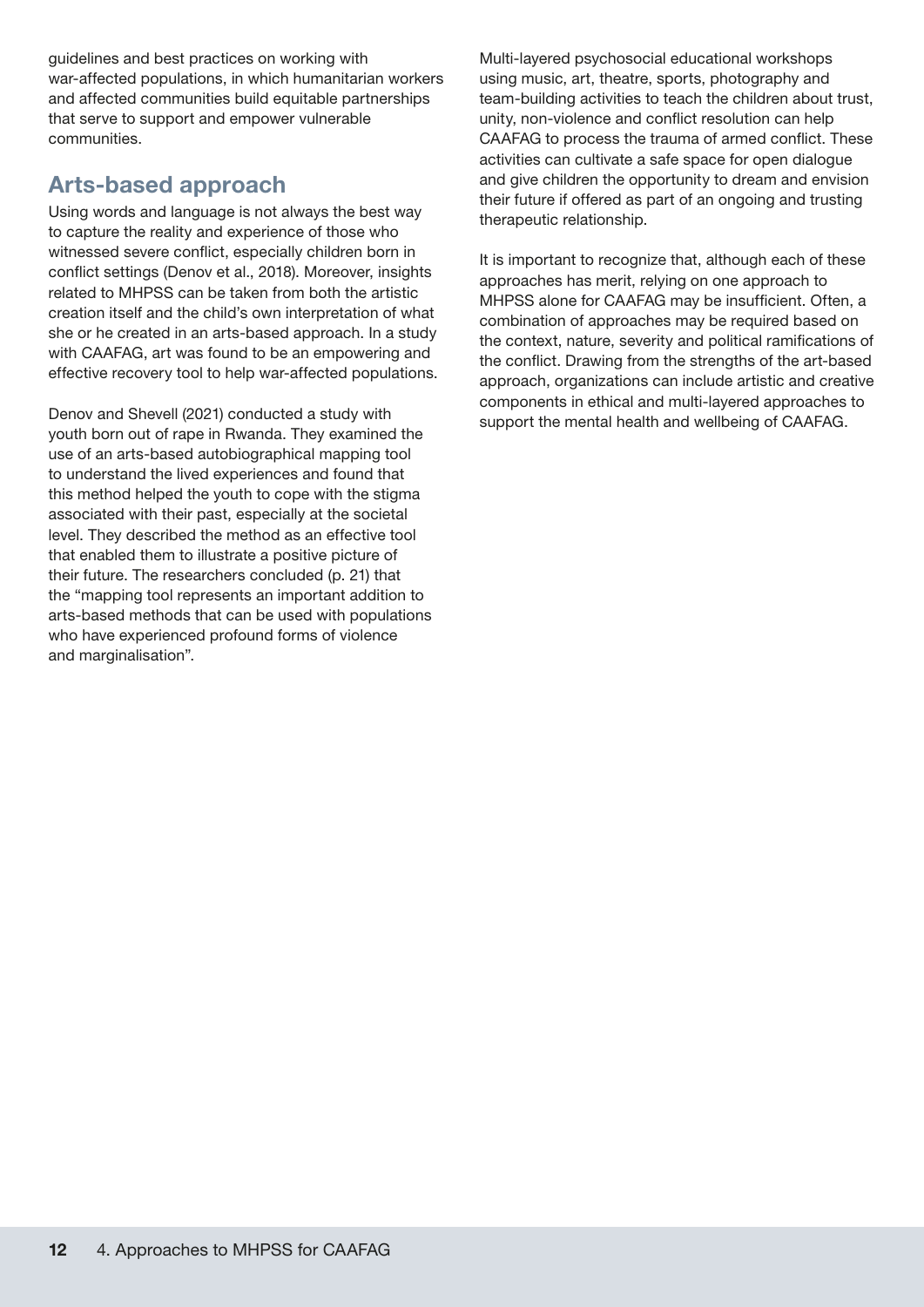guidelines and best practices on working with war-affected populations, in which humanitarian workers and affected communities build equitable partnerships that serve to support and empower vulnerable communities.

## Arts-based approach

Using words and language is not always the best way to capture the reality and experience of those who witnessed severe conflict, especially children born in conflict settings (Denov et al., 2018). Moreover, insights related to MHPSS can be taken from both the artistic creation itself and the child's own interpretation of what she or he created in an arts-based approach. In a study with CAAFAG, art was found to be an empowering and effective recovery tool to help war-affected populations.

Denov and Shevell (2021) conducted a study with youth born out of rape in Rwanda. They examined the use of an arts-based autobiographical mapping tool to understand the lived experiences and found that this method helped the youth to cope with the stigma associated with their past, especially at the societal level. They described the method as an effective tool that enabled them to illustrate a positive picture of their future. The researchers concluded (p. 21) that the "mapping tool represents an important addition to arts-based methods that can be used with populations who have experienced profound forms of violence and marginalisation".

Multi-layered psychosocial educational workshops using music, art, theatre, sports, photography and team-building activities to teach the children about trust, unity, non-violence and conflict resolution can help CAAFAG to process the trauma of armed conflict. These activities can cultivate a safe space for open dialogue and give children the opportunity to dream and envision their future if offered as part of an ongoing and trusting therapeutic relationship.

It is important to recognize that, although each of these approaches has merit, relying on one approach to MHPSS alone for CAAFAG may be insufficient. Often, a combination of approaches may be required based on the context, nature, severity and political ramifications of the conflict. Drawing from the strengths of the art-based approach, organizations can include artistic and creative components in ethical and multi-layered approaches to support the mental health and wellbeing of CAAFAG.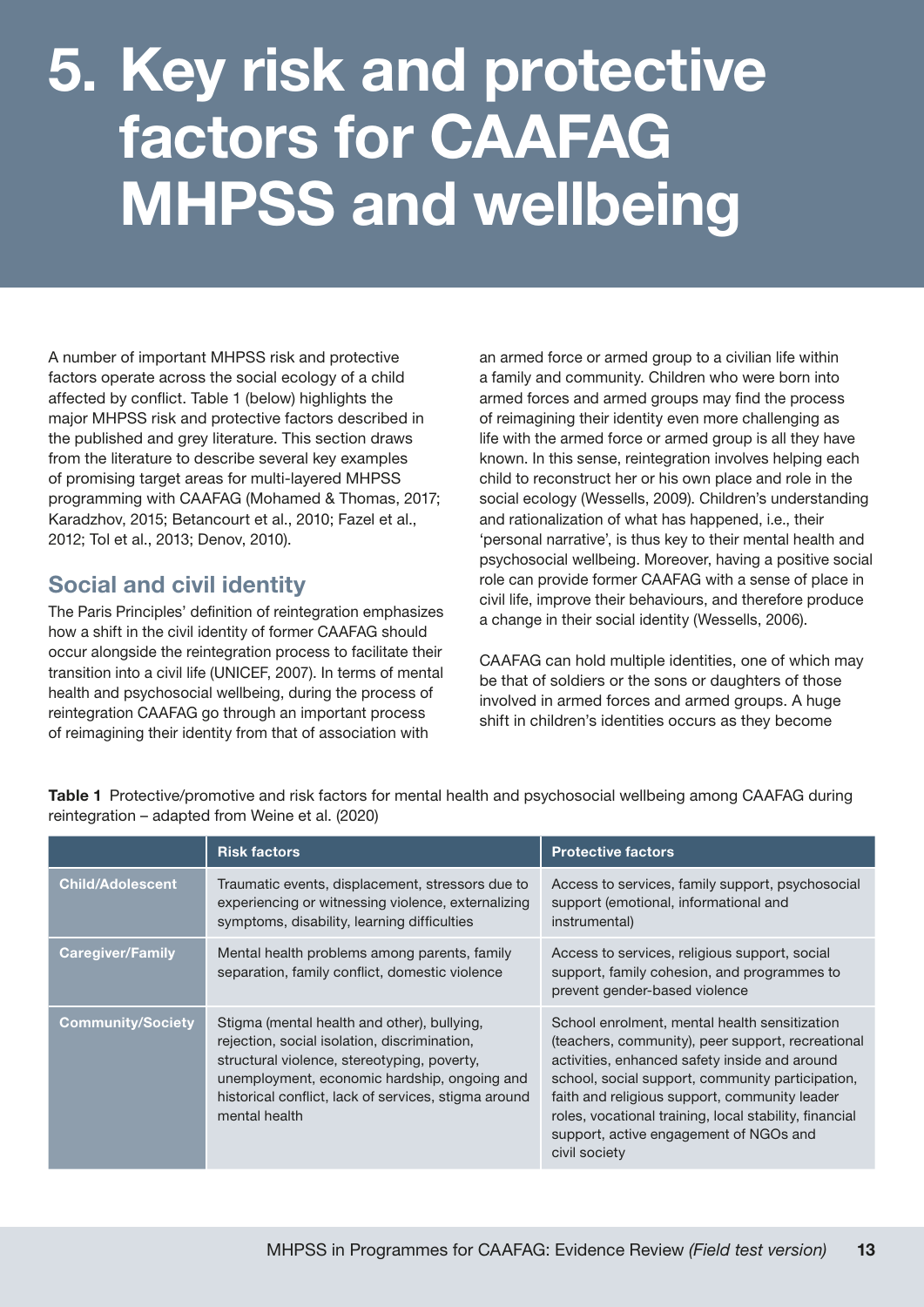# 5. Key risk and protective factors for CAAFAG MHPSS and wellbeing

A number of important MHPSS risk and protective factors operate across the social ecology of a child affected by conflict. Table 1 (below) highlights the major MHPSS risk and protective factors described in the published and grey literature. This section draws from the literature to describe several key examples of promising target areas for multi-layered MHPSS programming with CAAFAG (Mohamed & Thomas, 2017; Karadzhov, 2015; Betancourt et al., 2010; Fazel et al., 2012; Tol et al., 2013; Denov, 2010).

## Social and civil identity

The Paris Principles' definition of reintegration emphasizes how a shift in the civil identity of former CAAFAG should occur alongside the reintegration process to facilitate their transition into a civil life (UNICEF, 2007). In terms of mental health and psychosocial wellbeing, during the process of reintegration CAAFAG go through an important process of reimagining their identity from that of association with an armed force or armed group to a civilian life within a family and community. Children who were born into armed forces and armed groups may find the process of reimagining their identity even more challenging as life with the armed force or armed group is all they have known. In this sense, reintegration involves helping each child to reconstruct her or his own place and role in the social ecology (Wessells, 2009). Children's understanding and rationalization of what has happened, i.e., their 'personal narrative', is thus key to their mental health and psychosocial wellbeing. Moreover, having a positive social role can provide former CAAFAG with a sense of place in civil life, improve their behaviours, and therefore produce a change in their social identity (Wessells, 2006).

CAAFAG can hold multiple identities, one of which may be that of soldiers or the sons or daughters of those involved in armed forces and armed groups. A huge shift in children's identities occurs as they become

**Table 1** Protective/promotive and risk factors for mental health and psychosocial wellbeing among CAAFAG during reintegration – adapted from Weine et al. (2020)

| | Risk factors | Protective factors |
|---|---|---|
| **Child/Adolescent** | Traumatic events, displacement, stressors due to experiencing or witnessing violence, externalizing symptoms, disability, learning difficulties | Access to services, family support, psychosocial support (emotional, informational and instrumental) |
| **Caregiver/Family** | Mental health problems among parents, family separation, family conflict, domestic violence | Access to services, religious support, social support, family cohesion, and programmes to prevent gender-based violence |
| **Community/Society** | Stigma (mental health and other), bullying, rejection, social isolation, discrimination, structural violence, stereotyping, poverty, unemployment, economic hardship, ongoing and historical conflict, lack of services, stigma around mental health | School enrolment, mental health sensitization (teachers, community), peer support, recreational activities, enhanced safety inside and around school, social support, community participation, faith and religious support, community leader roles, vocational training, local stability, financial support, active engagement of NGOs and civil society |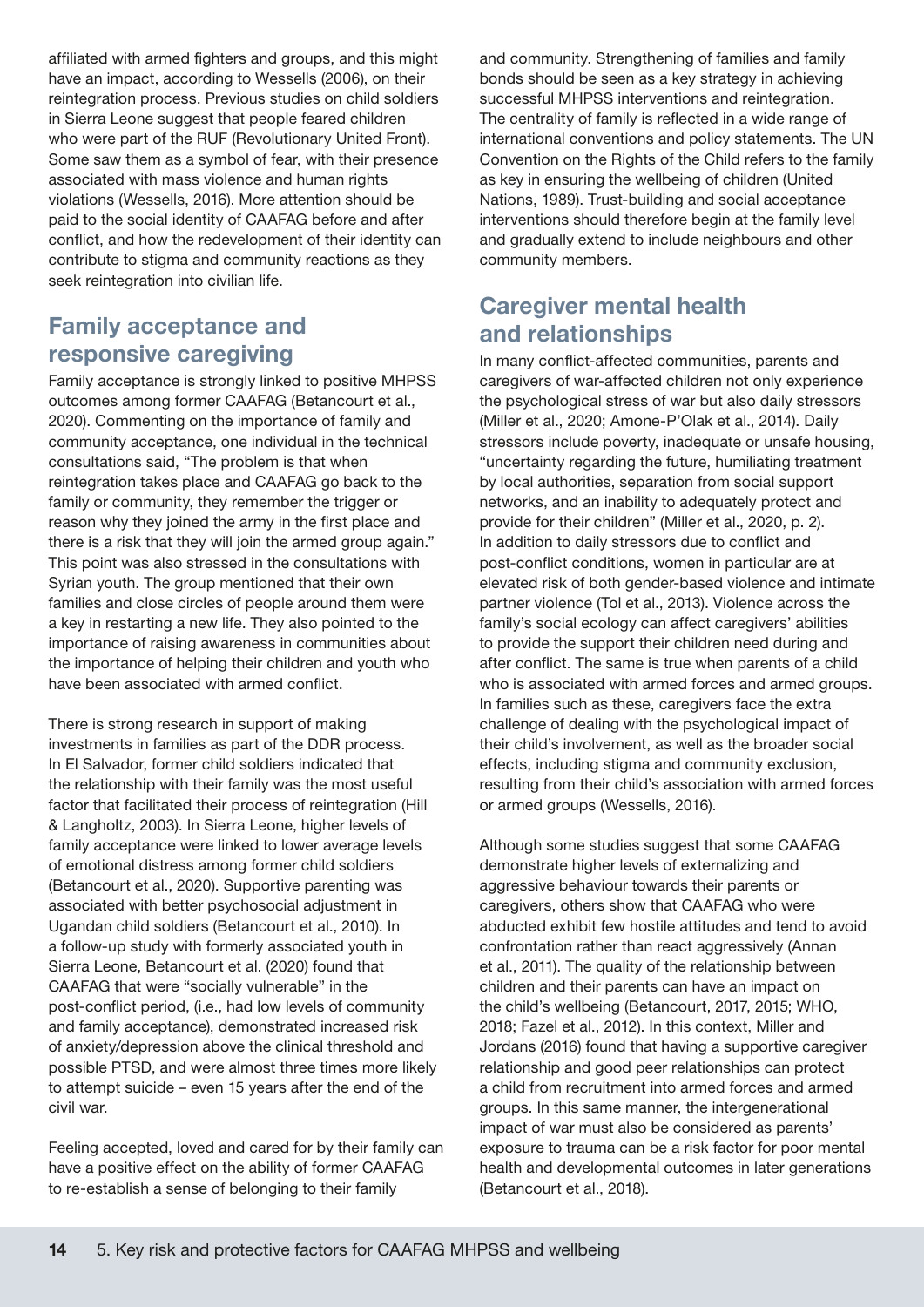affiliated with armed fighters and groups, and this might have an impact, according to Wessells (2006), on their reintegration process. Previous studies on child soldiers in Sierra Leone suggest that people feared children who were part of the RUF (Revolutionary United Front). Some saw them as a symbol of fear, with their presence associated with mass violence and human rights violations (Wessells, 2016). More attention should be paid to the social identity of CAAFAG before and after conflict, and how the redevelopment of their identity can contribute to stigma and community reactions as they seek reintegration into civilian life.

## Family acceptance and responsive caregiving

Family acceptance is strongly linked to positive MHPSS outcomes among former CAAFAG (Betancourt et al., 2020). Commenting on the importance of family and community acceptance, one individual in the technical consultations said, "The problem is that when reintegration takes place and CAAFAG go back to the family or community, they remember the trigger or reason why they joined the army in the first place and there is a risk that they will join the armed group again." This point was also stressed in the consultations with Syrian youth. The group mentioned that their own families and close circles of people around them were a key in restarting a new life. They also pointed to the importance of raising awareness in communities about the importance of helping their children and youth who have been associated with armed conflict.

There is strong research in support of making investments in families as part of the DDR process. In El Salvador, former child soldiers indicated that the relationship with their family was the most useful factor that facilitated their process of reintegration (Hill & Langholtz, 2003). In Sierra Leone, higher levels of family acceptance were linked to lower average levels of emotional distress among former child soldiers (Betancourt et al., 2020). Supportive parenting was associated with better psychosocial adjustment in Ugandan child soldiers (Betancourt et al., 2010). In a follow-up study with formerly associated youth in Sierra Leone, Betancourt et al. (2020) found that CAAFAG that were "socially vulnerable" in the post-conflict period, (i.e., had low levels of community and family acceptance), demonstrated increased risk of anxiety/depression above the clinical threshold and possible PTSD, and were almost three times more likely to attempt suicide – even 15 years after the end of the civil war.

Feeling accepted, loved and cared for by their family can have a positive effect on the ability of former CAAFAG to re-establish a sense of belonging to their family and community. Strengthening of families and family bonds should be seen as a key strategy in achieving successful MHPSS interventions and reintegration. The centrality of family is reflected in a wide range of international conventions and policy statements. The UN Convention on the Rights of the Child refers to the family as key in ensuring the wellbeing of children (United Nations, 1989). Trust-building and social acceptance interventions should therefore begin at the family level and gradually extend to include neighbours and other community members.

## Caregiver mental health and relationships

In many conflict-affected communities, parents and caregivers of war-affected children not only experience the psychological stress of war but also daily stressors (Miller et al., 2020; Amone-P'Olak et al., 2014). Daily stressors include poverty, inadequate or unsafe housing, "uncertainty regarding the future, humiliating treatment by local authorities, separation from social support networks, and an inability to adequately protect and provide for their children" (Miller et al., 2020, p. 2). In addition to daily stressors due to conflict and post-conflict conditions, women in particular are at elevated risk of both gender-based violence and intimate partner violence (Tol et al., 2013). Violence across the family's social ecology can affect caregivers' abilities to provide the support their children need during and after conflict. The same is true when parents of a child who is associated with armed forces and armed groups. In families such as these, caregivers face the extra challenge of dealing with the psychological impact of their child's involvement, as well as the broader social effects, including stigma and community exclusion, resulting from their child's association with armed forces or armed groups (Wessells, 2016).

Although some studies suggest that some CAAFAG demonstrate higher levels of externalizing and aggressive behaviour towards their parents or caregivers, others show that CAAFAG who were abducted exhibit few hostile attitudes and tend to avoid confrontation rather than react aggressively (Annan et al., 2011). The quality of the relationship between children and their parents can have an impact on the child's wellbeing (Betancourt, 2017, 2015; WHO, 2018; Fazel et al., 2012). In this context, Miller and Jordans (2016) found that having a supportive caregiver relationship and good peer relationships can protect a child from recruitment into armed forces and armed groups. In this same manner, the intergenerational impact of war must also be considered as parents' exposure to trauma can be a risk factor for poor mental health and developmental outcomes in later generations (Betancourt et al., 2018).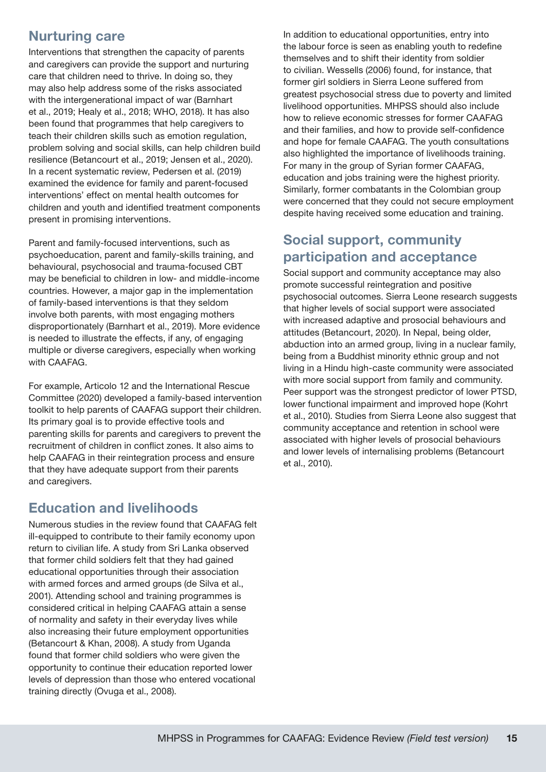## Nurturing care

Interventions that strengthen the capacity of parents and caregivers can provide the support and nurturing care that children need to thrive. In doing so, they may also help address some of the risks associated with the intergenerational impact of war (Barnhart et al., 2019; Healy et al., 2018; WHO, 2018). It has also been found that programmes that help caregivers to teach their children skills such as emotion regulation, problem solving and social skills, can help children build resilience (Betancourt et al., 2019; Jensen et al., 2020). In a recent systematic review, Pedersen et al. (2019) examined the evidence for family and parent-focused interventions' effect on mental health outcomes for children and youth and identified treatment components present in promising interventions.

Parent and family-focused interventions, such as psychoeducation, parent and family-skills training, and behavioural, psychosocial and trauma-focused CBT may be beneficial to children in low- and middle-income countries. However, a major gap in the implementation of family-based interventions is that they seldom involve both parents, with most engaging mothers disproportionately (Barnhart et al., 2019). More evidence is needed to illustrate the effects, if any, of engaging multiple or diverse caregivers, especially when working with CAAFAG.

For example, Articolo 12 and the International Rescue Committee (2020) developed a family-based intervention toolkit to help parents of CAAFAG support their children. Its primary goal is to provide effective tools and parenting skills for parents and caregivers to prevent the recruitment of children in conflict zones. It also aims to help CAAFAG in their reintegration process and ensure that they have adequate support from their parents and caregivers.

## Education and livelihoods

Numerous studies in the review found that CAAFAG felt ill-equipped to contribute to their family economy upon return to civilian life. A study from Sri Lanka observed that former child soldiers felt that they had gained educational opportunities through their association with armed forces and armed groups (de Silva et al., 2001). Attending school and training programmes is considered critical in helping CAAFAG attain a sense of normality and safety in their everyday lives while also increasing their future employment opportunities (Betancourt & Khan, 2008). A study from Uganda found that former child soldiers who were given the opportunity to continue their education reported lower levels of depression than those who entered vocational training directly (Ovuga et al., 2008).

In addition to educational opportunities, entry into the labour force is seen as enabling youth to redefine themselves and to shift their identity from soldier to civilian. Wessells (2006) found, for instance, that former girl soldiers in Sierra Leone suffered from greatest psychosocial stress due to poverty and limited livelihood opportunities. MHPSS should also include how to relieve economic stresses for former CAAFAG and their families, and how to provide self-confidence and hope for female CAAFAG. The youth consultations also highlighted the importance of livelihoods training. For many in the group of Syrian former CAAFAG, education and jobs training were the highest priority. Similarly, former combatants in the Colombian group were concerned that they could not secure employment despite having received some education and training.

## Social support, community participation and acceptance

Social support and community acceptance may also promote successful reintegration and positive psychosocial outcomes. Sierra Leone research suggests that higher levels of social support were associated with increased adaptive and prosocial behaviours and attitudes (Betancourt, 2020). In Nepal, being older, abduction into an armed group, living in a nuclear family, being from a Buddhist minority ethnic group and not living in a Hindu high-caste community were associated with more social support from family and community. Peer support was the strongest predictor of lower PTSD, lower functional impairment and improved hope (Kohrt et al., 2010). Studies from Sierra Leone also suggest that community acceptance and retention in school were associated with higher levels of prosocial behaviours and lower levels of internalising problems (Betancourt et al., 2010).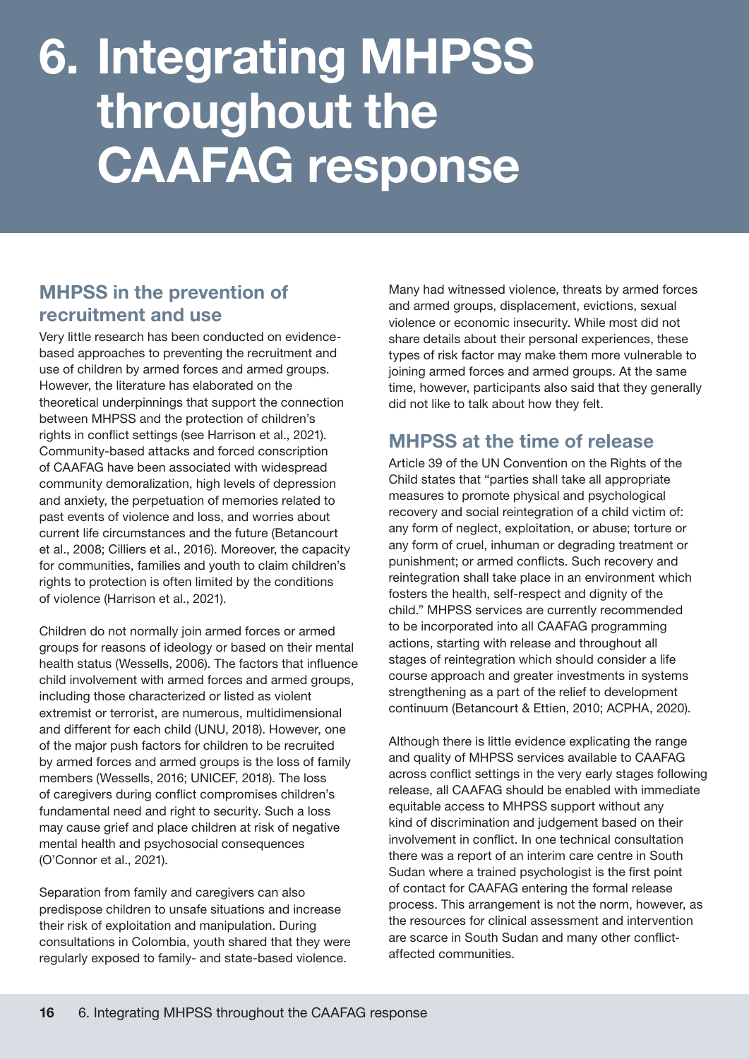# 6. Integrating MHPSS throughout the CAAFAG response

## MHPSS in the prevention of recruitment and use

Very little research has been conducted on evidence-based approaches to preventing the recruitment and use of children by armed forces and armed groups. However, the literature has elaborated on the theoretical underpinnings that support the connection between MHPSS and the protection of children's rights in conflict settings (see Harrison et al., 2021). Community-based attacks and forced conscription of CAAFAG have been associated with widespread community demoralization, high levels of depression and anxiety, the perpetuation of memories related to past events of violence and loss, and worries about current life circumstances and the future (Betancourt et al., 2008; Cilliers et al., 2016). Moreover, the capacity for communities, families and youth to claim children's rights to protection is often limited by the conditions of violence (Harrison et al., 2021).

Children do not normally join armed forces or armed groups for reasons of ideology or based on their mental health status (Wessells, 2006). The factors that influence child involvement with armed forces and armed groups, including those characterized or listed as violent extremist or terrorist, are numerous, multidimensional and different for each child (UNU, 2018). However, one of the major push factors for children to be recruited by armed forces and armed groups is the loss of family members (Wessells, 2016; UNICEF, 2018). The loss of caregivers during conflict compromises children's fundamental need and right to security. Such a loss may cause grief and place children at risk of negative mental health and psychosocial consequences (O'Connor et al., 2021).

Separation from family and caregivers can also predispose children to unsafe situations and increase their risk of exploitation and manipulation. During consultations in Colombia, youth shared that they were regularly exposed to family- and state-based violence. Many had witnessed violence, threats by armed forces and armed groups, displacement, evictions, sexual violence or economic insecurity. While most did not share details about their personal experiences, these types of risk factor may make them more vulnerable to joining armed forces and armed groups. At the same time, however, participants also said that they generally did not like to talk about how they felt.

## MHPSS at the time of release

Article 39 of the UN Convention on the Rights of the Child states that "parties shall take all appropriate measures to promote physical and psychological recovery and social reintegration of a child victim of: any form of neglect, exploitation, or abuse; torture or any form of cruel, inhuman or degrading treatment or punishment; or armed conflicts. Such recovery and reintegration shall take place in an environment which fosters the health, self-respect and dignity of the child." MHPSS services are currently recommended to be incorporated into all CAAFAG programming actions, starting with release and throughout all stages of reintegration which should consider a life course approach and greater investments in systems strengthening as a part of the relief to development continuum (Betancourt & Ettien, 2010; ACPHA, 2020).

Although there is little evidence explicating the range and quality of MHPSS services available to CAAFAG across conflict settings in the very early stages following release, all CAAFAG should be enabled with immediate equitable access to MHPSS support without any kind of discrimination and judgement based on their involvement in conflict. In one technical consultation there was a report of an interim care centre in South Sudan where a trained psychologist is the first point of contact for CAAFAG entering the formal release process. This arrangement is not the norm, however, as the resources for clinical assessment and intervention are scarce in South Sudan and many other conflict-affected communities.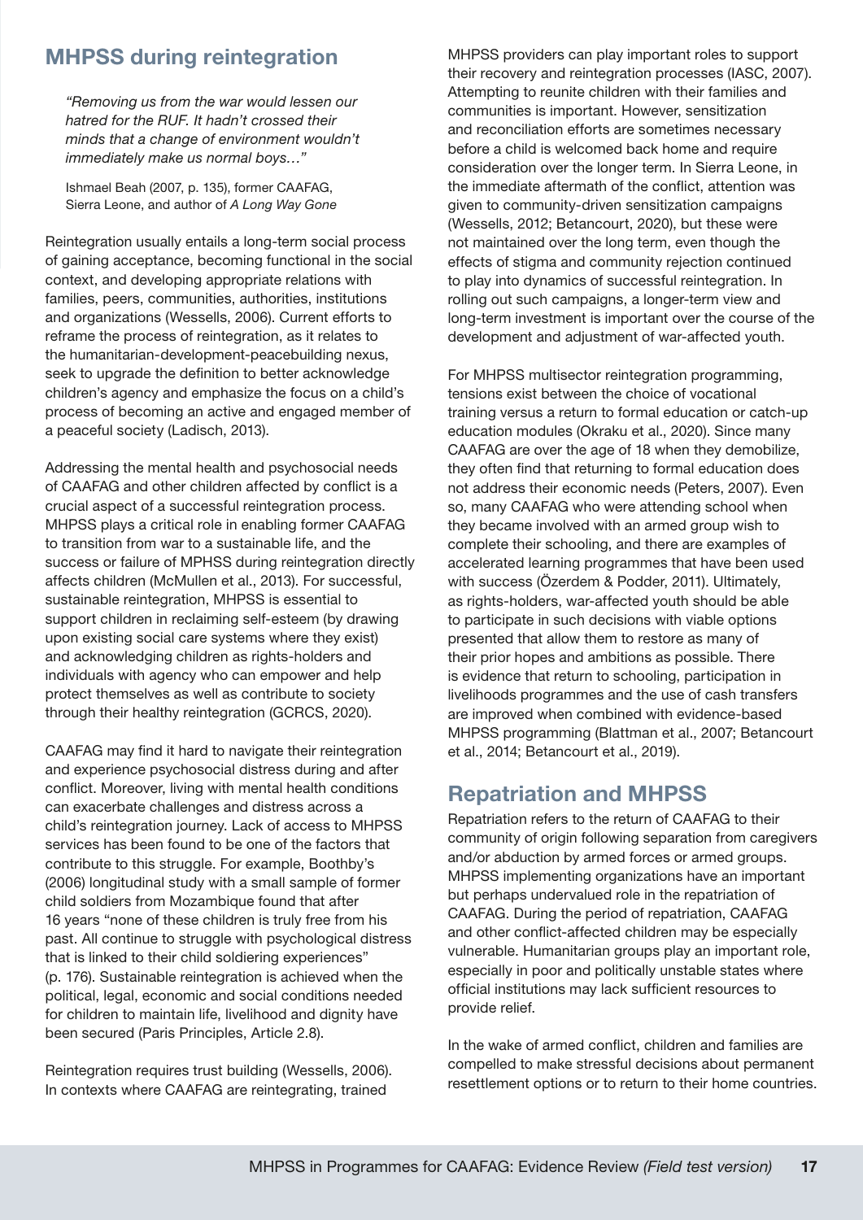## MHPSS during reintegration

> *"Removing us from the war would lessen our hatred for the RUF. It hadn't crossed their minds that a change of environment wouldn't immediately make us normal boys…"*
>
> Ishmael Beah (2007, p. 135), former CAAFAG, Sierra Leone, and author of *A Long Way Gone*

Reintegration usually entails a long-term social process of gaining acceptance, becoming functional in the social context, and developing appropriate relations with families, peers, communities, authorities, institutions and organizations (Wessells, 2006). Current efforts to reframe the process of reintegration, as it relates to the humanitarian-development-peacebuilding nexus, seek to upgrade the definition to better acknowledge children's agency and emphasize the focus on a child's process of becoming an active and engaged member of a peaceful society (Ladisch, 2013).

Addressing the mental health and psychosocial needs of CAAFAG and other children affected by conflict is a crucial aspect of a successful reintegration process. MHPSS plays a critical role in enabling former CAAFAG to transition from war to a sustainable life, and the success or failure of MPHSS during reintegration directly affects children (McMullen et al., 2013). For successful, sustainable reintegration, MHPSS is essential to support children in reclaiming self-esteem (by drawing upon existing social care systems where they exist) and acknowledging children as rights-holders and individuals with agency who can empower and help protect themselves as well as contribute to society through their healthy reintegration (GCRCS, 2020).

CAAFAG may find it hard to navigate their reintegration and experience psychosocial distress during and after conflict. Moreover, living with mental health conditions can exacerbate challenges and distress across a child's reintegration journey. Lack of access to MHPSS services has been found to be one of the factors that contribute to this struggle. For example, Boothby's (2006) longitudinal study with a small sample of former child soldiers from Mozambique found that after 16 years "none of these children is truly free from his past. All continue to struggle with psychological distress that is linked to their child soldiering experiences" (p. 176). Sustainable reintegration is achieved when the political, legal, economic and social conditions needed for children to maintain life, livelihood and dignity have been secured (Paris Principles, Article 2.8).

Reintegration requires trust building (Wessells, 2006). In contexts where CAAFAG are reintegrating, trained MHPSS providers can play important roles to support their recovery and reintegration processes (IASC, 2007). Attempting to reunite children with their families and communities is important. However, sensitization and reconciliation efforts are sometimes necessary before a child is welcomed back home and require consideration over the longer term. In Sierra Leone, in the immediate aftermath of the conflict, attention was given to community-driven sensitization campaigns (Wessells, 2012; Betancourt, 2020), but these were not maintained over the long term, even though the effects of stigma and community rejection continued to play into dynamics of successful reintegration. In rolling out such campaigns, a longer-term view and long-term investment is important over the course of the development and adjustment of war-affected youth.

For MHPSS multisector reintegration programming, tensions exist between the choice of vocational training versus a return to formal education or catch-up education modules (Okraku et al., 2020). Since many CAAFAG are over the age of 18 when they demobilize, they often find that returning to formal education does not address their economic needs (Peters, 2007). Even so, many CAAFAG who were attending school when they became involved with an armed group wish to complete their schooling, and there are examples of accelerated learning programmes that have been used with success (Özerdem & Podder, 2011). Ultimately, as rights-holders, war-affected youth should be able to participate in such decisions with viable options presented that allow them to restore as many of their prior hopes and ambitions as possible. There is evidence that return to schooling, participation in livelihoods programmes and the use of cash transfers are improved when combined with evidence-based MHPSS programming (Blattman et al., 2007; Betancourt et al., 2014; Betancourt et al., 2019).

## Repatriation and MHPSS

Repatriation refers to the return of CAAFAG to their community of origin following separation from caregivers and/or abduction by armed forces or armed groups. MHPSS implementing organizations have an important but perhaps undervalued role in the repatriation of CAAFAG. During the period of repatriation, CAAFAG and other conflict-affected children may be especially vulnerable. Humanitarian groups play an important role, especially in poor and politically unstable states where official institutions may lack sufficient resources to provide relief.

In the wake of armed conflict, children and families are compelled to make stressful decisions about permanent resettlement options or to return to their home countries.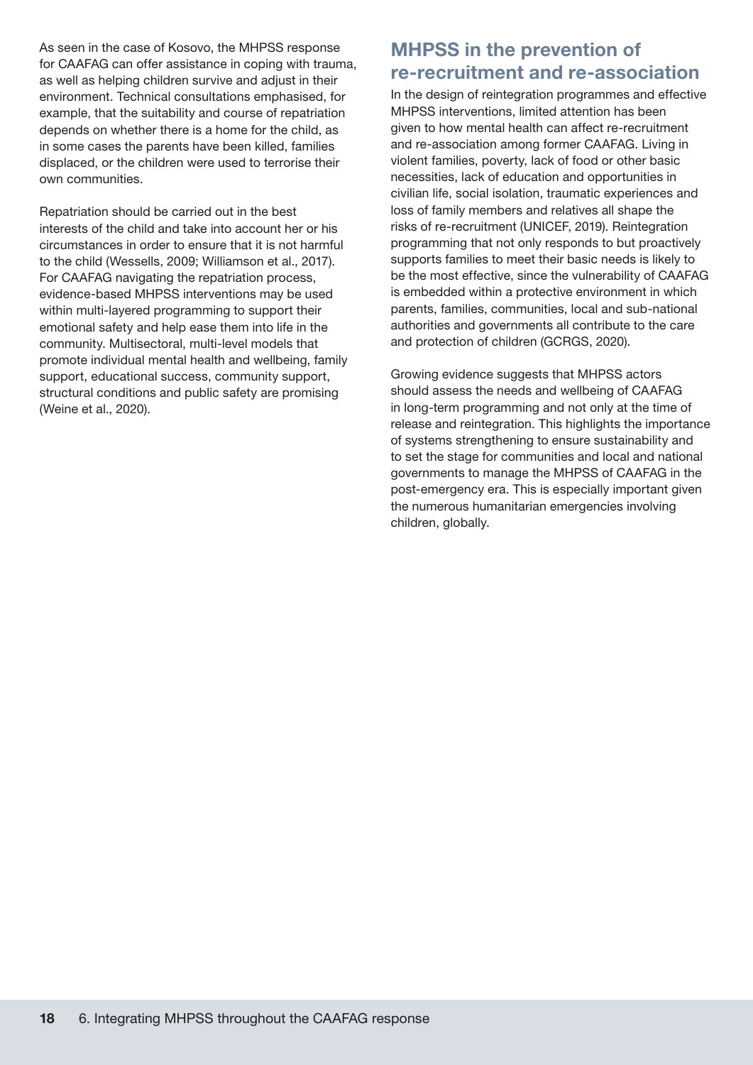As seen in the case of Kosovo, the MHPSS response for CAAFAG can offer assistance in coping with trauma, as well as helping children survive and adjust in their environment. Technical consultations emphasised, for example, that the suitability and course of repatriation depends on whether there is a home for the child, as in some cases the parents have been killed, families displaced, or the children were used to terrorise their own communities.

Repatriation should be carried out in the best interests of the child and take into account her or his circumstances in order to ensure that it is not harmful to the child (Wessells, 2009; Williamson et al., 2017). For CAAFAG navigating the repatriation process, evidence-based MHPSS interventions may be used within multi-layered programming to support their emotional safety and help ease them into life in the community. Multisectoral, multi-level models that promote individual mental health and wellbeing, family support, educational success, community support, structural conditions and public safety are promising (Weine et al., 2020).

## MHPSS in the prevention of re-recruitment and re-association

In the design of reintegration programmes and effective MHPSS interventions, limited attention has been given to how mental health can affect re-recruitment and re-association among former CAAFAG. Living in violent families, poverty, lack of food or other basic necessities, lack of education and opportunities in civilian life, social isolation, traumatic experiences and loss of family members and relatives all shape the risks of re-recruitment (UNICEF, 2019). Reintegration programming that not only responds to but proactively supports families to meet their basic needs is likely to be the most effective, since the vulnerability of CAAFAG is embedded within a protective environment in which parents, families, communities, local and sub-national authorities and governments all contribute to the care and protection of children (GCRGS, 2020).

Growing evidence suggests that MHPSS actors should assess the needs and wellbeing of CAAFAG in long-term programming and not only at the time of release and reintegration. This highlights the importance of systems strengthening to ensure sustainability and to set the stage for communities and local and national governments to manage the MHPSS of CAAFAG in the post-emergency era. This is especially important given the numerous humanitarian emergencies involving children, globally.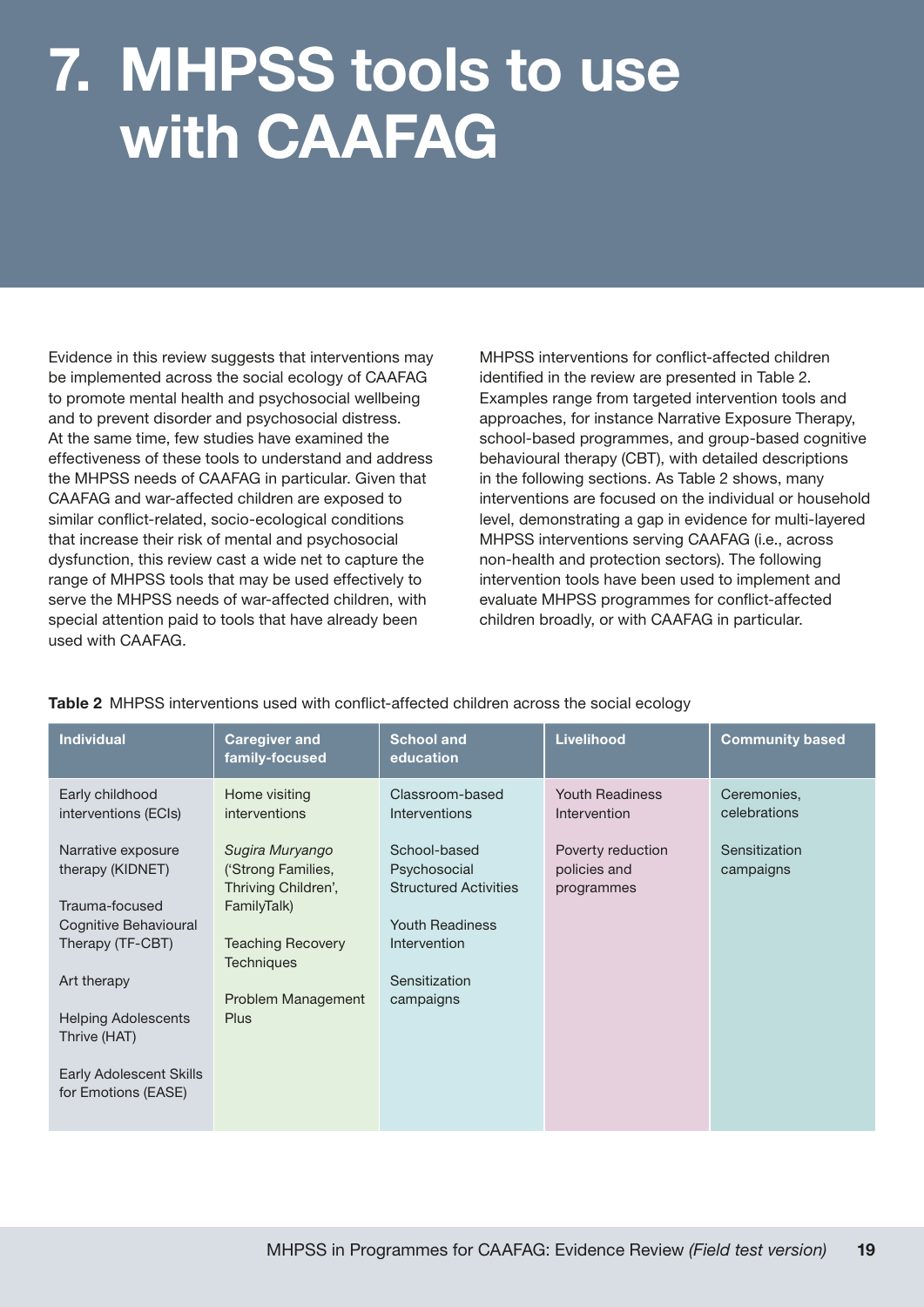# 7. MHPSS tools to use with CAAFAG

Evidence in this review suggests that interventions may be implemented across the social ecology of CAAFAG to promote mental health and psychosocial wellbeing and to prevent disorder and psychosocial distress. At the same time, few studies have examined the effectiveness of these tools to understand and address the MHPSS needs of CAAFAG in particular. Given that CAAFAG and war-affected children are exposed to similar conflict-related, socio-ecological conditions that increase their risk of mental and psychosocial dysfunction, this review cast a wide net to capture the range of MHPSS tools that may be used effectively to serve the MHPSS needs of war-affected children, with special attention paid to tools that have already been used with CAAFAG.

MHPSS interventions for conflict-affected children identified in the review are presented in Table 2. Examples range from targeted intervention tools and approaches, for instance Narrative Exposure Therapy, school-based programmes, and group-based cognitive behavioural therapy (CBT), with detailed descriptions in the following sections. As Table 2 shows, many interventions are focused on the individual or household level, demonstrating a gap in evidence for multi-layered MHPSS interventions serving CAAFAG (i.e., across non-health and protection sectors). The following intervention tools have been used to implement and evaluate MHPSS programmes for conflict-affected children broadly, or with CAAFAG in particular.

**Table 2** MHPSS interventions used with conflict-affected children across the social ecology

| Individual | Caregiver and family-focused | School and education | Livelihood | Community based |
|---|---|---|---|---|
| Early childhood interventions (ECIs) | Home visiting interventions | Classroom-based Interventions | Youth Readiness Intervention | Ceremonies, celebrations |
| Narrative exposure therapy (KIDNET) | *Sugira Muryango* ('Strong Families, Thriving Children', FamilyTalk) | School-based Psychosocial Structured Activities | Poverty reduction policies and programmes | Sensitization campaigns |
| Trauma-focused Cognitive Behavioural Therapy (TF-CBT) | Teaching Recovery Techniques | Youth Readiness Intervention | | |
| Art therapy | Problem Management Plus | Sensitization campaigns | | |
| Helping Adolescents Thrive (HAT) | | | | |
| Early Adolescent Skills for Emotions (EASE) | | | | |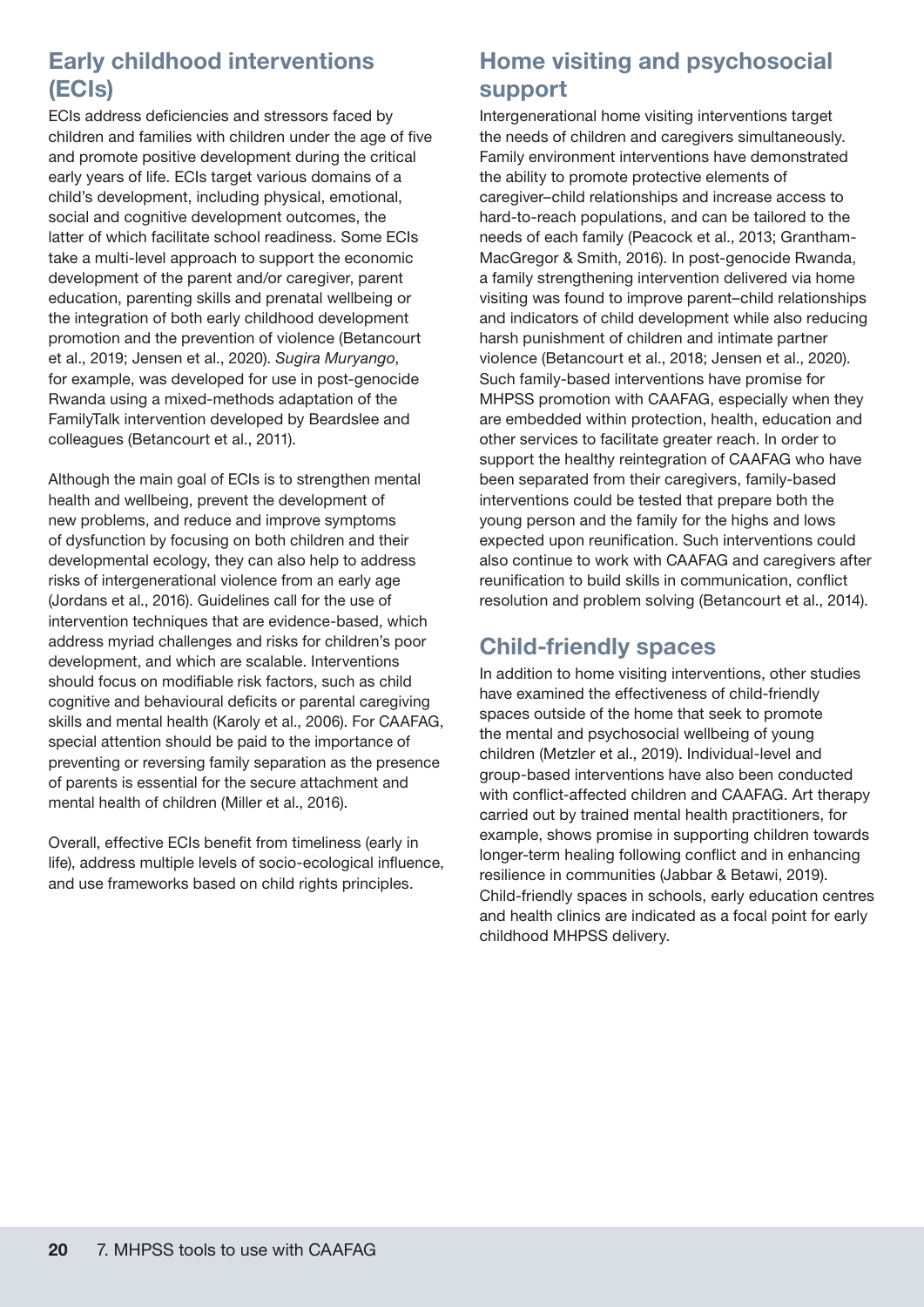## Early childhood interventions (ECIs)

ECIs address deficiencies and stressors faced by children and families with children under the age of five and promote positive development during the critical early years of life. ECIs target various domains of a child's development, including physical, emotional, social and cognitive development outcomes, the latter of which facilitate school readiness. Some ECIs take a multi-level approach to support the economic development of the parent and/or caregiver, parent education, parenting skills and prenatal wellbeing or the integration of both early childhood development promotion and the prevention of violence (Betancourt et al., 2019; Jensen et al., 2020). *Sugira Muryango*, for example, was developed for use in post-genocide Rwanda using a mixed-methods adaptation of the FamilyTalk intervention developed by Beardslee and colleagues (Betancourt et al., 2011).

Although the main goal of ECIs is to strengthen mental health and wellbeing, prevent the development of new problems, and reduce and improve symptoms of dysfunction by focusing on both children and their developmental ecology, they can also help to address risks of intergenerational violence from an early age (Jordans et al., 2016). Guidelines call for the use of intervention techniques that are evidence-based, which address myriad challenges and risks for children's poor development, and which are scalable. Interventions should focus on modifiable risk factors, such as child cognitive and behavioural deficits or parental caregiving skills and mental health (Karoly et al., 2006). For CAAFAG, special attention should be paid to the importance of preventing or reversing family separation as the presence of parents is essential for the secure attachment and mental health of children (Miller et al., 2016).

Overall, effective ECIs benefit from timeliness (early in life), address multiple levels of socio-ecological influence, and use frameworks based on child rights principles.

## Home visiting and psychosocial support

Intergenerational home visiting interventions target the needs of children and caregivers simultaneously. Family environment interventions have demonstrated the ability to promote protective elements of caregiver–child relationships and increase access to hard-to-reach populations, and can be tailored to the needs of each family (Peacock et al., 2013; Grantham-MacGregor & Smith, 2016). In post-genocide Rwanda, a family strengthening intervention delivered via home visiting was found to improve parent–child relationships and indicators of child development while also reducing harsh punishment of children and intimate partner violence (Betancourt et al., 2018; Jensen et al., 2020). Such family-based interventions have promise for MHPSS promotion with CAAFAG, especially when they are embedded within protection, health, education and other services to facilitate greater reach. In order to support the healthy reintegration of CAAFAG who have been separated from their caregivers, family-based interventions could be tested that prepare both the young person and the family for the highs and lows expected upon reunification. Such interventions could also continue to work with CAAFAG and caregivers after reunification to build skills in communication, conflict resolution and problem solving (Betancourt et al., 2014).

## Child-friendly spaces

In addition to home visiting interventions, other studies have examined the effectiveness of child-friendly spaces outside of the home that seek to promote the mental and psychosocial wellbeing of young children (Metzler et al., 2019). Individual-level and group-based interventions have also been conducted with conflict-affected children and CAAFAG. Art therapy carried out by trained mental health practitioners, for example, shows promise in supporting children towards longer-term healing following conflict and in enhancing resilience in communities (Jabbar & Betawi, 2019). Child-friendly spaces in schools, early education centres and health clinics are indicated as a focal point for early childhood MHPSS delivery.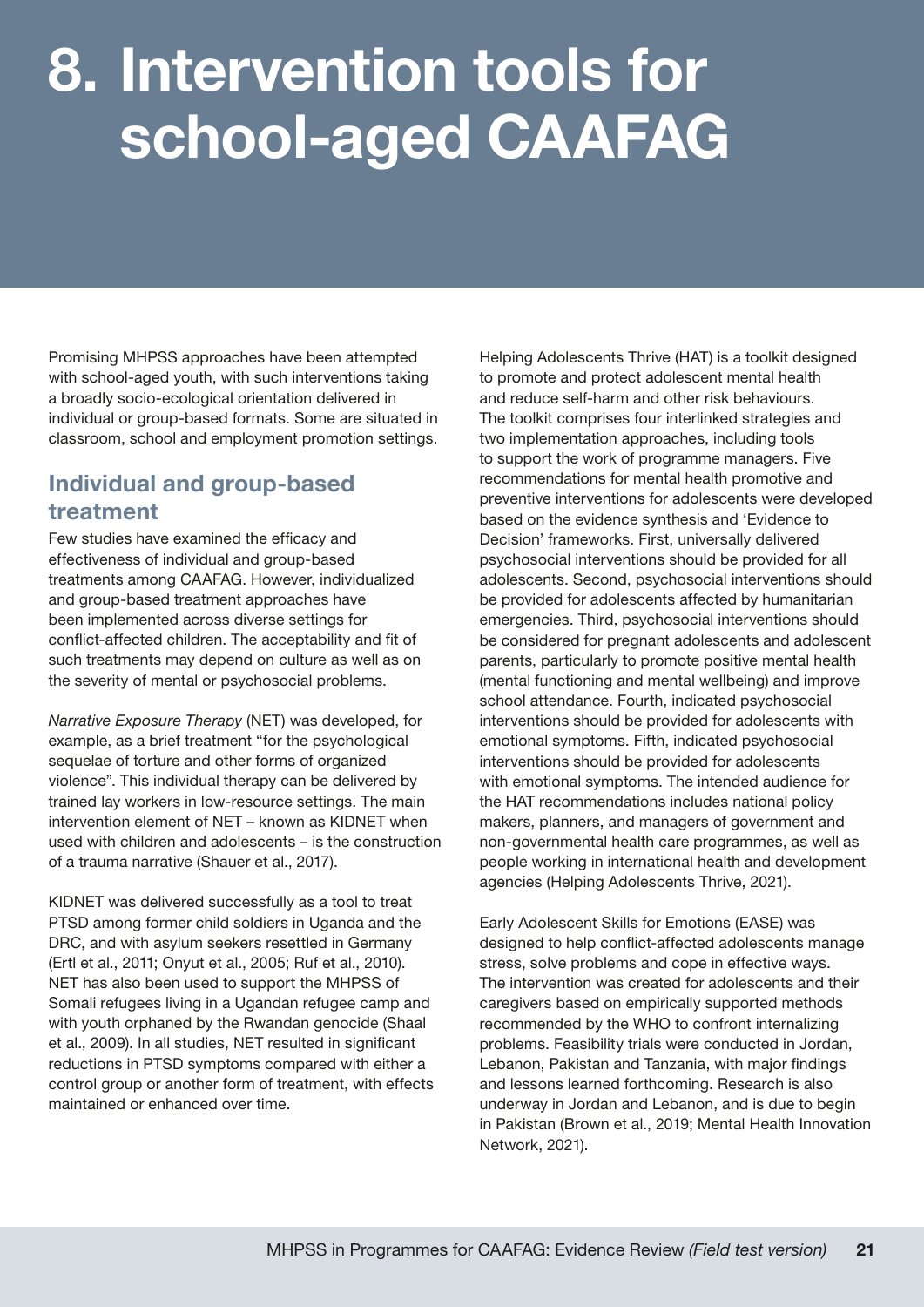# 8. Intervention tools for school-aged CAAFAG

Promising MHPSS approaches have been attempted with school-aged youth, with such interventions taking a broadly socio-ecological orientation delivered in individual or group-based formats. Some are situated in classroom, school and employment promotion settings.

## Individual and group-based treatment

Few studies have examined the efficacy and effectiveness of individual and group-based treatments among CAAFAG. However, individualized and group-based treatment approaches have been implemented across diverse settings for conflict-affected children. The acceptability and fit of such treatments may depend on culture as well as on the severity of mental or psychosocial problems.

*Narrative Exposure Therapy* (NET) was developed, for example, as a brief treatment "for the psychological sequelae of torture and other forms of organized violence". This individual therapy can be delivered by trained lay workers in low-resource settings. The main intervention element of NET – known as KIDNET when used with children and adolescents – is the construction of a trauma narrative (Shauer et al., 2017).

KIDNET was delivered successfully as a tool to treat PTSD among former child soldiers in Uganda and the DRC, and with asylum seekers resettled in Germany (Ertl et al., 2011; Onyut et al., 2005; Ruf et al., 2010). NET has also been used to support the MHPSS of Somali refugees living in a Ugandan refugee camp and with youth orphaned by the Rwandan genocide (Shaal et al., 2009). In all studies, NET resulted in significant reductions in PTSD symptoms compared with either a control group or another form of treatment, with effects maintained or enhanced over time.

Helping Adolescents Thrive (HAT) is a toolkit designed to promote and protect adolescent mental health and reduce self-harm and other risk behaviours. The toolkit comprises four interlinked strategies and two implementation approaches, including tools to support the work of programme managers. Five recommendations for mental health promotive and preventive interventions for adolescents were developed based on the evidence synthesis and 'Evidence to Decision' frameworks. First, universally delivered psychosocial interventions should be provided for all adolescents. Second, psychosocial interventions should be provided for adolescents affected by humanitarian emergencies. Third, psychosocial interventions should be considered for pregnant adolescents and adolescent parents, particularly to promote positive mental health (mental functioning and mental wellbeing) and improve school attendance. Fourth, indicated psychosocial interventions should be provided for adolescents with emotional symptoms. Fifth, indicated psychosocial interventions should be provided for adolescents with emotional symptoms. The intended audience for the HAT recommendations includes national policy makers, planners, and managers of government and non-governmental health care programmes, as well as people working in international health and development agencies (Helping Adolescents Thrive, 2021).

Early Adolescent Skills for Emotions (EASE) was designed to help conflict-affected adolescents manage stress, solve problems and cope in effective ways. The intervention was created for adolescents and their caregivers based on empirically supported methods recommended by the WHO to confront internalizing problems. Feasibility trials were conducted in Jordan, Lebanon, Pakistan and Tanzania, with major findings and lessons learned forthcoming. Research is also underway in Jordan and Lebanon, and is due to begin in Pakistan (Brown et al., 2019; Mental Health Innovation Network, 2021).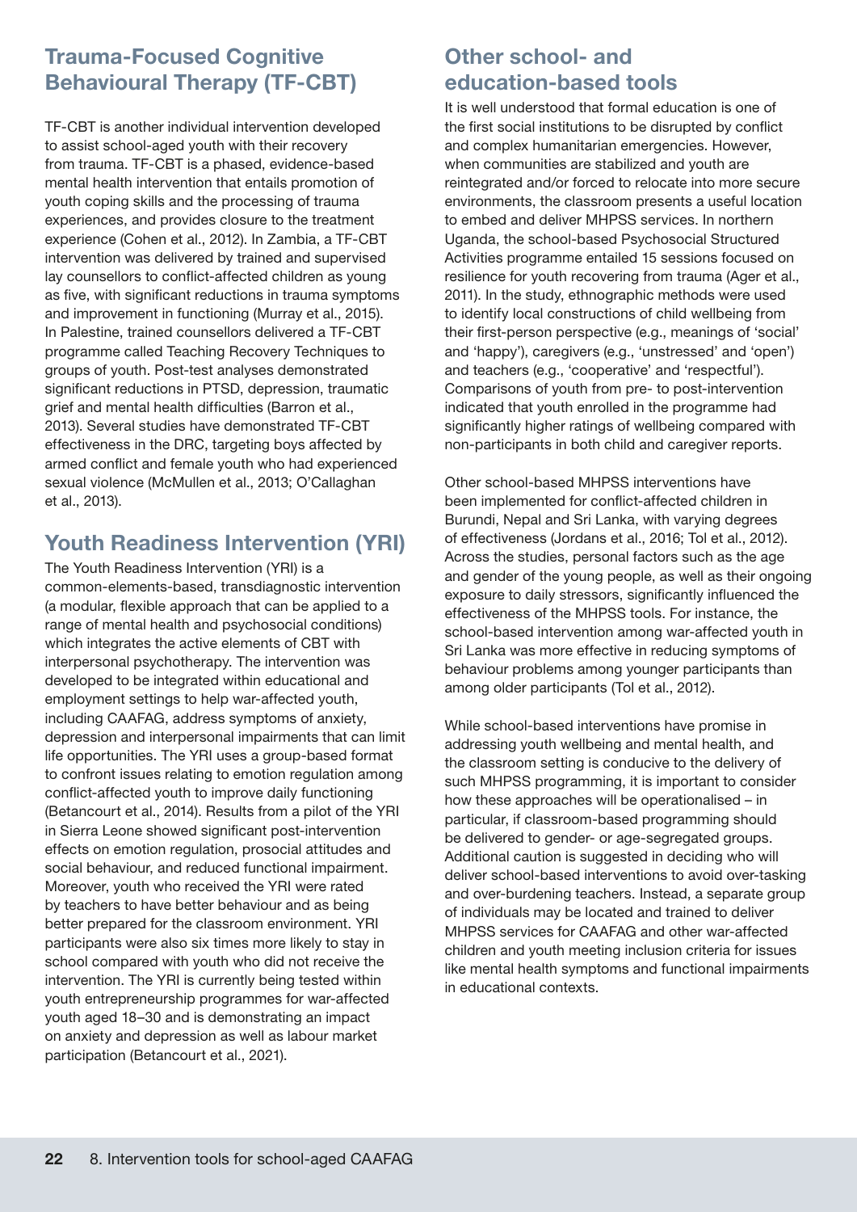## Trauma-Focused Cognitive Behavioural Therapy (TF-CBT)

TF-CBT is another individual intervention developed to assist school-aged youth with their recovery from trauma. TF-CBT is a phased, evidence-based mental health intervention that entails promotion of youth coping skills and the processing of trauma experiences, and provides closure to the treatment experience (Cohen et al., 2012). In Zambia, a TF-CBT intervention was delivered by trained and supervised lay counsellors to conflict-affected children as young as five, with significant reductions in trauma symptoms and improvement in functioning (Murray et al., 2015). In Palestine, trained counsellors delivered a TF-CBT programme called Teaching Recovery Techniques to groups of youth. Post-test analyses demonstrated significant reductions in PTSD, depression, traumatic grief and mental health difficulties (Barron et al., 2013). Several studies have demonstrated TF-CBT effectiveness in the DRC, targeting boys affected by armed conflict and female youth who had experienced sexual violence (McMullen et al., 2013; O'Callaghan et al., 2013).

## Youth Readiness Intervention (YRI)

The Youth Readiness Intervention (YRI) is a common-elements-based, transdiagnostic intervention (a modular, flexible approach that can be applied to a range of mental health and psychosocial conditions) which integrates the active elements of CBT with interpersonal psychotherapy. The intervention was developed to be integrated within educational and employment settings to help war-affected youth, including CAAFAG, address symptoms of anxiety, depression and interpersonal impairments that can limit life opportunities. The YRI uses a group-based format to confront issues relating to emotion regulation among conflict-affected youth to improve daily functioning (Betancourt et al., 2014). Results from a pilot of the YRI in Sierra Leone showed significant post-intervention effects on emotion regulation, prosocial attitudes and social behaviour, and reduced functional impairment. Moreover, youth who received the YRI were rated by teachers to have better behaviour and as being better prepared for the classroom environment. YRI participants were also six times more likely to stay in school compared with youth who did not receive the intervention. The YRI is currently being tested within youth entrepreneurship programmes for war-affected youth aged 18–30 and is demonstrating an impact on anxiety and depression as well as labour market participation (Betancourt et al., 2021).

## Other school- and education-based tools

It is well understood that formal education is one of the first social institutions to be disrupted by conflict and complex humanitarian emergencies. However, when communities are stabilized and youth are reintegrated and/or forced to relocate into more secure environments, the classroom presents a useful location to embed and deliver MHPSS services. In northern Uganda, the school-based Psychosocial Structured Activities programme entailed 15 sessions focused on resilience for youth recovering from trauma (Ager et al., 2011). In the study, ethnographic methods were used to identify local constructions of child wellbeing from their first-person perspective (e.g., meanings of 'social' and 'happy'), caregivers (e.g., 'unstressed' and 'open') and teachers (e.g., 'cooperative' and 'respectful'). Comparisons of youth from pre- to post-intervention indicated that youth enrolled in the programme had significantly higher ratings of wellbeing compared with non-participants in both child and caregiver reports.

Other school-based MHPSS interventions have been implemented for conflict-affected children in Burundi, Nepal and Sri Lanka, with varying degrees of effectiveness (Jordans et al., 2016; Tol et al., 2012). Across the studies, personal factors such as the age and gender of the young people, as well as their ongoing exposure to daily stressors, significantly influenced the effectiveness of the MHPSS tools. For instance, the school-based intervention among war-affected youth in Sri Lanka was more effective in reducing symptoms of behaviour problems among younger participants than among older participants (Tol et al., 2012).

While school-based interventions have promise in addressing youth wellbeing and mental health, and the classroom setting is conducive to the delivery of such MHPSS programming, it is important to consider how these approaches will be operationalised – in particular, if classroom-based programming should be delivered to gender- or age-segregated groups. Additional caution is suggested in deciding who will deliver school-based interventions to avoid over-tasking and over-burdening teachers. Instead, a separate group of individuals may be located and trained to deliver MHPSS services for CAAFAG and other war-affected children and youth meeting inclusion criteria for issues like mental health symptoms and functional impairments in educational contexts.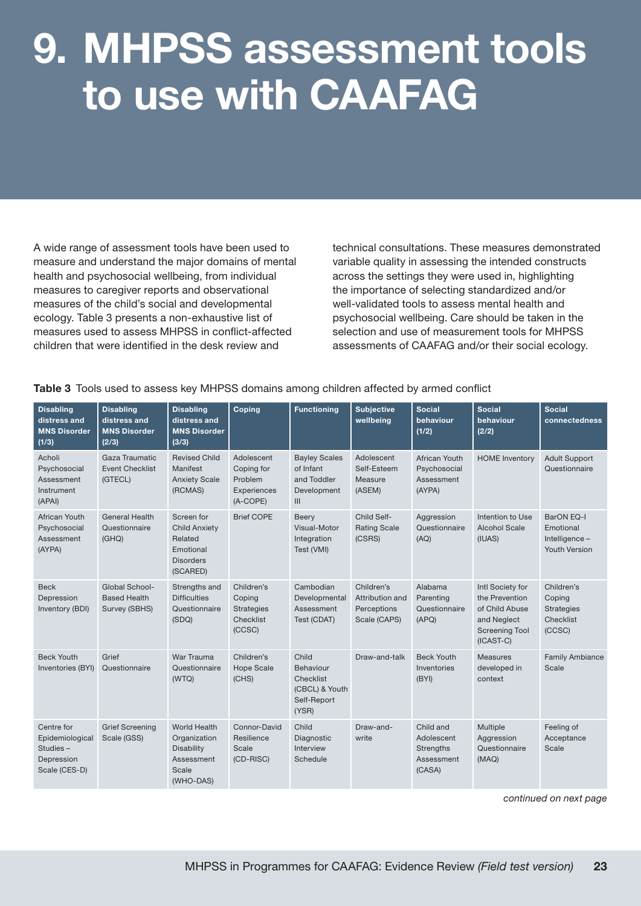# 9. MHPSS assessment tools to use with CAAFAG

A wide range of assessment tools have been used to measure and understand the major domains of mental health and psychosocial wellbeing, from individual measures to caregiver reports and observational measures of the child's social and developmental ecology. Table 3 presents a non-exhaustive list of measures used to assess MHPSS in conflict-affected children that were identified in the desk review and technical consultations. These measures demonstrated variable quality in assessing the intended constructs across the settings they were used in, highlighting the importance of selecting standardized and/or well-validated tools to assess mental health and psychosocial wellbeing. Care should be taken in the selection and use of measurement tools for MHPSS assessments of CAAFAG and/or their social ecology.

**Table 3** Tools used to assess key MHPSS domains among children affected by armed conflict

| Disabling distress and MNS Disorder (1/3) | Disabling distress and MNS Disorder (2/3) | Disabling distress and MNS Disorder (3/3) | Coping | Functioning | Subjective wellbeing | Social behaviour (1/2) | Social behaviour (2/2) | Social connectedness |
|---|---|---|---|---|---|---|---|---|
| Acholi Psychosocial Assessment Instrument (APAI) | Gaza Traumatic Event Checklist (GTECL) | Revised Child Manifest Anxiety Scale (RCMAS) | Adolescent Coping for Problem Experiences (A-COPE) | Bayley Scales of Infant and Toddler Development III | Adolescent Self-Esteem Measure (ASEM) | African Youth Psychosocial Assessment (AYPA) | HOME Inventory | Adult Support Questionnaire |
| African Youth Psychosocial Assessment (AYPA) | General Health Questionnaire (GHQ) | Screen for Child Anxiety Related Emotional Disorders (SCARED) | Brief COPE | Beery Visual-Motor Integration Test (VMI) | Child Self-Rating Scale (CSRS) | Aggression Questionnaire (AQ) | Intention to Use Alcohol Scale (IUAS) | BarON EQ-I Emotional Intelligence – Youth Version |
| Beck Depression Inventory (BDI) | Global School-Based Health Survey (SBHS) | Strengths and Difficulties Questionnaire (SDQ) | Children's Coping Strategies Checklist (CCSC) | Cambodian Developmental Assessment Test (CDAT) | Children's Attribution and Perceptions Scale (CAPS) | Alabama Parenting Questionnaire (APQ) | Intl Society for the Prevention of Child Abuse and Neglect Screening Tool (ICAST-C) | Children's Coping Strategies Checklist (CCSC) |
| Beck Youth Inventories (BYI) | Grief Questionnaire | War Trauma Questionnaire (WTQ) | Children's Hope Scale (CHS) | Child Behaviour Checklist (CBCL) & Youth Self-Report (YSR) | Draw-and-talk | Beck Youth Inventories (BYI) | Measures developed in context | Family Ambiance Scale |
| Centre for Epidemiological Studies – Depression Scale (CES-D) | Grief Screening Scale (GSS) | World Health Organization Disability Assessment Scale (WHO-DAS) | Connor-David Resilience Scale (CD-RISC) | Child Diagnostic Interview Schedule | Draw-and-write | Child and Adolescent Strengths Assessment (CASA) | Multiple Aggression Questionnaire (MAQ) | Feeling of Acceptance Scale |

*continued on next page*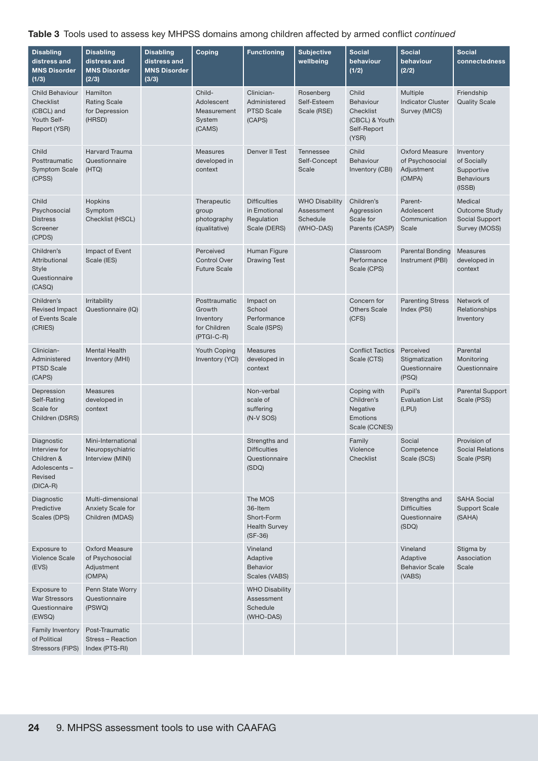**Table 3** Tools used to assess key MHPSS domains among children affected by armed conflict *continued*

| Disabling distress and MNS Disorder (1/3) | Disabling distress and MNS Disorder (2/3) | Disabling distress and MNS Disorder (3/3) | Coping | Functioning | Subjective wellbeing | Social behaviour (1/2) | Social behaviour (2/2) | Social connectedness |
|---|---|---|---|---|---|---|---|---|
| Child Behaviour Checklist (CBCL) and Youth Self-Report (YSR) | Hamilton Rating Scale for Depression (HRSD) | | Child-Adolescent Measurement System (CAMS) | Clinician-Administered PTSD Scale (CAPS) | Rosenberg Self-Esteem Scale (RSE) | Child Behaviour Checklist (CBCL) & Youth Self-Report (YSR) | Multiple Indicator Cluster Survey (MICS) | Friendship Quality Scale |
| Child Posttraumatic Symptom Scale (CPSS) | Harvard Trauma Questionnaire (HTQ) | | Measures developed in context | Denver II Test | Tennessee Self-Concept Scale | Child Behaviour Inventory (CBI) | Oxford Measure of Psychosocial Adjustment (OMPA) | Inventory of Socially Supportive Behaviours (ISSB) |
| Child Psychosocial Distress Screener (CPDS) | Hopkins Symptom Checklist (HSCL) | | Therapeutic group photography (qualitative) | Difficulties in Emotional Regulation Scale (DERS) | WHO Disability Assessment Schedule (WHO-DAS) | Children's Aggression Scale for Parents (CASP) | Parent-Adolescent Communication Scale | Medical Outcome Study Social Support Survey (MOSS) |
| Children's Attributional Style Questionnaire (CASQ) | Impact of Event Scale (IES) | | Perceived Control Over Future Scale | Human Figure Drawing Test | | Classroom Performance Scale (CPS) | Parental Bonding Instrument (PBI) | Measures developed in context |
| Children's Revised Impact of Events Scale (CRIES) | Irritability Questionnaire (IQ) | | Posttraumatic Growth Inventory for Children (PTGI-C-R) | Impact on School Performance Scale (ISPS) | | Concern for Others Scale (CFS) | Parenting Stress Index (PSI) | Network of Relationships Inventory |
| Clinician-Administered PTSD Scale (CAPS) | Mental Health Inventory (MHI) | | Youth Coping Inventory (YCI) | Measures developed in context | | Conflict Tactics Scale (CTS) | Perceived Stigmatization Questionnaire (PSQ) | Parental Monitoring Questionnaire |
| Depression Self-Rating Scale for Children (DSRS) | Measures developed in context | | | Non-verbal scale of suffering (N-V SOS) | | Coping with Children's Negative Emotions Scale (CCNES) | Pupil's Evaluation List (LPU) | Parental Support Scale (PSS) |
| Diagnostic Interview for Children & Adolescents – Revised (DICA-R) | Mini-International Neuropsychiatric Interview (MINI) | | | Strengths and Difficulties Questionnaire (SDQ) | | Family Violence Checklist | Social Competence Scale (SCS) | Provision of Social Relations Scale (PSR) |
| Diagnostic Predictive Scales (DPS) | Multi-dimensional Anxiety Scale for Children (MDAS) | | | The MOS 36-Item Short-Form Health Survey (SF-36) | | | Strengths and Difficulties Questionnaire (SDQ) | SAHA Social Support Scale (SAHA) |
| Exposure to Violence Scale (EVS) | Oxford Measure of Psychosocial Adjustment (OMPA) | | | Vineland Adaptive Behavior Scales (VABS) | | | Vineland Adaptive Behavior Scale (VABS) | Stigma by Association Scale |
| Exposure to War Stressors Questionnaire (EWSQ) | Penn State Worry Questionnaire (PSWQ) | | | WHO Disability Assessment Schedule (WHO-DAS) | | | | |
| Family Inventory of Political Stressors (FIPS) | Post-Traumatic Stress – Reaction Index (PTS-RI) | | | | | | | |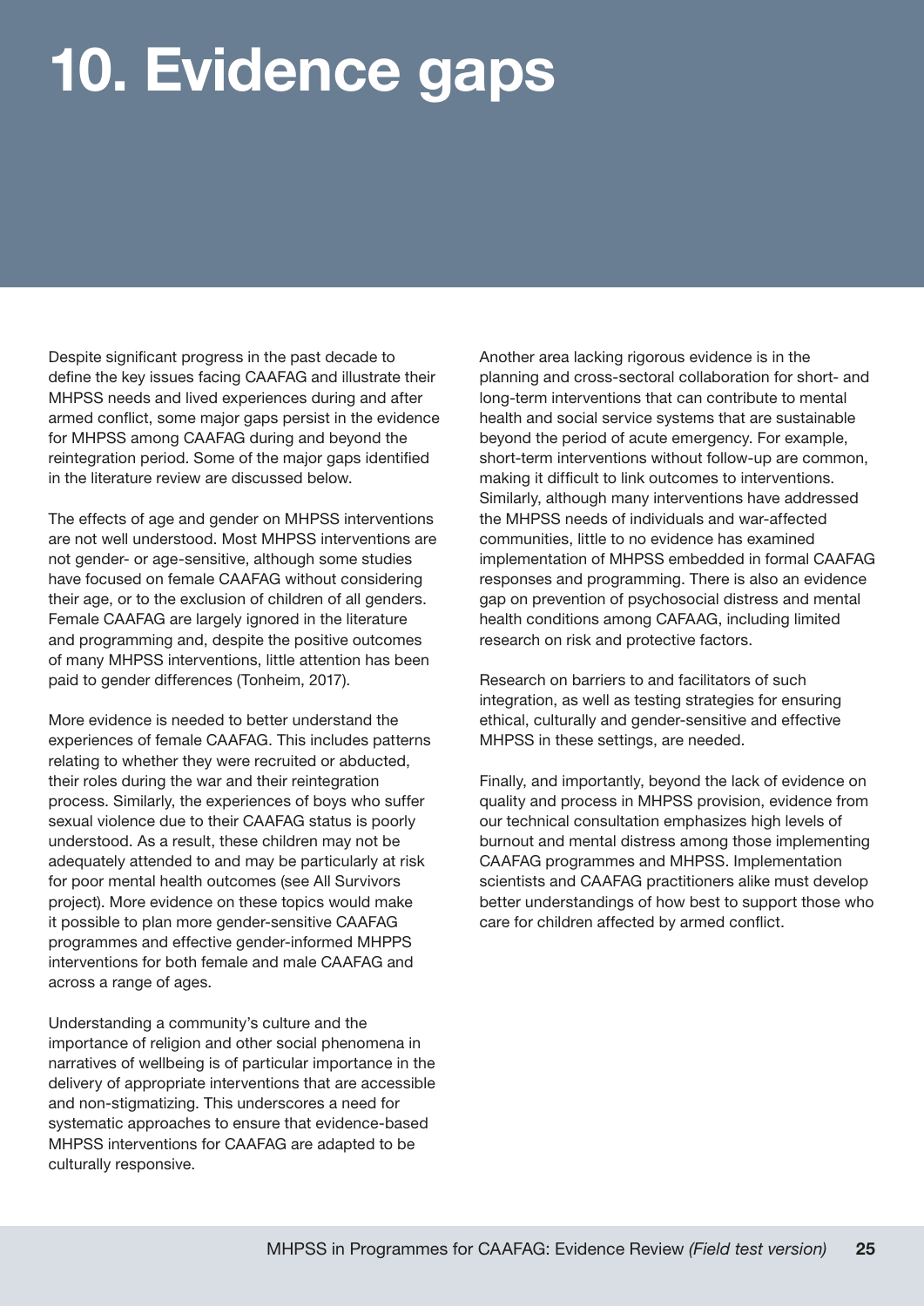# 10. Evidence gaps

Despite significant progress in the past decade to define the key issues facing CAAFAG and illustrate their MHPSS needs and lived experiences during and after armed conflict, some major gaps persist in the evidence for MHPSS among CAAFAG during and beyond the reintegration period. Some of the major gaps identified in the literature review are discussed below.

The effects of age and gender on MHPSS interventions are not well understood. Most MHPSS interventions are not gender- or age-sensitive, although some studies have focused on female CAAFAG without considering their age, or to the exclusion of children of all genders. Female CAAFAG are largely ignored in the literature and programming and, despite the positive outcomes of many MHPSS interventions, little attention has been paid to gender differences (Tonheim, 2017).

More evidence is needed to better understand the experiences of female CAAFAG. This includes patterns relating to whether they were recruited or abducted, their roles during the war and their reintegration process. Similarly, the experiences of boys who suffer sexual violence due to their CAAFAG status is poorly understood. As a result, these children may not be adequately attended to and may be particularly at risk for poor mental health outcomes (see All Survivors project). More evidence on these topics would make it possible to plan more gender-sensitive CAAFAG programmes and effective gender-informed MHPPS interventions for both female and male CAAFAG and across a range of ages.

Understanding a community's culture and the importance of religion and other social phenomena in narratives of wellbeing is of particular importance in the delivery of appropriate interventions that are accessible and non-stigmatizing. This underscores a need for systematic approaches to ensure that evidence-based MHPSS interventions for CAAFAG are adapted to be culturally responsive.

Another area lacking rigorous evidence is in the planning and cross-sectoral collaboration for short- and long-term interventions that can contribute to mental health and social service systems that are sustainable beyond the period of acute emergency. For example, short-term interventions without follow-up are common, making it difficult to link outcomes to interventions. Similarly, although many interventions have addressed the MHPSS needs of individuals and war-affected communities, little to no evidence has examined implementation of MHPSS embedded in formal CAAFAG responses and programming. There is also an evidence gap on prevention of psychosocial distress and mental health conditions among CAFAAG, including limited research on risk and protective factors.

Research on barriers to and facilitators of such integration, as well as testing strategies for ensuring ethical, culturally and gender-sensitive and effective MHPSS in these settings, are needed.

Finally, and importantly, beyond the lack of evidence on quality and process in MHPSS provision, evidence from our technical consultation emphasizes high levels of burnout and mental distress among those implementing CAAFAG programmes and MHPSS. Implementation scientists and CAAFAG practitioners alike must develop better understandings of how best to support those who care for children affected by armed conflict.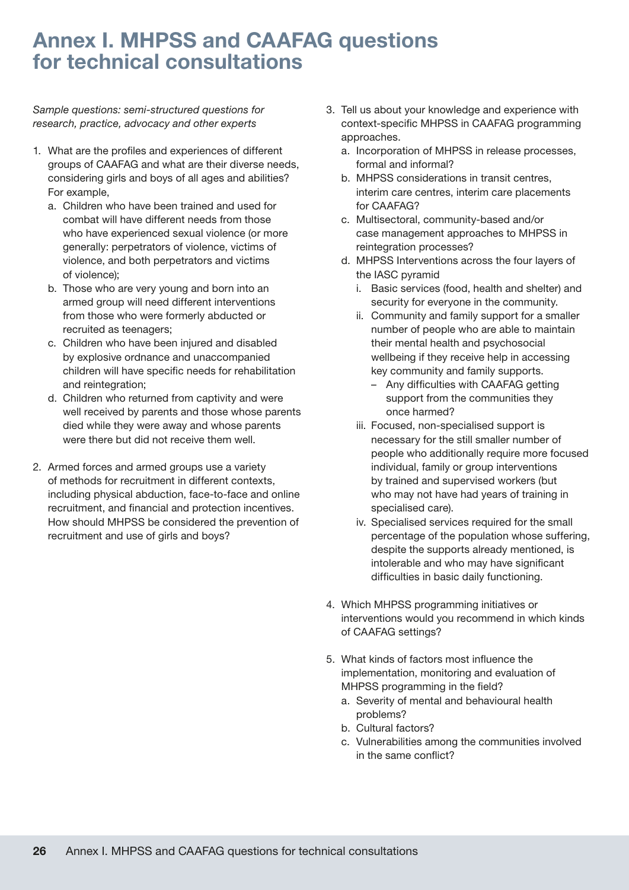# Annex I. MHPSS and CAAFAG questions for technical consultations

*Sample questions: semi-structured questions for research, practice, advocacy and other experts*

1. What are the profiles and experiences of different groups of CAAFAG and what are their diverse needs, considering girls and boys of all ages and abilities? For example,
   a. Children who have been trained and used for combat will have different needs from those who have experienced sexual violence (or more generally: perpetrators of violence, victims of violence, and both perpetrators and victims of violence);
   b. Those who are very young and born into an armed group will need different interventions from those who were formerly abducted or recruited as teenagers;
   c. Children who have been injured and disabled by explosive ordnance and unaccompanied children will have specific needs for rehabilitation and reintegration;
   d. Children who returned from captivity and were well received by parents and those whose parents died while they were away and whose parents were there but did not receive them well.

2. Armed forces and armed groups use a variety of methods for recruitment in different contexts, including physical abduction, face-to-face and online recruitment, and financial and protection incentives. How should MHPSS be considered the prevention of recruitment and use of girls and boys?

3. Tell us about your knowledge and experience with context-specific MHPSS in CAAFAG programming approaches.
   a. Incorporation of MHPSS in release processes, formal and informal?
   b. MHPSS considerations in transit centres, interim care centres, interim care placements for CAAFAG?
   c. Multisectoral, community-based and/or case management approaches to MHPSS in reintegration processes?
   d. MHPSS Interventions across the four layers of the IASC pyramid
      i. Basic services (food, health and shelter) and security for everyone in the community.
      ii. Community and family support for a smaller number of people who are able to maintain their mental health and psychosocial wellbeing if they receive help in accessing key community and family supports.
         – Any difficulties with CAAFAG getting support from the communities they once harmed?
      iii. Focused, non-specialised support is necessary for the still smaller number of people who additionally require more focused individual, family or group interventions by trained and supervised workers (but who may not have had years of training in specialised care).
      iv. Specialised services required for the small percentage of the population whose suffering, despite the supports already mentioned, is intolerable and who may have significant difficulties in basic daily functioning.

4. Which MHPSS programming initiatives or interventions would you recommend in which kinds of CAAFAG settings?

5. What kinds of factors most influence the implementation, monitoring and evaluation of MHPSS programming in the field?
   a. Severity of mental and behavioural health problems?
   b. Cultural factors?
   c. Vulnerabilities among the communities involved in the same conflict?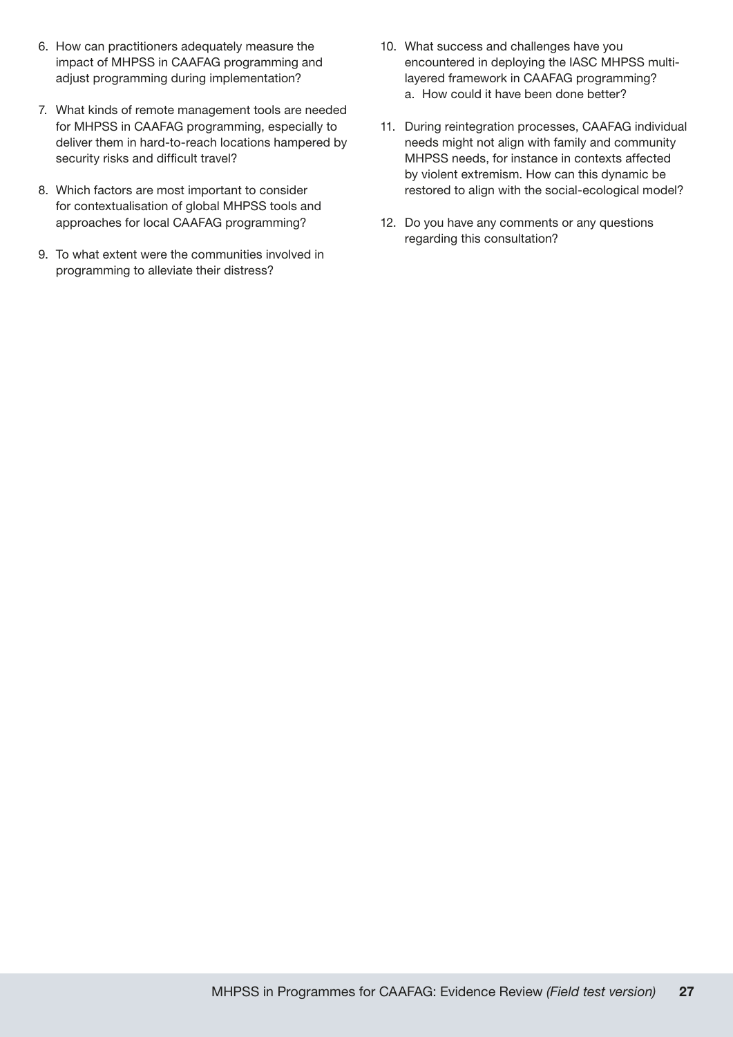6. How can practitioners adequately measure the impact of MHPSS in CAAFAG programming and adjust programming during implementation?

7. What kinds of remote management tools are needed for MHPSS in CAAFAG programming, especially to deliver them in hard-to-reach locations hampered by security risks and difficult travel?

8. Which factors are most important to consider for contextualisation of global MHPSS tools and approaches for local CAAFAG programming?

9. To what extent were the communities involved in programming to alleviate their distress?

10. What success and challenges have you encountered in deploying the IASC MHPSS multi-layered framework in CAAFAG programming?
    a. How could it have been done better?

11. During reintegration processes, CAAFAG individual needs might not align with family and community MHPSS needs, for instance in contexts affected by violent extremism. How can this dynamic be restored to align with the social-ecological model?

12. Do you have any comments or any questions regarding this consultation?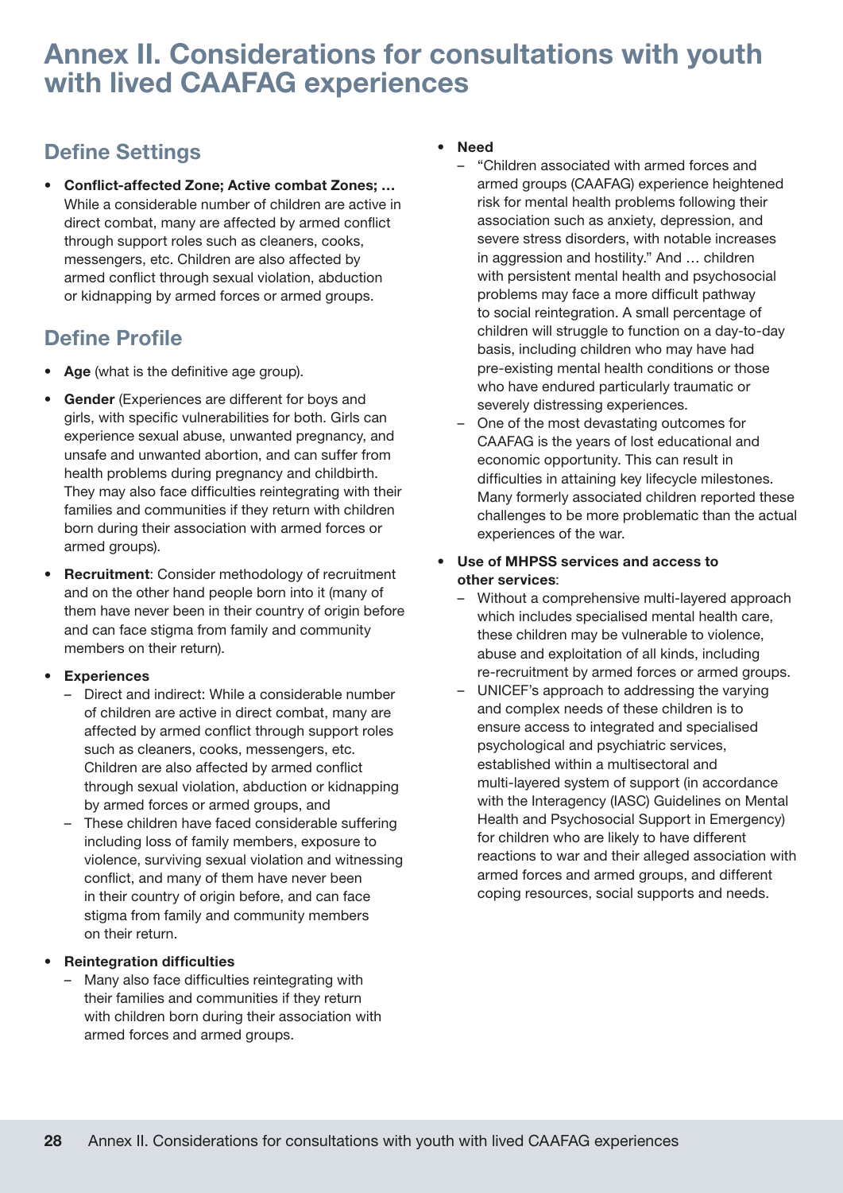# Annex II. Considerations for consultations with youth with lived CAAFAG experiences

## Define Settings

- **Conflict-affected Zone; Active combat Zones; …** While a considerable number of children are active in direct combat, many are affected by armed conflict through support roles such as cleaners, cooks, messengers, etc. Children are also affected by armed conflict through sexual violation, abduction or kidnapping by armed forces or armed groups.

## Define Profile

- **Age** (what is the definitive age group).
- **Gender** (Experiences are different for boys and girls, with specific vulnerabilities for both. Girls can experience sexual abuse, unwanted pregnancy, and unsafe and unwanted abortion, and can suffer from health problems during pregnancy and childbirth. They may also face difficulties reintegrating with their families and communities if they return with children born during their association with armed forces or armed groups).
- **Recruitment**: Consider methodology of recruitment and on the other hand people born into it (many of them have never been in their country of origin before and can face stigma from family and community members on their return).
- **Experiences**
  - Direct and indirect: While a considerable number of children are active in direct combat, many are affected by armed conflict through support roles such as cleaners, cooks, messengers, etc. Children are also affected by armed conflict through sexual violation, abduction or kidnapping by armed forces or armed groups, and
  - These children have faced considerable suffering including loss of family members, exposure to violence, surviving sexual violation and witnessing conflict, and many of them have never been in their country of origin before, and can face stigma from family and community members on their return.
- **Reintegration difficulties**
  - Many also face difficulties reintegrating with their families and communities if they return with children born during their association with armed forces and armed groups.
- **Need**
  - "Children associated with armed forces and armed groups (CAAFAG) experience heightened risk for mental health problems following their association such as anxiety, depression, and severe stress disorders, with notable increases in aggression and hostility." And … children with persistent mental health and psychosocial problems may face a more difficult pathway to social reintegration. A small percentage of children will struggle to function on a day-to-day basis, including children who may have had pre-existing mental health conditions or those who have endured particularly traumatic or severely distressing experiences.
  - One of the most devastating outcomes for CAAFAG is the years of lost educational and economic opportunity. This can result in difficulties in attaining key lifecycle milestones. Many formerly associated children reported these challenges to be more problematic than the actual experiences of the war.
- **Use of MHPSS services and access to other services**:
  - Without a comprehensive multi-layered approach which includes specialised mental health care, these children may be vulnerable to violence, abuse and exploitation of all kinds, including re-recruitment by armed forces or armed groups.
  - UNICEF's approach to addressing the varying and complex needs of these children is to ensure access to integrated and specialised psychological and psychiatric services, established within a multisectoral and multi-layered system of support (in accordance with the Interagency (IASC) Guidelines on Mental Health and Psychosocial Support in Emergency) for children who are likely to have different reactions to war and their alleged association with armed forces and armed groups, and different coping resources, social supports and needs.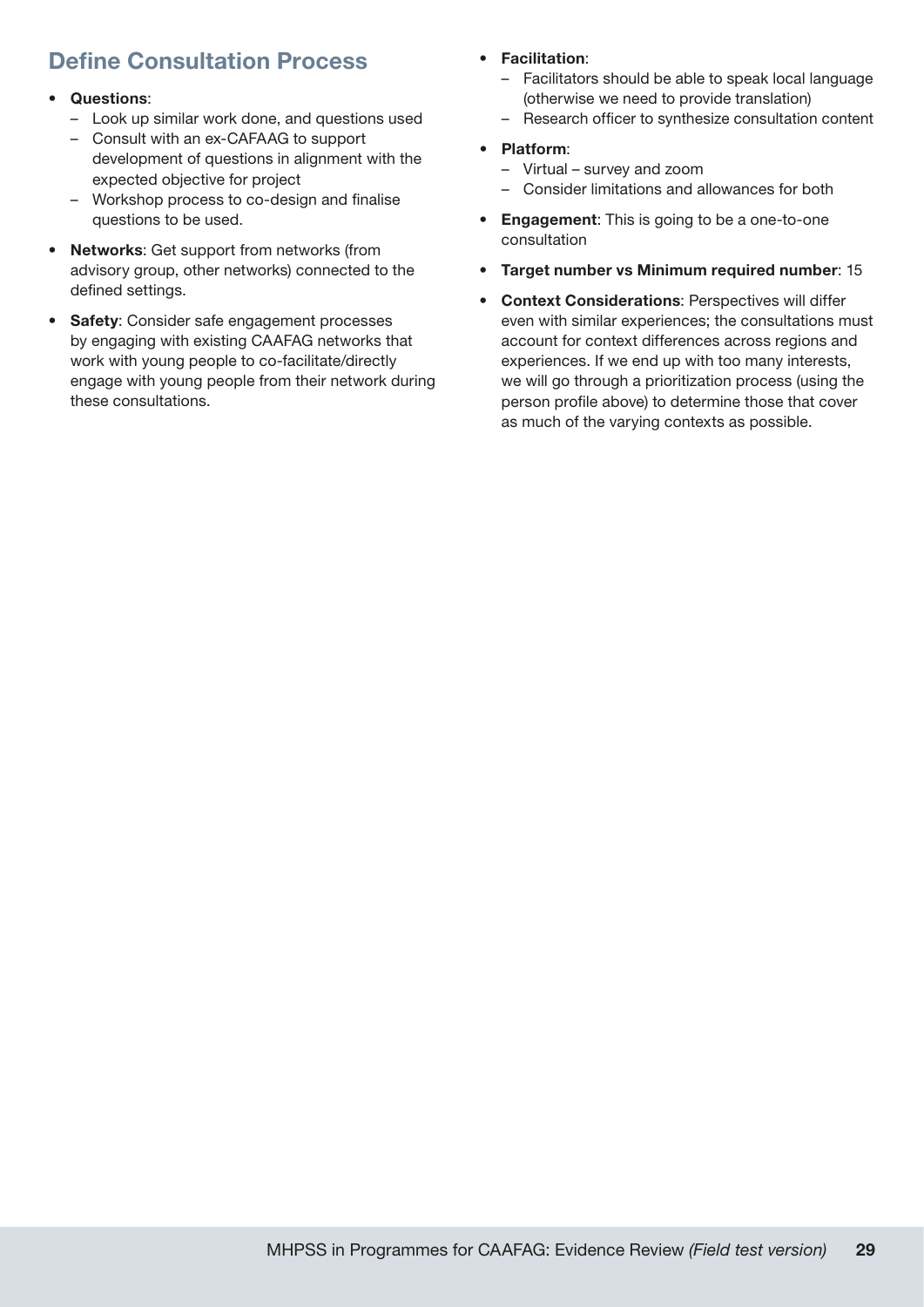## Define Consultation Process

- **Questions**:
  - Look up similar work done, and questions used
  - Consult with an ex-CAFAAG to support development of questions in alignment with the expected objective for project
  - Workshop process to co-design and finalise questions to be used.
- **Networks**: Get support from networks (from advisory group, other networks) connected to the defined settings.
- **Safety**: Consider safe engagement processes by engaging with existing CAAFAG networks that work with young people to co-facilitate/directly engage with young people from their network during these consultations.
- **Facilitation**:
  - Facilitators should be able to speak local language (otherwise we need to provide translation)
  - Research officer to synthesize consultation content
- **Platform**:
  - Virtual – survey and zoom
  - Consider limitations and allowances for both
- **Engagement**: This is going to be a one-to-one consultation
- **Target number vs Minimum required number**: 15
- **Context Considerations**: Perspectives will differ even with similar experiences; the consultations must account for context differences across regions and experiences. If we end up with too many interests, we will go through a prioritization process (using the person profile above) to determine those that cover as much of the varying contexts as possible.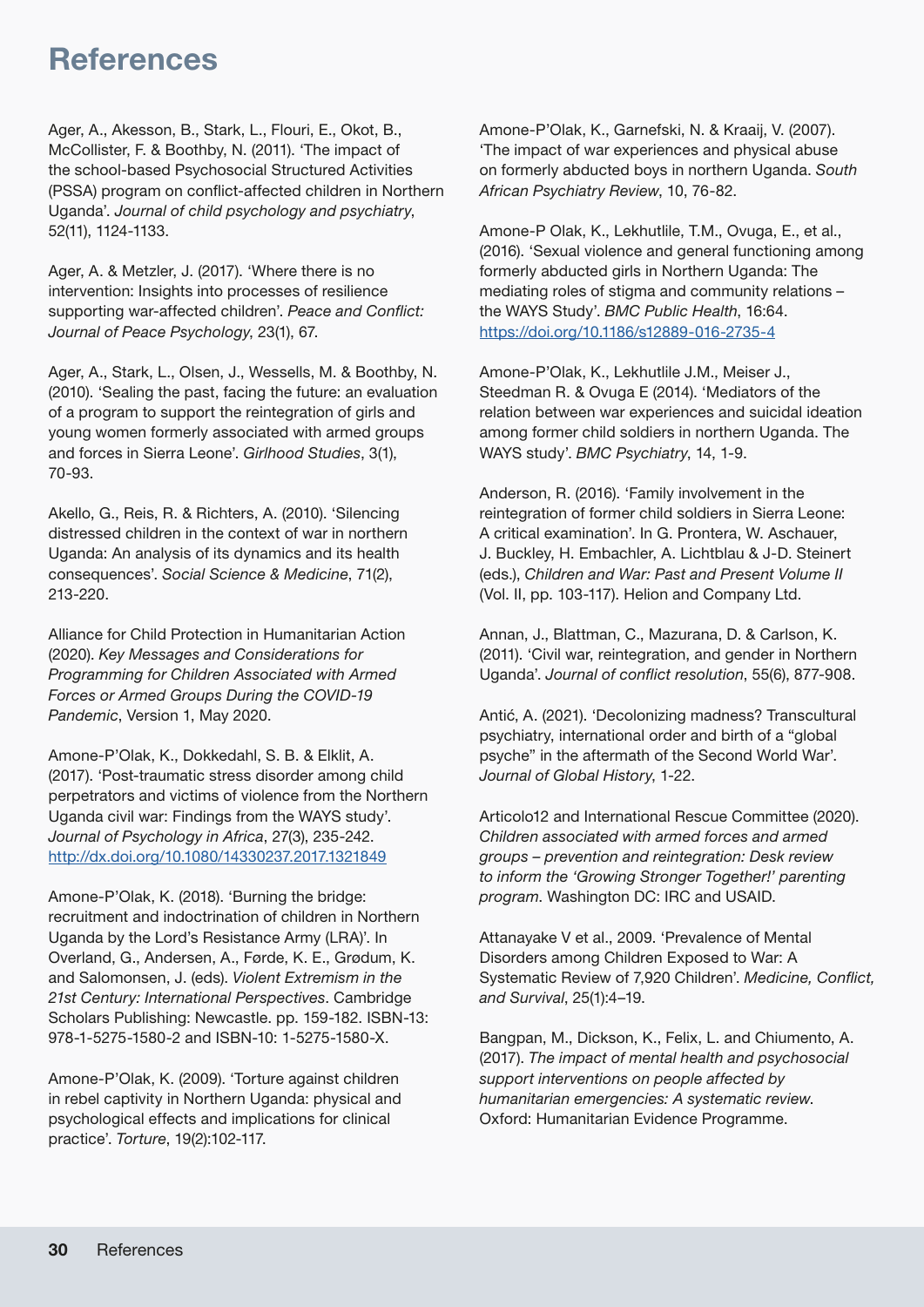# References

Ager, A., Akesson, B., Stark, L., Flouri, E., Okot, B., McCollister, F. & Boothby, N. (2011). 'The impact of the school-based Psychosocial Structured Activities (PSSA) program on conflict-affected children in Northern Uganda'. *Journal of child psychology and psychiatry*, 52(11), 1124-1133.

Ager, A. & Metzler, J. (2017). 'Where there is no intervention: Insights into processes of resilience supporting war-affected children'. *Peace and Conflict: Journal of Peace Psychology*, 23(1), 67.

Ager, A., Stark, L., Olsen, J., Wessells, M. & Boothby, N. (2010). 'Sealing the past, facing the future: an evaluation of a program to support the reintegration of girls and young women formerly associated with armed groups and forces in Sierra Leone'. *Girlhood Studies*, 3(1), 70-93.

Akello, G., Reis, R. & Richters, A. (2010). 'Silencing distressed children in the context of war in northern Uganda: An analysis of its dynamics and its health consequences'. *Social Science & Medicine*, 71(2), 213-220.

Alliance for Child Protection in Humanitarian Action (2020). *Key Messages and Considerations for Programming for Children Associated with Armed Forces or Armed Groups During the COVID-19 Pandemic*, Version 1, May 2020.

Amone-P'Olak, K., Dokkedahl, S. B. & Elklit, A. (2017). 'Post-traumatic stress disorder among child perpetrators and victims of violence from the Northern Uganda civil war: Findings from the WAYS study'. *Journal of Psychology in Africa*, 27(3), 235-242. http://dx.doi.org/10.1080/14330237.2017.1321849

Amone-P'Olak, K. (2018). 'Burning the bridge: recruitment and indoctrination of children in Northern Uganda by the Lord's Resistance Army (LRA)'. In Overland, G., Andersen, A., Førde, K. E., Grødum, K. and Salomonsen, J. (eds). *Violent Extremism in the 21st Century: International Perspectives*. Cambridge Scholars Publishing: Newcastle. pp. 159-182. ISBN-13: 978-1-5275-1580-2 and ISBN-10: 1-5275-1580-X.

Amone-P'Olak, K. (2009). 'Torture against children in rebel captivity in Northern Uganda: physical and psychological effects and implications for clinical practice'. *Torture*, 19(2):102-117.

Amone-P'Olak, K., Garnefski, N. & Kraaij, V. (2007). 'The impact of war experiences and physical abuse on formerly abducted boys in northern Uganda. *South African Psychiatry Review*, 10, 76-82.

Amone-P Olak, K., Lekhutlile, T.M., Ovuga, E., et al., (2016). 'Sexual violence and general functioning among formerly abducted girls in Northern Uganda: The mediating roles of stigma and community relations – the WAYS Study'. *BMC Public Health*, 16:64. https://doi.org/10.1186/s12889-016-2735-4

Amone-P'Olak, K., Lekhutlile J.M., Meiser J., Steedman R. & Ovuga E (2014). 'Mediators of the relation between war experiences and suicidal ideation among former child soldiers in northern Uganda. The WAYS study'. *BMC Psychiatry*, 14, 1-9.

Anderson, R. (2016). 'Family involvement in the reintegration of former child soldiers in Sierra Leone: A critical examination'. In G. Prontera, W. Aschauer, J. Buckley, H. Embachler, A. Lichtblau & J-D. Steinert (eds.), *Children and War: Past and Present Volume II* (Vol. II, pp. 103-117). Helion and Company Ltd.

Annan, J., Blattman, C., Mazurana, D. & Carlson, K. (2011). 'Civil war, reintegration, and gender in Northern Uganda'. *Journal of conflict resolution*, 55(6), 877-908.

Antić, A. (2021). 'Decolonizing madness? Transcultural psychiatry, international order and birth of a "global psyche" in the aftermath of the Second World War'. *Journal of Global History*, 1-22.

Articolo12 and International Rescue Committee (2020). *Children associated with armed forces and armed groups – prevention and reintegration: Desk review to inform the 'Growing Stronger Together!' parenting program*. Washington DC: IRC and USAID.

Attanayake V et al., 2009. 'Prevalence of Mental Disorders among Children Exposed to War: A Systematic Review of 7,920 Children'. *Medicine, Conflict, and Survival*, 25(1):4–19.

Bangpan, M., Dickson, K., Felix, L. and Chiumento, A. (2017). *The impact of mental health and psychosocial support interventions on people affected by humanitarian emergencies: A systematic review*. Oxford: Humanitarian Evidence Programme.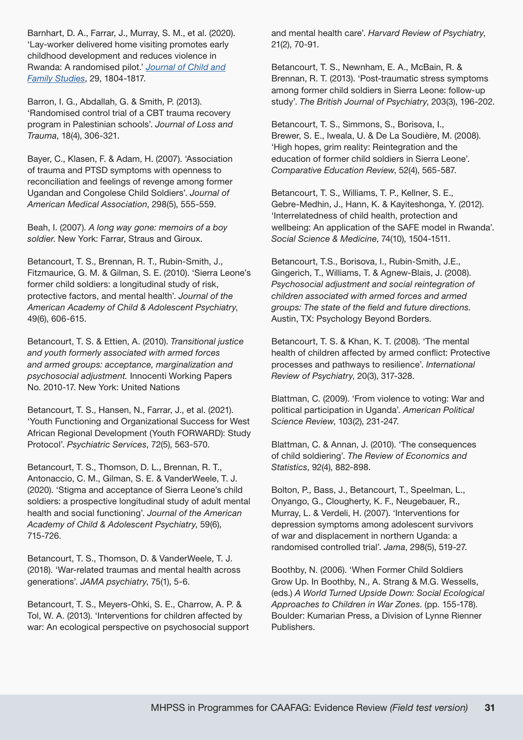Barnhart, D. A., Farrar, J., Murray, S. M., et al. (2020). 'Lay-worker delivered home visiting promotes early childhood development and reduces violence in Rwanda: A randomised pilot.' *Journal of Child and Family Studies*, 29, 1804-1817.

Barron, I. G., Abdallah, G. & Smith, P. (2013). 'Randomised control trial of a CBT trauma recovery program in Palestinian schools'. *Journal of Loss and Trauma*, 18(4), 306-321.

Bayer, C., Klasen, F. & Adam, H. (2007). 'Association of trauma and PTSD symptoms with openness to reconciliation and feelings of revenge among former Ugandan and Congolese Child Soldiers'. *Journal of American Medical Association*, 298(5), 555-559.

Beah, I. (2007). *A long way gone: memoirs of a boy soldier.* New York: Farrar, Straus and Giroux.

Betancourt, T. S., Brennan, R. T., Rubin-Smith, J., Fitzmaurice, G. M. & Gilman, S. E. (2010). 'Sierra Leone's former child soldiers: a longitudinal study of risk, protective factors, and mental health'. *Journal of the American Academy of Child & Adolescent Psychiatry*, 49(6), 606-615.

Betancourt, T. S. & Ettien, A. (2010). *Transitional justice and youth formerly associated with armed forces and armed groups: acceptance, marginalization and psychosocial adjustment.* Innocenti Working Papers No. 2010-17. New York: United Nations

Betancourt, T. S., Hansen, N., Farrar, J., et al. (2021). 'Youth Functioning and Organizational Success for West African Regional Development (Youth FORWARD): Study Protocol'. *Psychiatric Services*, 72(5), 563-570.

Betancourt, T. S., Thomson, D. L., Brennan, R. T., Antonaccio, C. M., Gilman, S. E. & VanderWeele, T. J. (2020). 'Stigma and acceptance of Sierra Leone's child soldiers: a prospective longitudinal study of adult mental health and social functioning'. *Journal of the American Academy of Child & Adolescent Psychiatry*, 59(6), 715-726.

Betancourt, T. S., Thomson, D. & VanderWeele, T. J. (2018). 'War-related traumas and mental health across generations'. *JAMA psychiatry*, 75(1), 5-6.

Betancourt, T. S., Meyers-Ohki, S. E., Charrow, A. P. & Tol, W. A. (2013). 'Interventions for children affected by war: An ecological perspective on psychosocial support and mental health care'. *Harvard Review of Psychiatry*, 21(2), 70-91.

Betancourt, T. S., Newnham, E. A., McBain, R. & Brennan, R. T. (2013). 'Post-traumatic stress symptoms among former child soldiers in Sierra Leone: follow-up study'. *The British Journal of Psychiatry*, 203(3), 196-202.

Betancourt, T. S., Simmons, S., Borisova, I., Brewer, S. E., Iweala, U. & De La Soudière, M. (2008). 'High hopes, grim reality: Reintegration and the education of former child soldiers in Sierra Leone'. *Comparative Education Review*, 52(4), 565-587.

Betancourt, T. S., Williams, T. P., Kellner, S. E., Gebre-Medhin, J., Hann, K. & Kayiteshonga, Y. (2012). 'Interrelatedness of child health, protection and wellbeing: An application of the SAFE model in Rwanda'. *Social Science & Medicine*, 74(10), 1504-1511.

Betancourt, T.S., Borisova, I., Rubin-Smith, J.E., Gingerich, T., Williams, T. & Agnew-Blais, J. (2008). *Psychosocial adjustment and social reintegration of children associated with armed forces and armed groups: The state of the field and future directions.* Austin, TX: Psychology Beyond Borders.

Betancourt, T. S. & Khan, K. T. (2008). 'The mental health of children affected by armed conflict: Protective processes and pathways to resilience'. *International Review of Psychiatry*, 20(3), 317-328.

Blattman, C. (2009). 'From violence to voting: War and political participation in Uganda'. *American Political Science Review*, 103(2), 231-247.

Blattman, C. & Annan, J. (2010). 'The consequences of child soldiering'. *The Review of Economics and Statistics*, 92(4), 882-898.

Bolton, P., Bass, J., Betancourt, T., Speelman, L., Onyango, G., Clougherty, K. F., Neugebauer, R., Murray, L. & Verdeli, H. (2007). 'Interventions for depression symptoms among adolescent survivors of war and displacement in northern Uganda: a randomised controlled trial'. *Jama*, 298(5), 519-27.

Boothby, N. (2006). 'When Former Child Soldiers Grow Up. In Boothby, N., A. Strang & M.G. Wessells, (eds.) *A World Turned Upside Down: Social Ecological Approaches to Children in War Zones.* (pp. 155-178). Boulder: Kumarian Press, a Division of Lynne Rienner Publishers.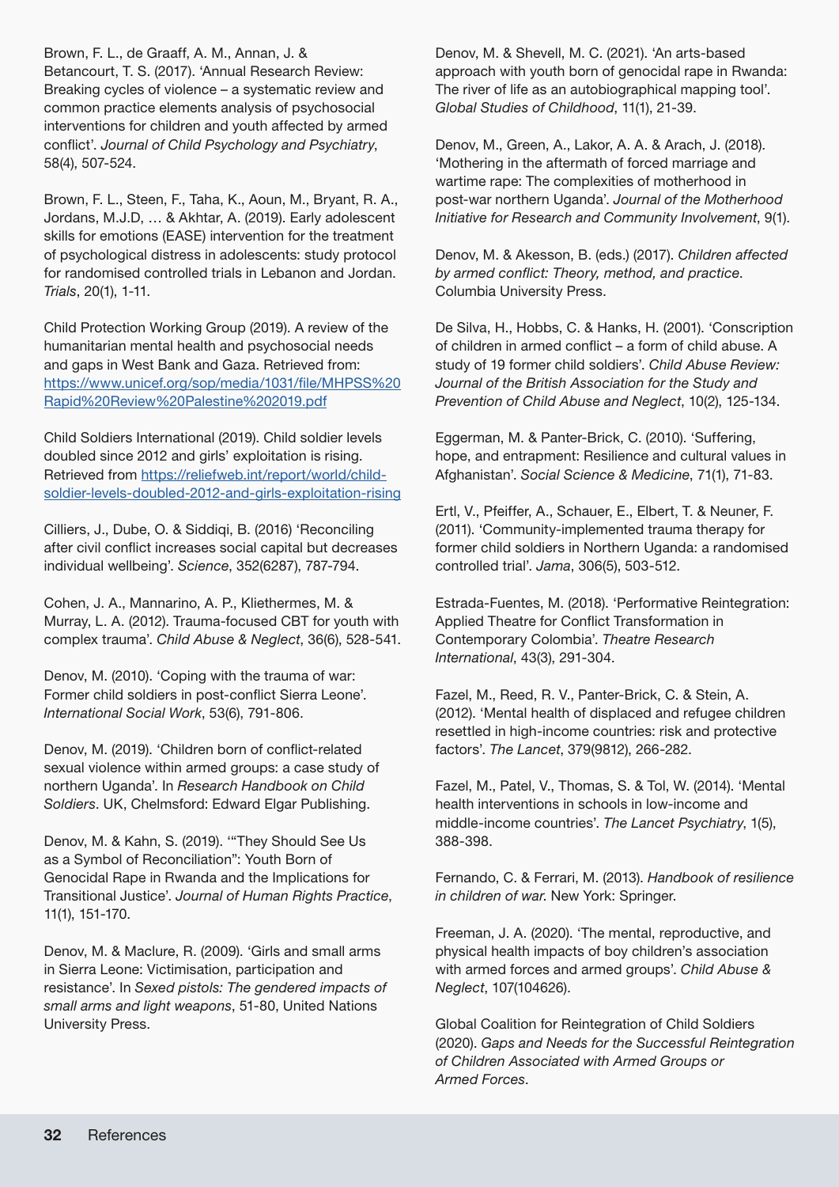Brown, F. L., de Graaff, A. M., Annan, J. & Betancourt, T. S. (2017). 'Annual Research Review: Breaking cycles of violence – a systematic review and common practice elements analysis of psychosocial interventions for children and youth affected by armed conflict'. *Journal of Child Psychology and Psychiatry*, 58(4), 507-524.

Brown, F. L., Steen, F., Taha, K., Aoun, M., Bryant, R. A., Jordans, M.J.D, … & Akhtar, A. (2019). Early adolescent skills for emotions (EASE) intervention for the treatment of psychological distress in adolescents: study protocol for randomised controlled trials in Lebanon and Jordan. *Trials*, 20(1), 1-11.

Child Protection Working Group (2019). A review of the humanitarian mental health and psychosocial needs and gaps in West Bank and Gaza. Retrieved from: [https://www.unicef.org/sop/media/1031/file/MHPSS%20Rapid%20Review%20Palestine%202019.pdf](https://www.unicef.org/sop/media/1031/file/MHPSS%20Rapid%20Review%20Palestine%202019.pdf)

Child Soldiers International (2019). Child soldier levels doubled since 2012 and girls' exploitation is rising. Retrieved from [https://reliefweb.int/report/world/child-soldier-levels-doubled-2012-and-girls-exploitation-rising](https://reliefweb.int/report/world/child-soldier-levels-doubled-2012-and-girls-exploitation-rising)

Cilliers, J., Dube, O. & Siddiqi, B. (2016) 'Reconciling after civil conflict increases social capital but decreases individual wellbeing'. *Science*, 352(6287), 787-794.

Cohen, J. A., Mannarino, A. P., Kliethermes, M. & Murray, L. A. (2012). Trauma-focused CBT for youth with complex trauma'. *Child Abuse & Neglect*, 36(6), 528-541.

Denov, M. (2010). 'Coping with the trauma of war: Former child soldiers in post-conflict Sierra Leone'. *International Social Work*, 53(6), 791-806.

Denov, M. (2019). 'Children born of conflict-related sexual violence within armed groups: a case study of northern Uganda'. In *Research Handbook on Child Soldiers*. UK, Chelmsford: Edward Elgar Publishing.

Denov, M. & Kahn, S. (2019). '"They Should See Us as a Symbol of Reconciliation": Youth Born of Genocidal Rape in Rwanda and the Implications for Transitional Justice'. *Journal of Human Rights Practice*, 11(1), 151-170.

Denov, M. & Maclure, R. (2009). 'Girls and small arms in Sierra Leone: Victimisation, participation and resistance'. In *Sexed pistols: The gendered impacts of small arms and light weapons*, 51-80, United Nations University Press.

Denov, M. & Shevell, M. C. (2021). 'An arts-based approach with youth born of genocidal rape in Rwanda: The river of life as an autobiographical mapping tool'. *Global Studies of Childhood*, 11(1), 21-39.

Denov, M., Green, A., Lakor, A. A. & Arach, J. (2018). 'Mothering in the aftermath of forced marriage and wartime rape: The complexities of motherhood in post-war northern Uganda'. *Journal of the Motherhood Initiative for Research and Community Involvement*, 9(1).

Denov, M. & Akesson, B. (eds.) (2017). *Children affected by armed conflict: Theory, method, and practice*. Columbia University Press.

De Silva, H., Hobbs, C. & Hanks, H. (2001). 'Conscription of children in armed conflict – a form of child abuse. A study of 19 former child soldiers'. *Child Abuse Review: Journal of the British Association for the Study and Prevention of Child Abuse and Neglect*, 10(2), 125-134.

Eggerman, M. & Panter-Brick, C. (2010). 'Suffering, hope, and entrapment: Resilience and cultural values in Afghanistan'. *Social Science & Medicine*, 71(1), 71-83.

Ertl, V., Pfeiffer, A., Schauer, E., Elbert, T. & Neuner, F. (2011). 'Community-implemented trauma therapy for former child soldiers in Northern Uganda: a randomised controlled trial'. *Jama*, 306(5), 503-512.

Estrada-Fuentes, M. (2018). 'Performative Reintegration: Applied Theatre for Conflict Transformation in Contemporary Colombia'. *Theatre Research International*, 43(3), 291-304.

Fazel, M., Reed, R. V., Panter-Brick, C. & Stein, A. (2012). 'Mental health of displaced and refugee children resettled in high-income countries: risk and protective factors'. *The Lancet*, 379(9812), 266-282.

Fazel, M., Patel, V., Thomas, S. & Tol, W. (2014). 'Mental health interventions in schools in low-income and middle-income countries'. *The Lancet Psychiatry*, 1(5), 388-398.

Fernando, C. & Ferrari, M. (2013). *Handbook of resilience in children of war*. New York: Springer.

Freeman, J. A. (2020). 'The mental, reproductive, and physical health impacts of boy children's association with armed forces and armed groups'. *Child Abuse & Neglect*, 107(104626).

Global Coalition for Reintegration of Child Soldiers (2020). *Gaps and Needs for the Successful Reintegration of Children Associated with Armed Groups or Armed Forces*.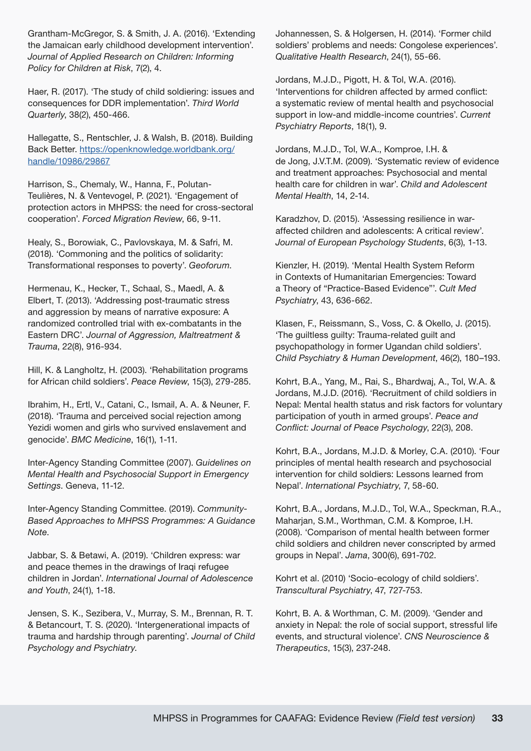Grantham-McGregor, S. & Smith, J. A. (2016). 'Extending the Jamaican early childhood development intervention'. *Journal of Applied Research on Children: Informing Policy for Children at Risk*, 7(2), 4.

Haer, R. (2017). 'The study of child soldiering: issues and consequences for DDR implementation'. *Third World Quarterly*, 38(2), 450-466.

Hallegatte, S., Rentschler, J. & Walsh, B. (2018). Building Back Better. [https://openknowledge.worldbank.org/handle/10986/29867](https://openknowledge.worldbank.org/handle/10986/29867)

Harrison, S., Chemaly, W., Hanna, F., Polutan-Teulières, N. & Ventevogel, P. (2021). 'Engagement of protection actors in MHPSS: the need for cross-sectoral cooperation'. *Forced Migration Review*, 66, 9-11.

Healy, S., Borowiak, C., Pavlovskaya, M. & Safri, M. (2018). 'Commoning and the politics of solidarity: Transformational responses to poverty'. *Geoforum*.

Hermenau, K., Hecker, T., Schaal, S., Maedl, A. & Elbert, T. (2013). 'Addressing post-traumatic stress and aggression by means of narrative exposure: A randomized controlled trial with ex-combatants in the Eastern DRC'. *Journal of Aggression, Maltreatment & Trauma*, 22(8), 916-934.

Hill, K. & Langholtz, H. (2003). 'Rehabilitation programs for African child soldiers'. *Peace Review*, 15(3), 279-285.

Ibrahim, H., Ertl, V., Catani, C., Ismail, A. A. & Neuner, F. (2018). 'Trauma and perceived social rejection among Yezidi women and girls who survived enslavement and genocide'. *BMC Medicine*, 16(1), 1-11.

Inter-Agency Standing Committee (2007). *Guidelines on Mental Health and Psychosocial Support in Emergency Settings*. Geneva, 11-12.

Inter-Agency Standing Committee. (2019). *Community-Based Approaches to MHPSS Programmes: A Guidance Note*.

Jabbar, S. & Betawi, A. (2019). 'Children express: war and peace themes in the drawings of Iraqi refugee children in Jordan'. *International Journal of Adolescence and Youth*, 24(1), 1-18.

Jensen, S. K., Sezibera, V., Murray, S. M., Brennan, R. T. & Betancourt, T. S. (2020). 'Intergenerational impacts of trauma and hardship through parenting'. *Journal of Child Psychology and Psychiatry*.

Johannessen, S. & Holgersen, H. (2014). 'Former child soldiers' problems and needs: Congolese experiences'. *Qualitative Health Research*, 24(1), 55-66.

Jordans, M.J.D., Pigott, H. & Tol, W.A. (2016). 'Interventions for children affected by armed conflict: a systematic review of mental health and psychosocial support in low-and middle-income countries'. *Current Psychiatry Reports*, 18(1), 9.

Jordans, M.J.D., Tol, W.A., Komproe, I.H. & de Jong, J.V.T.M. (2009). 'Systematic review of evidence and treatment approaches: Psychosocial and mental health care for children in war'. *Child and Adolescent Mental Health*, 14, 2-14.

Karadzhov, D. (2015). 'Assessing resilience in war-affected children and adolescents: A critical review'. *Journal of European Psychology Students*, 6(3), 1-13.

Kienzler, H. (2019). 'Mental Health System Reform in Contexts of Humanitarian Emergencies: Toward a Theory of "Practice-Based Evidence"'. *Cult Med Psychiatry*, 43, 636-662.

Klasen, F., Reissmann, S., Voss, C. & Okello, J. (2015). 'The guiltless guilty: Trauma-related guilt and psychopathology in former Ugandan child soldiers'. *Child Psychiatry & Human Development*, 46(2), 180–193.

Kohrt, B.A., Yang, M., Rai, S., Bhardwaj, A., Tol, W.A. & Jordans, M.J.D. (2016). 'Recruitment of child soldiers in Nepal: Mental health status and risk factors for voluntary participation of youth in armed groups'. *Peace and Conflict: Journal of Peace Psychology*, 22(3), 208.

Kohrt, B.A., Jordans, M.J.D. & Morley, C.A. (2010). 'Four principles of mental health research and psychosocial intervention for child soldiers: Lessons learned from Nepal'. *International Psychiatry*, 7, 58-60.

Kohrt, B.A., Jordans, M.J.D., Tol, W.A., Speckman, R.A., Maharjan, S.M., Worthman, C.M. & Komproe, I.H. (2008). 'Comparison of mental health between former child soldiers and children never conscripted by armed groups in Nepal'. *Jama*, 300(6), 691-702.

Kohrt et al. (2010) 'Socio-ecology of child soldiers'. *Transcultural Psychiatry*, 47, 727-753.

Kohrt, B. A. & Worthman, C. M. (2009). 'Gender and anxiety in Nepal: the role of social support, stressful life events, and structural violence'. *CNS Neuroscience & Therapeutics*, 15(3), 237-248.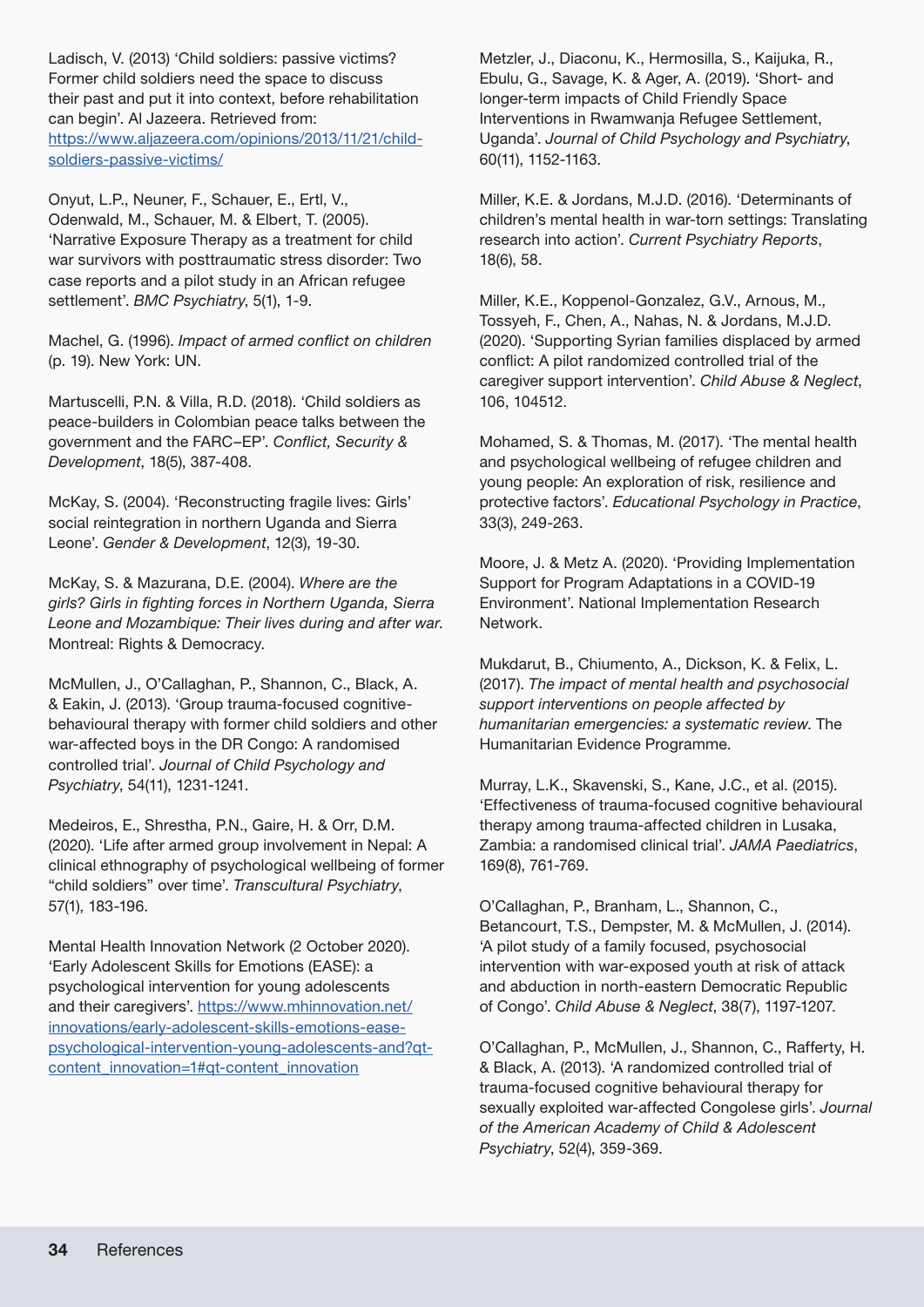Ladisch, V. (2013) 'Child soldiers: passive victims? Former child soldiers need the space to discuss their past and put it into context, before rehabilitation can begin'. Al Jazeera. Retrieved from: [https://www.aljazeera.com/opinions/2013/11/21/child-soldiers-passive-victims/](https://www.aljazeera.com/opinions/2013/11/21/child-soldiers-passive-victims/)

Onyut, L.P., Neuner, F., Schauer, E., Ertl, V., Odenwald, M., Schauer, M. & Elbert, T. (2005). 'Narrative Exposure Therapy as a treatment for child war survivors with posttraumatic stress disorder: Two case reports and a pilot study in an African refugee settlement'. *BMC Psychiatry*, 5(1), 1-9.

Machel, G. (1996). *Impact of armed conflict on children* (p. 19). New York: UN.

Martuscelli, P.N. & Villa, R.D. (2018). 'Child soldiers as peace-builders in Colombian peace talks between the government and the FARC–EP'. *Conflict, Security & Development*, 18(5), 387-408.

McKay, S. (2004). 'Reconstructing fragile lives: Girls' social reintegration in northern Uganda and Sierra Leone'. *Gender & Development*, 12(3), 19-30.

McKay, S. & Mazurana, D.E. (2004). *Where are the girls? Girls in fighting forces in Northern Uganda, Sierra Leone and Mozambique: Their lives during and after war*. Montreal: Rights & Democracy.

McMullen, J., O'Callaghan, P., Shannon, C., Black, A. & Eakin, J. (2013). 'Group trauma-focused cognitive-behavioural therapy with former child soldiers and other war-affected boys in the DR Congo: A randomised controlled trial'. *Journal of Child Psychology and Psychiatry*, 54(11), 1231-1241.

Medeiros, E., Shrestha, P.N., Gaire, H. & Orr, D.M. (2020). 'Life after armed group involvement in Nepal: A clinical ethnography of psychological wellbeing of former "child soldiers" over time'. *Transcultural Psychiatry*, 57(1), 183-196.

Mental Health Innovation Network (2 October 2020). 'Early Adolescent Skills for Emotions (EASE): a psychological intervention for young adolescents and their caregivers'. [https://www.mhinnovation.net/innovations/early-adolescent-skills-emotions-ease-psychological-intervention-young-adolescents-and?qt-content_innovation=1#qt-content_innovation](https://www.mhinnovation.net/innovations/early-adolescent-skills-emotions-ease-psychological-intervention-young-adolescents-and?qt-content_innovation=1#qt-content_innovation)

Metzler, J., Diaconu, K., Hermosilla, S., Kaijuka, R., Ebulu, G., Savage, K. & Ager, A. (2019). 'Short- and longer-term impacts of Child Friendly Space Interventions in Rwamwanja Refugee Settlement, Uganda'. *Journal of Child Psychology and Psychiatry*, 60(11), 1152-1163.

Miller, K.E. & Jordans, M.J.D. (2016). 'Determinants of children's mental health in war-torn settings: Translating research into action'. *Current Psychiatry Reports*, 18(6), 58.

Miller, K.E., Koppenol-Gonzalez, G.V., Arnous, M., Tossyeh, F., Chen, A., Nahas, N. & Jordans, M.J.D. (2020). 'Supporting Syrian families displaced by armed conflict: A pilot randomized controlled trial of the caregiver support intervention'. *Child Abuse & Neglect*, 106, 104512.

Mohamed, S. & Thomas, M. (2017). 'The mental health and psychological wellbeing of refugee children and young people: An exploration of risk, resilience and protective factors'. *Educational Psychology in Practice*, 33(3), 249-263.

Moore, J. & Metz A. (2020). 'Providing Implementation Support for Program Adaptations in a COVID-19 Environment'. National Implementation Research Network.

Mukdarut, B., Chiumento, A., Dickson, K. & Felix, L. (2017). *The impact of mental health and psychosocial support interventions on people affected by humanitarian emergencies: a systematic review*. The Humanitarian Evidence Programme.

Murray, L.K., Skavenski, S., Kane, J.C., et al. (2015). 'Effectiveness of trauma-focused cognitive behavioural therapy among trauma-affected children in Lusaka, Zambia: a randomised clinical trial'. *JAMA Paediatrics*, 169(8), 761-769.

O'Callaghan, P., Branham, L., Shannon, C., Betancourt, T.S., Dempster, M. & McMullen, J. (2014). 'A pilot study of a family focused, psychosocial intervention with war-exposed youth at risk of attack and abduction in north-eastern Democratic Republic of Congo'. *Child Abuse & Neglect*, 38(7), 1197-1207.

O'Callaghan, P., McMullen, J., Shannon, C., Rafferty, H. & Black, A. (2013). 'A randomized controlled trial of trauma-focused cognitive behavioural therapy for sexually exploited war-affected Congolese girls'. *Journal of the American Academy of Child & Adolescent Psychiatry*, 52(4), 359-369.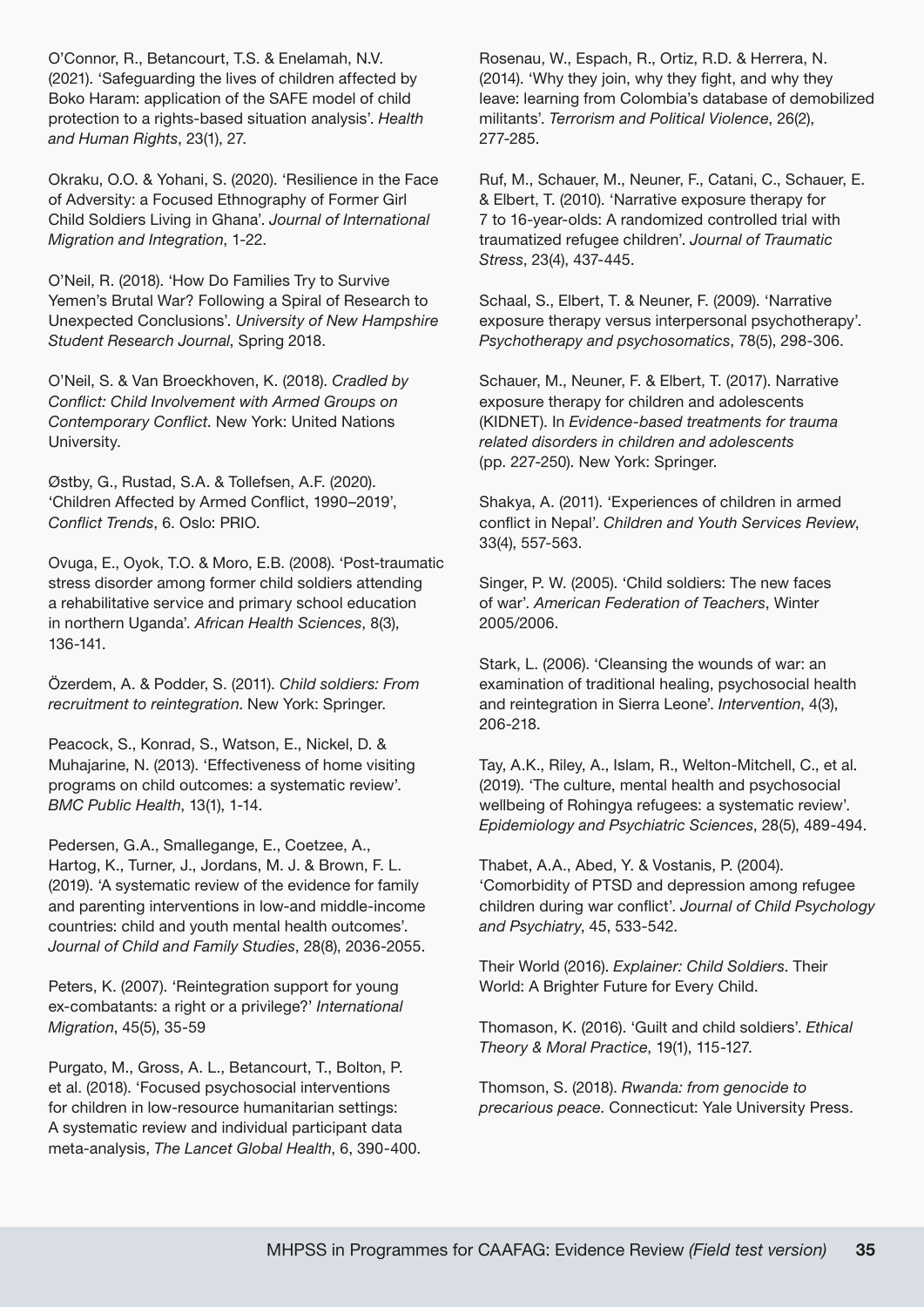O'Connor, R., Betancourt, T.S. & Enelamah, N.V. (2021). 'Safeguarding the lives of children affected by Boko Haram: application of the SAFE model of child protection to a rights-based situation analysis'. *Health and Human Rights*, 23(1), 27.

Okraku, O.O. & Yohani, S. (2020). 'Resilience in the Face of Adversity: a Focused Ethnography of Former Girl Child Soldiers Living in Ghana'. *Journal of International Migration and Integration*, 1-22.

O'Neil, R. (2018). 'How Do Families Try to Survive Yemen's Brutal War? Following a Spiral of Research to Unexpected Conclusions'. *University of New Hampshire Student Research Journal*, Spring 2018.

O'Neil, S. & Van Broeckhoven, K. (2018). *Cradled by Conflict: Child Involvement with Armed Groups on Contemporary Conflict*. New York: United Nations University.

Østby, G., Rustad, S.A. & Tollefsen, A.F. (2020). 'Children Affected by Armed Conflict, 1990–2019', *Conflict Trends*, 6. Oslo: PRIO.

Ovuga, E., Oyok, T.O. & Moro, E.B. (2008). 'Post-traumatic stress disorder among former child soldiers attending a rehabilitative service and primary school education in northern Uganda'. *African Health Sciences*, 8(3), 136-141.

Özerdem, A. & Podder, S. (2011). *Child soldiers: From recruitment to reintegration*. New York: Springer.

Peacock, S., Konrad, S., Watson, E., Nickel, D. & Muhajarine, N. (2013). 'Effectiveness of home visiting programs on child outcomes: a systematic review'. *BMC Public Health*, 13(1), 1-14.

Pedersen, G.A., Smallegange, E., Coetzee, A., Hartog, K., Turner, J., Jordans, M. J. & Brown, F. L. (2019). 'A systematic review of the evidence for family and parenting interventions in low-and middle-income countries: child and youth mental health outcomes'. *Journal of Child and Family Studies*, 28(8), 2036-2055.

Peters, K. (2007). 'Reintegration support for young ex-combatants: a right or a privilege?' *International Migration*, 45(5), 35-59

Purgato, M., Gross, A. L., Betancourt, T., Bolton, P. et al. (2018). 'Focused psychosocial interventions for children in low-resource humanitarian settings: A systematic review and individual participant data meta-analysis, *The Lancet Global Health*, 6, 390-400.

Rosenau, W., Espach, R., Ortiz, R.D. & Herrera, N. (2014). 'Why they join, why they fight, and why they leave: learning from Colombia's database of demobilized militants'. *Terrorism and Political Violence*, 26(2), 277-285.

Ruf, M., Schauer, M., Neuner, F., Catani, C., Schauer, E. & Elbert, T. (2010). 'Narrative exposure therapy for 7 to 16-year-olds: A randomized controlled trial with traumatized refugee children'. *Journal of Traumatic Stress*, 23(4), 437-445.

Schaal, S., Elbert, T. & Neuner, F. (2009). 'Narrative exposure therapy versus interpersonal psychotherapy'. *Psychotherapy and psychosomatics*, 78(5), 298-306.

Schauer, M., Neuner, F. & Elbert, T. (2017). Narrative exposure therapy for children and adolescents (KIDNET). In *Evidence-based treatments for trauma related disorders in children and adolescents* (pp. 227-250). New York: Springer.

Shakya, A. (2011). 'Experiences of children in armed conflict in Nepal'. *Children and Youth Services Review*, 33(4), 557-563.

Singer, P. W. (2005). 'Child soldiers: The new faces of war'. *American Federation of Teachers*, Winter 2005/2006.

Stark, L. (2006). 'Cleansing the wounds of war: an examination of traditional healing, psychosocial health and reintegration in Sierra Leone'. *Intervention*, 4(3), 206-218.

Tay, A.K., Riley, A., Islam, R., Welton-Mitchell, C., et al. (2019). 'The culture, mental health and psychosocial wellbeing of Rohingya refugees: a systematic review'. *Epidemiology and Psychiatric Sciences*, 28(5), 489-494.

Thabet, A.A., Abed, Y. & Vostanis, P. (2004). 'Comorbidity of PTSD and depression among refugee children during war conflict'. *Journal of Child Psychology and Psychiatry*, 45, 533-542.

Their World (2016). *Explainer: Child Soldiers*. Their World: A Brighter Future for Every Child.

Thomason, K. (2016). 'Guilt and child soldiers'. *Ethical Theory & Moral Practice*, 19(1), 115-127.

Thomson, S. (2018). *Rwanda: from genocide to precarious peace*. Connecticut: Yale University Press.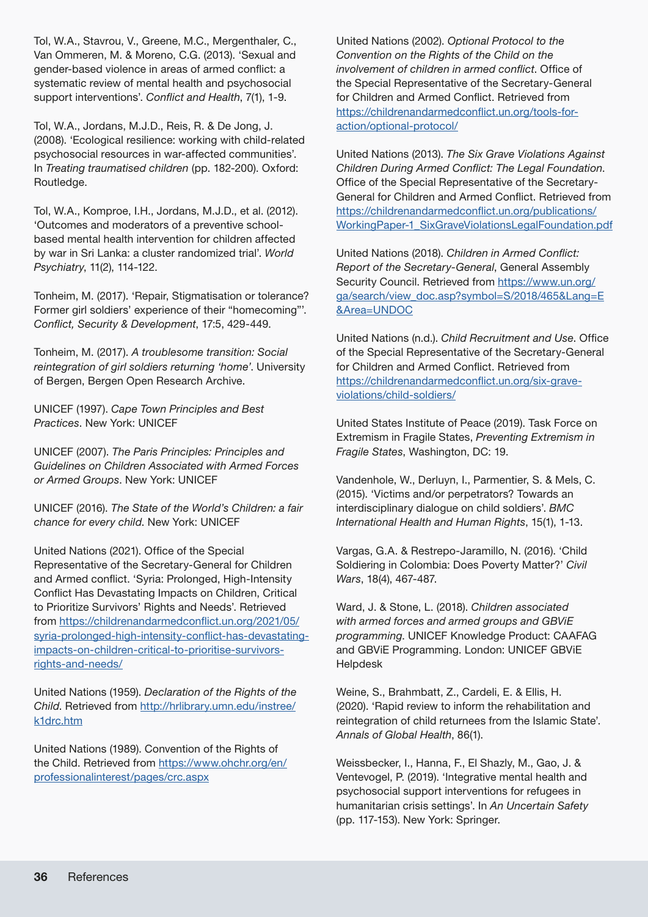Tol, W.A., Stavrou, V., Greene, M.C., Mergenthaler, C., Van Ommeren, M. & Moreno, C.G. (2013). 'Sexual and gender-based violence in areas of armed conflict: a systematic review of mental health and psychosocial support interventions'. *Conflict and Health*, 7(1), 1-9.

Tol, W.A., Jordans, M.J.D., Reis, R. & De Jong, J. (2008). 'Ecological resilience: working with child-related psychosocial resources in war-affected communities'. In *Treating traumatised children* (pp. 182-200). Oxford: Routledge.

Tol, W.A., Komproe, I.H., Jordans, M.J.D., et al. (2012). 'Outcomes and moderators of a preventive school-based mental health intervention for children affected by war in Sri Lanka: a cluster randomized trial'. *World Psychiatry*, 11(2), 114-122.

Tonheim, M. (2017). 'Repair, Stigmatisation or tolerance? Former girl soldiers' experience of their "homecoming"'. *Conflict, Security & Development*, 17:5, 429-449.

Tonheim, M. (2017). *A troublesome transition: Social reintegration of girl soldiers returning 'home'*. University of Bergen, Bergen Open Research Archive.

UNICEF (1997). *Cape Town Principles and Best Practices*. New York: UNICEF

UNICEF (2007). *The Paris Principles: Principles and Guidelines on Children Associated with Armed Forces or Armed Groups*. New York: UNICEF

UNICEF (2016). *The State of the World's Children: a fair chance for every child*. New York: UNICEF

United Nations (2021). Office of the Special Representative of the Secretary-General for Children and Armed conflict. 'Syria: Prolonged, High-Intensity Conflict Has Devastating Impacts on Children, Critical to Prioritize Survivors' Rights and Needs'. Retrieved from https://childrenandarmedconflict.un.org/2021/05/syria-prolonged-high-intensity-conflict-has-devastating-impacts-on-children-critical-to-prioritise-survivors-rights-and-needs/

United Nations (1959). *Declaration of the Rights of the Child*. Retrieved from http://hrlibrary.umn.edu/instree/k1drc.htm

United Nations (1989). Convention of the Rights of the Child. Retrieved from https://www.ohchr.org/en/professionalinterest/pages/crc.aspx

United Nations (2002). *Optional Protocol to the Convention on the Rights of the Child on the involvement of children in armed conflict*. Office of the Special Representative of the Secretary-General for Children and Armed Conflict. Retrieved from https://childrenandarmedconflict.un.org/tools-for-action/optional-protocol/

United Nations (2013). *The Six Grave Violations Against Children During Armed Conflict: The Legal Foundation*. Office of the Special Representative of the Secretary-General for Children and Armed Conflict. Retrieved from https://childrenandarmedconflict.un.org/publications/WorkingPaper-1_SixGraveViolationsLegalFoundation.pdf

United Nations (2018). *Children in Armed Conflict: Report of the Secretary-General*, General Assembly Security Council. Retrieved from https://www.un.org/ga/search/view_doc.asp?symbol=S/2018/465&Lang=E&Area=UNDOC

United Nations (n.d.). *Child Recruitment and Use*. Office of the Special Representative of the Secretary-General for Children and Armed Conflict. Retrieved from https://childrenandarmedconflict.un.org/six-grave-violations/child-soldiers/

United States Institute of Peace (2019). Task Force on Extremism in Fragile States, *Preventing Extremism in Fragile States*, Washington, DC: 19.

Vandenhole, W., Derluyn, I., Parmentier, S. & Mels, C. (2015). 'Victims and/or perpetrators? Towards an interdisciplinary dialogue on child soldiers'. *BMC International Health and Human Rights*, 15(1), 1-13.

Vargas, G.A. & Restrepo-Jaramillo, N. (2016). 'Child Soldiering in Colombia: Does Poverty Matter?' *Civil Wars*, 18(4), 467-487.

Ward, J. & Stone, L. (2018). *Children associated with armed forces and armed groups and GBViE programming*. UNICEF Knowledge Product: CAAFAG and GBViE Programming. London: UNICEF GBViE Helpdesk

Weine, S., Brahmbatt, Z., Cardeli, E. & Ellis, H. (2020). 'Rapid review to inform the rehabilitation and reintegration of child returnees from the Islamic State'. *Annals of Global Health*, 86(1).

Weissbecker, I., Hanna, F., El Shazly, M., Gao, J. & Ventevogel, P. (2019). 'Integrative mental health and psychosocial support interventions for refugees in humanitarian crisis settings'. In *An Uncertain Safety* (pp. 117-153). New York: Springer.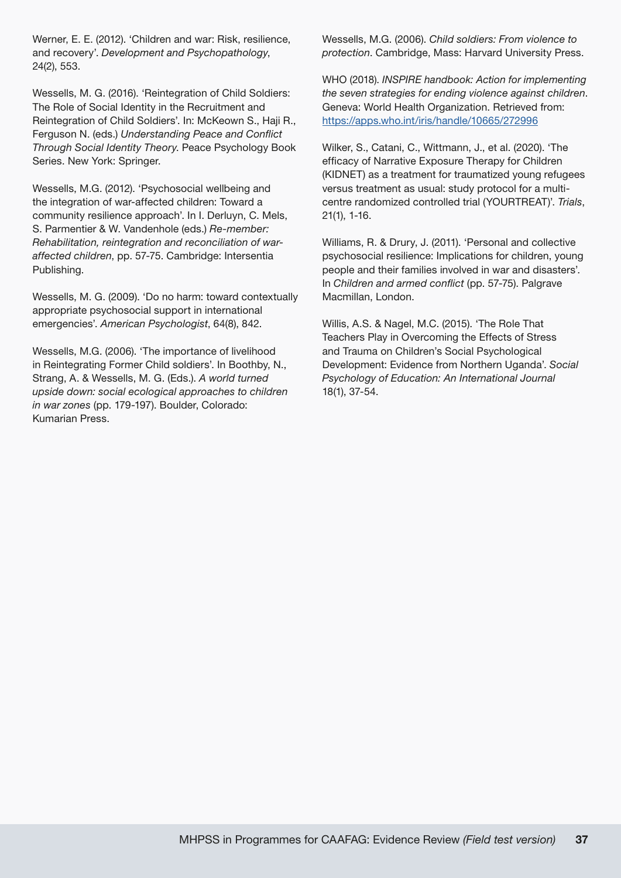Werner, E. E. (2012). 'Children and war: Risk, resilience, and recovery'. *Development and Psychopathology*, 24(2), 553.

Wessells, M. G. (2016). 'Reintegration of Child Soldiers: The Role of Social Identity in the Recruitment and Reintegration of Child Soldiers'. In: McKeown S., Haji R., Ferguson N. (eds.) *Understanding Peace and Conflict Through Social Identity Theory*. Peace Psychology Book Series. New York: Springer.

Wessells, M.G. (2012). 'Psychosocial wellbeing and the integration of war-affected children: Toward a community resilience approach'. In I. Derluyn, C. Mels, S. Parmentier & W. Vandenhole (eds.) *Re-member: Rehabilitation, reintegration and reconciliation of war-affected children*, pp. 57-75. Cambridge: Intersentia Publishing.

Wessells, M. G. (2009). 'Do no harm: toward contextually appropriate psychosocial support in international emergencies'. *American Psychologist*, 64(8), 842.

Wessells, M.G. (2006). 'The importance of livelihood in Reintegrating Former Child soldiers'. In Boothby, N., Strang, A. & Wessells, M. G. (Eds.). *A world turned upside down: social ecological approaches to children in war zones* (pp. 179-197). Boulder, Colorado: Kumarian Press.

Wessells, M.G. (2006). *Child soldiers: From violence to protection*. Cambridge, Mass: Harvard University Press.

WHO (2018). *INSPIRE handbook: Action for implementing the seven strategies for ending violence against children*. Geneva: World Health Organization. Retrieved from: https://apps.who.int/iris/handle/10665/272996

Wilker, S., Catani, C., Wittmann, J., et al. (2020). 'The efficacy of Narrative Exposure Therapy for Children (KIDNET) as a treatment for traumatized young refugees versus treatment as usual: study protocol for a multi-centre randomized controlled trial (YOURTREAT)'. *Trials*, 21(1), 1-16.

Williams, R. & Drury, J. (2011). 'Personal and collective psychosocial resilience: Implications for children, young people and their families involved in war and disasters'. In *Children and armed conflict* (pp. 57-75). Palgrave Macmillan, London.

Willis, A.S. & Nagel, M.C. (2015). 'The Role That Teachers Play in Overcoming the Effects of Stress and Trauma on Children's Social Psychological Development: Evidence from Northern Uganda'. *Social Psychology of Education: An International Journal* 18(1), 37-54.